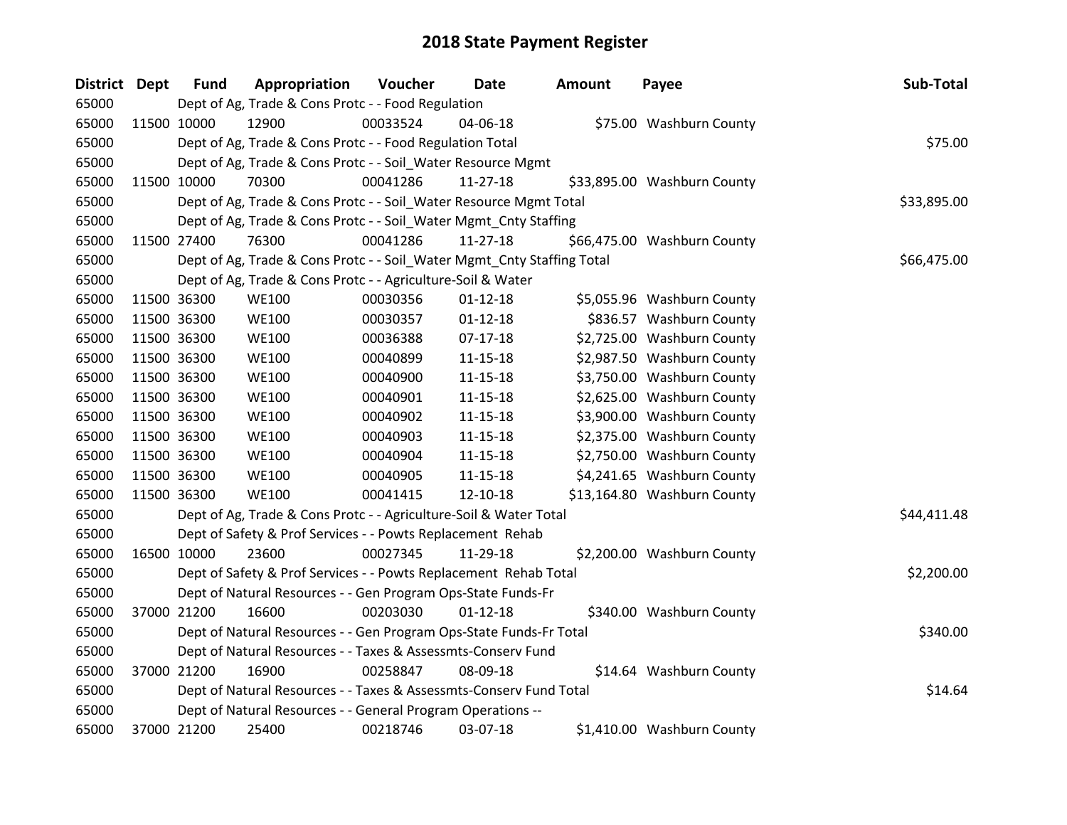# 2018 State Payment Register

| District | Dept | Fund | Appropriation | Voucher | Date | Amount | Payee | Sub-Total |
|---|---|---|---|---|---|---|---|---|
| 65000 | | Dept of Ag, Trade & Cons Protc - - Food Regulation | | | | | | |
| 65000 | 11500 | 10000 | 12900 | 00033524 | 04-06-18 | $75.00 | Washburn County | |
| 65000 | | Dept of Ag, Trade & Cons Protc - - Food Regulation Total | | | | | | $75.00 |
| 65000 | | Dept of Ag, Trade & Cons Protc - - Soil_Water Resource Mgmt | | | | | | |
| 65000 | 11500 | 10000 | 70300 | 00041286 | 11-27-18 | $33,895.00 | Washburn County | |
| 65000 | | Dept of Ag, Trade & Cons Protc - - Soil_Water Resource Mgmt Total | | | | | | $33,895.00 |
| 65000 | | Dept of Ag, Trade & Cons Protc - - Soil_Water Mgmt_Cnty Staffing | | | | | | |
| 65000 | 11500 | 27400 | 76300 | 00041286 | 11-27-18 | $66,475.00 | Washburn County | |
| 65000 | | Dept of Ag, Trade & Cons Protc - - Soil_Water Mgmt_Cnty Staffing Total | | | | | | $66,475.00 |
| 65000 | | Dept of Ag, Trade & Cons Protc - - Agriculture-Soil & Water | | | | | | |
| 65000 | 11500 | 36300 | WE100 | 00030356 | 01-12-18 | $5,055.96 | Washburn County | |
| 65000 | 11500 | 36300 | WE100 | 00030357 | 01-12-18 | $836.57 | Washburn County | |
| 65000 | 11500 | 36300 | WE100 | 00036388 | 07-17-18 | $2,725.00 | Washburn County | |
| 65000 | 11500 | 36300 | WE100 | 00040899 | 11-15-18 | $2,987.50 | Washburn County | |
| 65000 | 11500 | 36300 | WE100 | 00040900 | 11-15-18 | $3,750.00 | Washburn County | |
| 65000 | 11500 | 36300 | WE100 | 00040901 | 11-15-18 | $2,625.00 | Washburn County | |
| 65000 | 11500 | 36300 | WE100 | 00040902 | 11-15-18 | $3,900.00 | Washburn County | |
| 65000 | 11500 | 36300 | WE100 | 00040903 | 11-15-18 | $2,375.00 | Washburn County | |
| 65000 | 11500 | 36300 | WE100 | 00040904 | 11-15-18 | $2,750.00 | Washburn County | |
| 65000 | 11500 | 36300 | WE100 | 00040905 | 11-15-18 | $4,241.65 | Washburn County | |
| 65000 | 11500 | 36300 | WE100 | 00041415 | 12-10-18 | $13,164.80 | Washburn County | |
| 65000 | | Dept of Ag, Trade & Cons Protc - - Agriculture-Soil & Water Total | | | | | | $44,411.48 |
| 65000 | | Dept of Safety & Prof Services - - Powts Replacement Rehab | | | | | | |
| 65000 | 16500 | 10000 | 23600 | 00027345 | 11-29-18 | $2,200.00 | Washburn County | |
| 65000 | | Dept of Safety & Prof Services - - Powts Replacement Rehab Total | | | | | | $2,200.00 |
| 65000 | | Dept of Natural Resources - - Gen Program Ops-State Funds-Fr | | | | | | |
| 65000 | 37000 | 21200 | 16600 | 00203030 | 01-12-18 | $340.00 | Washburn County | |
| 65000 | | Dept of Natural Resources - - Gen Program Ops-State Funds-Fr Total | | | | | | $340.00 |
| 65000 | | Dept of Natural Resources - - Taxes & Assessmts-Conserv Fund | | | | | | |
| 65000 | 37000 | 21200 | 16900 | 00258847 | 08-09-18 | $14.64 | Washburn County | |
| 65000 | | Dept of Natural Resources - - Taxes & Assessmts-Conserv Fund Total | | | | | | $14.64 |
| 65000 | | Dept of Natural Resources - - General Program Operations -- | | | | | | |
| 65000 | 37000 | 21200 | 25400 | 00218746 | 03-07-18 | $1,410.00 | Washburn County | |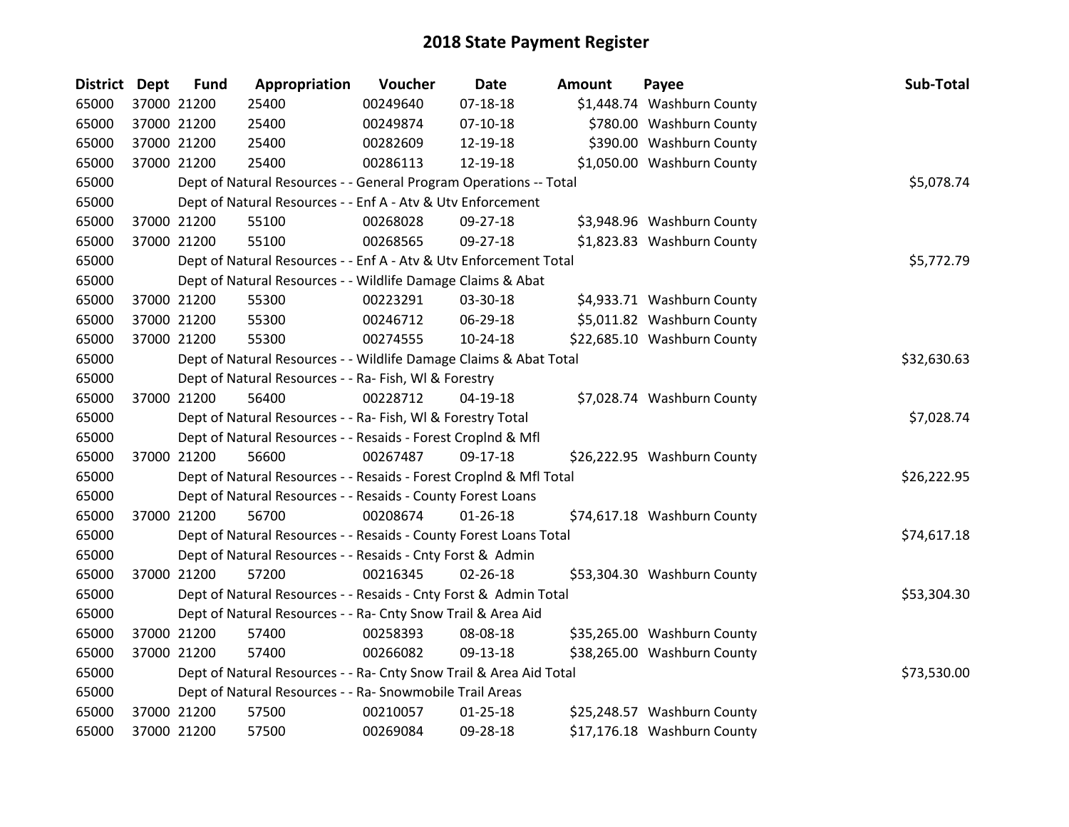# 2018 State Payment Register

| District | Dept | Fund | Appropriation | Voucher | Date | Amount | Payee | Sub-Total |
|---|---|---|---|---|---|---|---|---|
| 65000 | 37000 | 21200 | 25400 | 00249640 | 07-18-18 | $1,448.74 | Washburn County | |
| 65000 | 37000 | 21200 | 25400 | 00249874 | 07-10-18 | $780.00 | Washburn County | |
| 65000 | 37000 | 21200 | 25400 | 00282609 | 12-19-18 | $390.00 | Washburn County | |
| 65000 | 37000 | 21200 | 25400 | 00286113 | 12-19-18 | $1,050.00 | Washburn County | |
| 65000 | | | Dept of Natural Resources - - General Program Operations -- Total | | | | | $5,078.74 |
| 65000 | | | Dept of Natural Resources - - Enf A - Atv & Utv Enforcement | | | | | |
| 65000 | 37000 | 21200 | 55100 | 00268028 | 09-27-18 | $3,948.96 | Washburn County | |
| 65000 | 37000 | 21200 | 55100 | 00268565 | 09-27-18 | $1,823.83 | Washburn County | |
| 65000 | | | Dept of Natural Resources - - Enf A - Atv & Utv Enforcement Total | | | | | $5,772.79 |
| 65000 | | | Dept of Natural Resources - - Wildlife Damage Claims & Abat | | | | | |
| 65000 | 37000 | 21200 | 55300 | 00223291 | 03-30-18 | $4,933.71 | Washburn County | |
| 65000 | 37000 | 21200 | 55300 | 00246712 | 06-29-18 | $5,011.82 | Washburn County | |
| 65000 | 37000 | 21200 | 55300 | 00274555 | 10-24-18 | $22,685.10 | Washburn County | |
| 65000 | | | Dept of Natural Resources - - Wildlife Damage Claims & Abat Total | | | | | $32,630.63 |
| 65000 | | | Dept of Natural Resources - - Ra- Fish, Wl & Forestry | | | | | |
| 65000 | 37000 | 21200 | 56400 | 00228712 | 04-19-18 | $7,028.74 | Washburn County | |
| 65000 | | | Dept of Natural Resources - - Ra- Fish, Wl & Forestry Total | | | | | $7,028.74 |
| 65000 | | | Dept of Natural Resources - - Resaids - Forest Croplnd & Mfl | | | | | |
| 65000 | 37000 | 21200 | 56600 | 00267487 | 09-17-18 | $26,222.95 | Washburn County | |
| 65000 | | | Dept of Natural Resources - - Resaids - Forest Croplnd & Mfl Total | | | | | $26,222.95 |
| 65000 | | | Dept of Natural Resources - - Resaids - County Forest Loans | | | | | |
| 65000 | 37000 | 21200 | 56700 | 00208674 | 01-26-18 | $74,617.18 | Washburn County | |
| 65000 | | | Dept of Natural Resources - - Resaids - County Forest Loans Total | | | | | $74,617.18 |
| 65000 | | | Dept of Natural Resources - - Resaids - Cnty Forst & Admin | | | | | |
| 65000 | 37000 | 21200 | 57200 | 00216345 | 02-26-18 | $53,304.30 | Washburn County | |
| 65000 | | | Dept of Natural Resources - - Resaids - Cnty Forst & Admin Total | | | | | $53,304.30 |
| 65000 | | | Dept of Natural Resources - - Ra- Cnty Snow Trail & Area Aid | | | | | |
| 65000 | 37000 | 21200 | 57400 | 00258393 | 08-08-18 | $35,265.00 | Washburn County | |
| 65000 | 37000 | 21200 | 57400 | 00266082 | 09-13-18 | $38,265.00 | Washburn County | |
| 65000 | | | Dept of Natural Resources - - Ra- Cnty Snow Trail & Area Aid Total | | | | | $73,530.00 |
| 65000 | | | Dept of Natural Resources - - Ra- Snowmobile Trail Areas | | | | | |
| 65000 | 37000 | 21200 | 57500 | 00210057 | 01-25-18 | $25,248.57 | Washburn County | |
| 65000 | 37000 | 21200 | 57500 | 00269084 | 09-28-18 | $17,176.18 | Washburn County | |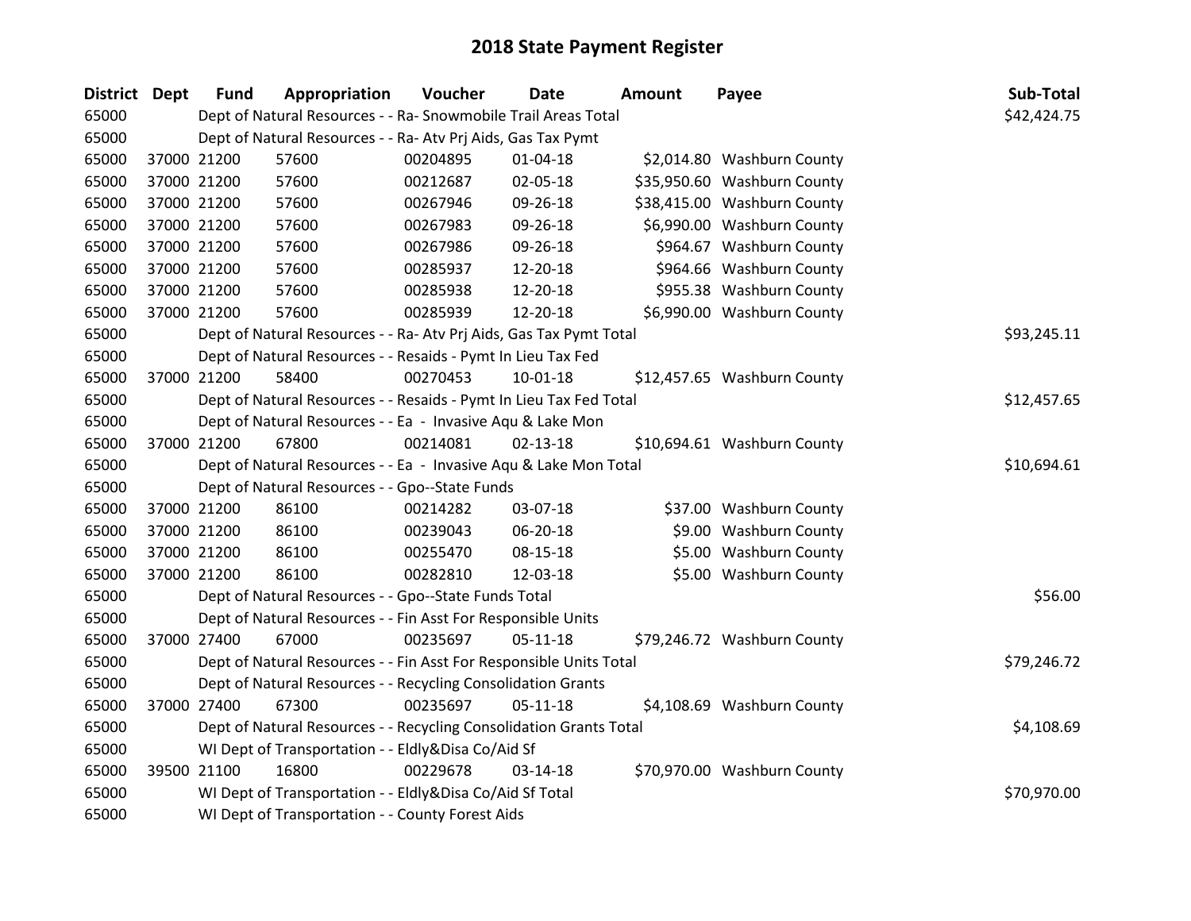# 2018 State Payment Register

| District | Dept | Fund | Appropriation | Voucher | Date | Amount | Payee | Sub-Total |
|---|---|---|---|---|---|---|---|---|
| 65000 | | Dept of Natural Resources - - Ra- Snowmobile Trail Areas Total | | | | | | $42,424.75 |
| 65000 | | Dept of Natural Resources - - Ra- Atv Prj Aids, Gas Tax Pymt | | | | | | |
| 65000 | 37000 | 21200 | 57600 | 00204895 | 01-04-18 | $2,014.80 | Washburn County | |
| 65000 | 37000 | 21200 | 57600 | 00212687 | 02-05-18 | $35,950.60 | Washburn County | |
| 65000 | 37000 | 21200 | 57600 | 00267946 | 09-26-18 | $38,415.00 | Washburn County | |
| 65000 | 37000 | 21200 | 57600 | 00267983 | 09-26-18 | $6,990.00 | Washburn County | |
| 65000 | 37000 | 21200 | 57600 | 00267986 | 09-26-18 | $964.67 | Washburn County | |
| 65000 | 37000 | 21200 | 57600 | 00285937 | 12-20-18 | $964.66 | Washburn County | |
| 65000 | 37000 | 21200 | 57600 | 00285938 | 12-20-18 | $955.38 | Washburn County | |
| 65000 | 37000 | 21200 | 57600 | 00285939 | 12-20-18 | $6,990.00 | Washburn County | |
| 65000 | | Dept of Natural Resources - - Ra- Atv Prj Aids, Gas Tax Pymt Total | | | | | | $93,245.11 |
| 65000 | | Dept of Natural Resources - - Resaids - Pymt In Lieu Tax Fed | | | | | | |
| 65000 | 37000 | 21200 | 58400 | 00270453 | 10-01-18 | $12,457.65 | Washburn County | |
| 65000 | | Dept of Natural Resources - - Resaids - Pymt In Lieu Tax Fed Total | | | | | | $12,457.65 |
| 65000 | | Dept of Natural Resources - - Ea - Invasive Aqu & Lake Mon | | | | | | |
| 65000 | 37000 | 21200 | 67800 | 00214081 | 02-13-18 | $10,694.61 | Washburn County | |
| 65000 | | Dept of Natural Resources - - Ea - Invasive Aqu & Lake Mon Total | | | | | | $10,694.61 |
| 65000 | | Dept of Natural Resources - - Gpo--State Funds | | | | | | |
| 65000 | 37000 | 21200 | 86100 | 00214282 | 03-07-18 | $37.00 | Washburn County | |
| 65000 | 37000 | 21200 | 86100 | 00239043 | 06-20-18 | $9.00 | Washburn County | |
| 65000 | 37000 | 21200 | 86100 | 00255470 | 08-15-18 | $5.00 | Washburn County | |
| 65000 | 37000 | 21200 | 86100 | 00282810 | 12-03-18 | $5.00 | Washburn County | |
| 65000 | | Dept of Natural Resources - - Gpo--State Funds Total | | | | | | $56.00 |
| 65000 | | Dept of Natural Resources - - Fin Asst For Responsible Units | | | | | | |
| 65000 | 37000 | 27400 | 67000 | 00235697 | 05-11-18 | $79,246.72 | Washburn County | |
| 65000 | | Dept of Natural Resources - - Fin Asst For Responsible Units Total | | | | | | $79,246.72 |
| 65000 | | Dept of Natural Resources - - Recycling Consolidation Grants | | | | | | |
| 65000 | 37000 | 27400 | 67300 | 00235697 | 05-11-18 | $4,108.69 | Washburn County | |
| 65000 | | Dept of Natural Resources - - Recycling Consolidation Grants Total | | | | | | $4,108.69 |
| 65000 | | WI Dept of Transportation - - Eldly&Disa Co/Aid Sf | | | | | | |
| 65000 | 39500 | 21100 | 16800 | 00229678 | 03-14-18 | $70,970.00 | Washburn County | |
| 65000 | | WI Dept of Transportation - - Eldly&Disa Co/Aid Sf Total | | | | | | $70,970.00 |
| 65000 | | WI Dept of Transportation - - County Forest Aids | | | | | | |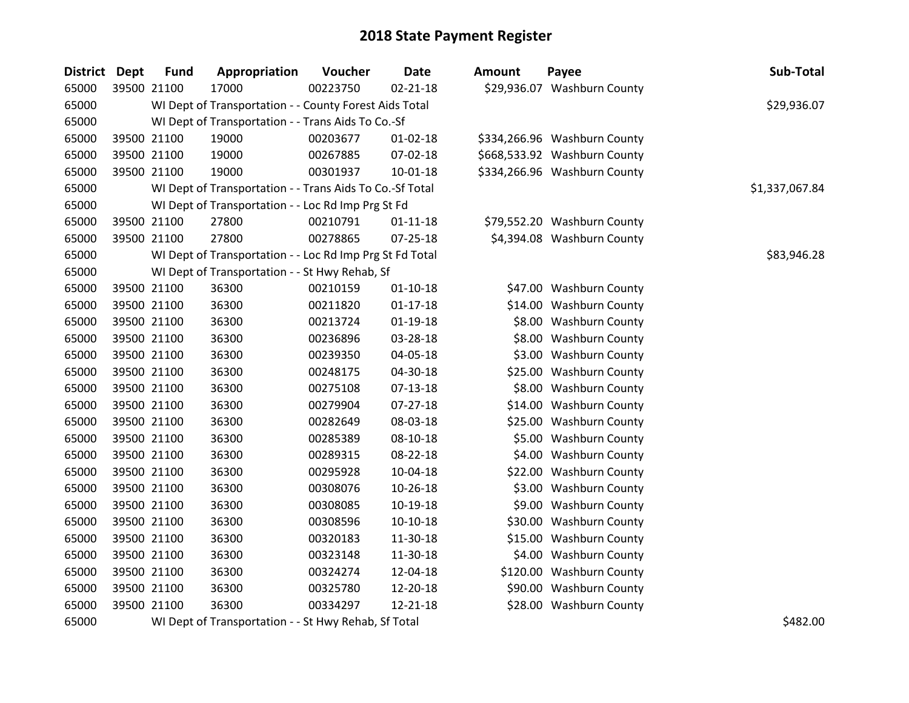# 2018 State Payment Register

| District | Dept | Fund | Appropriation | Voucher | Date | Amount | Payee | Sub-Total |
|---|---|---|---|---|---|---|---|---|
| 65000 | 39500 | 21100 | 17000 | 00223750 | 02-21-18 | $29,936.07 | Washburn County | |
| 65000 | | WI Dept of Transportation - - County Forest Aids Total | | | | | | $29,936.07 |
| 65000 | | WI Dept of Transportation - - Trans Aids To Co.-Sf | | | | | | |
| 65000 | 39500 | 21100 | 19000 | 00203677 | 01-02-18 | $334,266.96 | Washburn County | |
| 65000 | 39500 | 21100 | 19000 | 00267885 | 07-02-18 | $668,533.92 | Washburn County | |
| 65000 | 39500 | 21100 | 19000 | 00301937 | 10-01-18 | $334,266.96 | Washburn County | |
| 65000 | | WI Dept of Transportation - - Trans Aids To Co.-Sf Total | | | | | | $1,337,067.84 |
| 65000 | | WI Dept of Transportation - - Loc Rd Imp Prg St Fd | | | | | | |
| 65000 | 39500 | 21100 | 27800 | 00210791 | 01-11-18 | $79,552.20 | Washburn County | |
| 65000 | 39500 | 21100 | 27800 | 00278865 | 07-25-18 | $4,394.08 | Washburn County | |
| 65000 | | WI Dept of Transportation - - Loc Rd Imp Prg St Fd Total | | | | | | $83,946.28 |
| 65000 | | WI Dept of Transportation - - St Hwy Rehab, Sf | | | | | | |
| 65000 | 39500 | 21100 | 36300 | 00210159 | 01-10-18 | $47.00 | Washburn County | |
| 65000 | 39500 | 21100 | 36300 | 00211820 | 01-17-18 | $14.00 | Washburn County | |
| 65000 | 39500 | 21100 | 36300 | 00213724 | 01-19-18 | $8.00 | Washburn County | |
| 65000 | 39500 | 21100 | 36300 | 00236896 | 03-28-18 | $8.00 | Washburn County | |
| 65000 | 39500 | 21100 | 36300 | 00239350 | 04-05-18 | $3.00 | Washburn County | |
| 65000 | 39500 | 21100 | 36300 | 00248175 | 04-30-18 | $25.00 | Washburn County | |
| 65000 | 39500 | 21100 | 36300 | 00275108 | 07-13-18 | $8.00 | Washburn County | |
| 65000 | 39500 | 21100 | 36300 | 00279904 | 07-27-18 | $14.00 | Washburn County | |
| 65000 | 39500 | 21100 | 36300 | 00282649 | 08-03-18 | $25.00 | Washburn County | |
| 65000 | 39500 | 21100 | 36300 | 00285389 | 08-10-18 | $5.00 | Washburn County | |
| 65000 | 39500 | 21100 | 36300 | 00289315 | 08-22-18 | $4.00 | Washburn County | |
| 65000 | 39500 | 21100 | 36300 | 00295928 | 10-04-18 | $22.00 | Washburn County | |
| 65000 | 39500 | 21100 | 36300 | 00308076 | 10-26-18 | $3.00 | Washburn County | |
| 65000 | 39500 | 21100 | 36300 | 00308085 | 10-19-18 | $9.00 | Washburn County | |
| 65000 | 39500 | 21100 | 36300 | 00308596 | 10-10-18 | $30.00 | Washburn County | |
| 65000 | 39500 | 21100 | 36300 | 00320183 | 11-30-18 | $15.00 | Washburn County | |
| 65000 | 39500 | 21100 | 36300 | 00323148 | 11-30-18 | $4.00 | Washburn County | |
| 65000 | 39500 | 21100 | 36300 | 00324274 | 12-04-18 | $120.00 | Washburn County | |
| 65000 | 39500 | 21100 | 36300 | 00325780 | 12-20-18 | $90.00 | Washburn County | |
| 65000 | 39500 | 21100 | 36300 | 00334297 | 12-21-18 | $28.00 | Washburn County | |
| 65000 | | WI Dept of Transportation - - St Hwy Rehab, Sf Total | | | | | | $482.00 |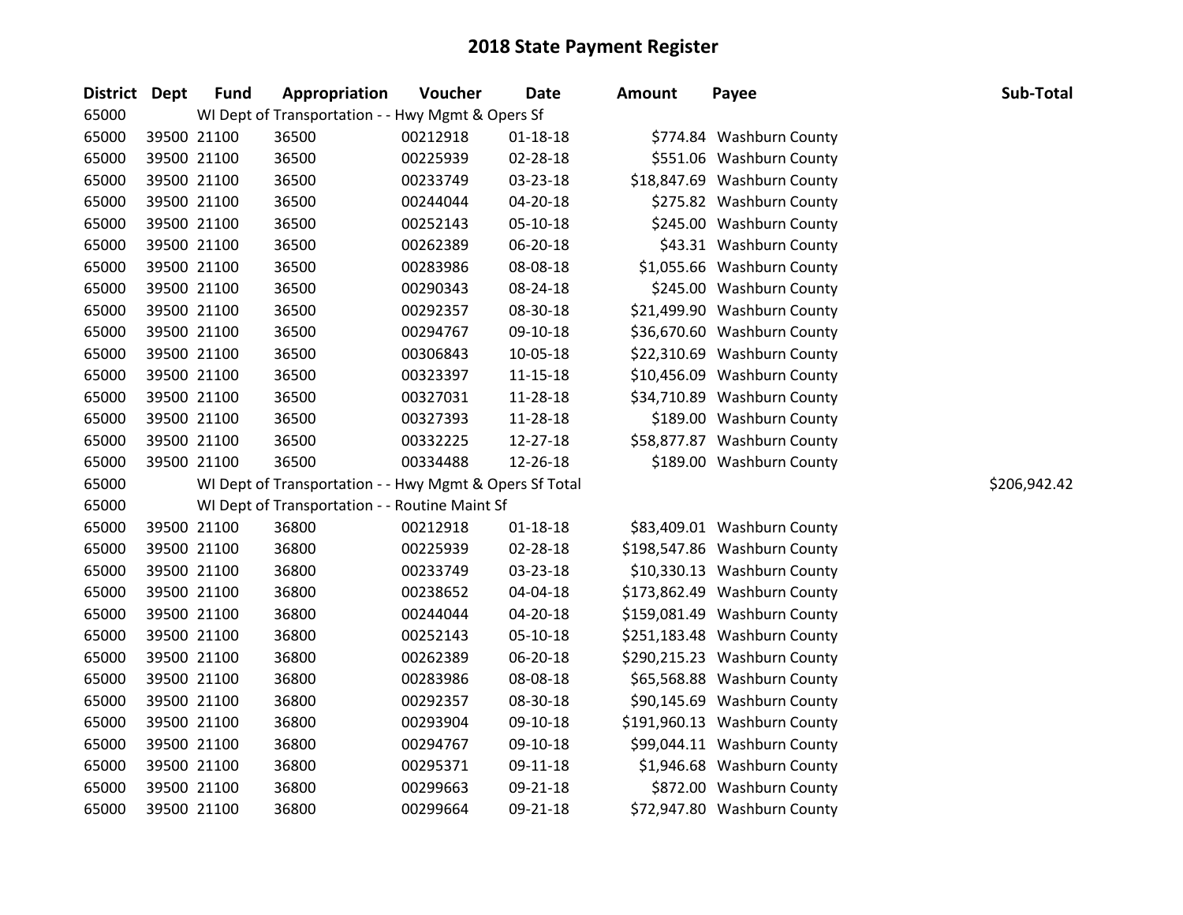# 2018 State Payment Register

| District | Dept | Fund | Appropriation | Voucher | Date | Amount | Payee | Sub-Total |
|---|---|---|---|---|---|---|---|---|
| 65000 | | WI Dept of Transportation - - Hwy Mgmt & Opers Sf | | | | | | |
| 65000 | 39500 | 21100 | 36500 | 00212918 | 01-18-18 | $774.84 | Washburn County | |
| 65000 | 39500 | 21100 | 36500 | 00225939 | 02-28-18 | $551.06 | Washburn County | |
| 65000 | 39500 | 21100 | 36500 | 00233749 | 03-23-18 | $18,847.69 | Washburn County | |
| 65000 | 39500 | 21100 | 36500 | 00244044 | 04-20-18 | $275.82 | Washburn County | |
| 65000 | 39500 | 21100 | 36500 | 00252143 | 05-10-18 | $245.00 | Washburn County | |
| 65000 | 39500 | 21100 | 36500 | 00262389 | 06-20-18 | $43.31 | Washburn County | |
| 65000 | 39500 | 21100 | 36500 | 00283986 | 08-08-18 | $1,055.66 | Washburn County | |
| 65000 | 39500 | 21100 | 36500 | 00290343 | 08-24-18 | $245.00 | Washburn County | |
| 65000 | 39500 | 21100 | 36500 | 00292357 | 08-30-18 | $21,499.90 | Washburn County | |
| 65000 | 39500 | 21100 | 36500 | 00294767 | 09-10-18 | $36,670.60 | Washburn County | |
| 65000 | 39500 | 21100 | 36500 | 00306843 | 10-05-18 | $22,310.69 | Washburn County | |
| 65000 | 39500 | 21100 | 36500 | 00323397 | 11-15-18 | $10,456.09 | Washburn County | |
| 65000 | 39500 | 21100 | 36500 | 00327031 | 11-28-18 | $34,710.89 | Washburn County | |
| 65000 | 39500 | 21100 | 36500 | 00327393 | 11-28-18 | $189.00 | Washburn County | |
| 65000 | 39500 | 21100 | 36500 | 00332225 | 12-27-18 | $58,877.87 | Washburn County | |
| 65000 | 39500 | 21100 | 36500 | 00334488 | 12-26-18 | $189.00 | Washburn County | |
| 65000 | | WI Dept of Transportation - - Hwy Mgmt & Opers Sf Total | | | | | | $206,942.42 |
| 65000 | | WI Dept of Transportation - - Routine Maint Sf | | | | | | |
| 65000 | 39500 | 21100 | 36800 | 00212918 | 01-18-18 | $83,409.01 | Washburn County | |
| 65000 | 39500 | 21100 | 36800 | 00225939 | 02-28-18 | $198,547.86 | Washburn County | |
| 65000 | 39500 | 21100 | 36800 | 00233749 | 03-23-18 | $10,330.13 | Washburn County | |
| 65000 | 39500 | 21100 | 36800 | 00238652 | 04-04-18 | $173,862.49 | Washburn County | |
| 65000 | 39500 | 21100 | 36800 | 00244044 | 04-20-18 | $159,081.49 | Washburn County | |
| 65000 | 39500 | 21100 | 36800 | 00252143 | 05-10-18 | $251,183.48 | Washburn County | |
| 65000 | 39500 | 21100 | 36800 | 00262389 | 06-20-18 | $290,215.23 | Washburn County | |
| 65000 | 39500 | 21100 | 36800 | 00283986 | 08-08-18 | $65,568.88 | Washburn County | |
| 65000 | 39500 | 21100 | 36800 | 00292357 | 08-30-18 | $90,145.69 | Washburn County | |
| 65000 | 39500 | 21100 | 36800 | 00293904 | 09-10-18 | $191,960.13 | Washburn County | |
| 65000 | 39500 | 21100 | 36800 | 00294767 | 09-10-18 | $99,044.11 | Washburn County | |
| 65000 | 39500 | 21100 | 36800 | 00295371 | 09-11-18 | $1,946.68 | Washburn County | |
| 65000 | 39500 | 21100 | 36800 | 00299663 | 09-21-18 | $872.00 | Washburn County | |
| 65000 | 39500 | 21100 | 36800 | 00299664 | 09-21-18 | $72,947.80 | Washburn County | |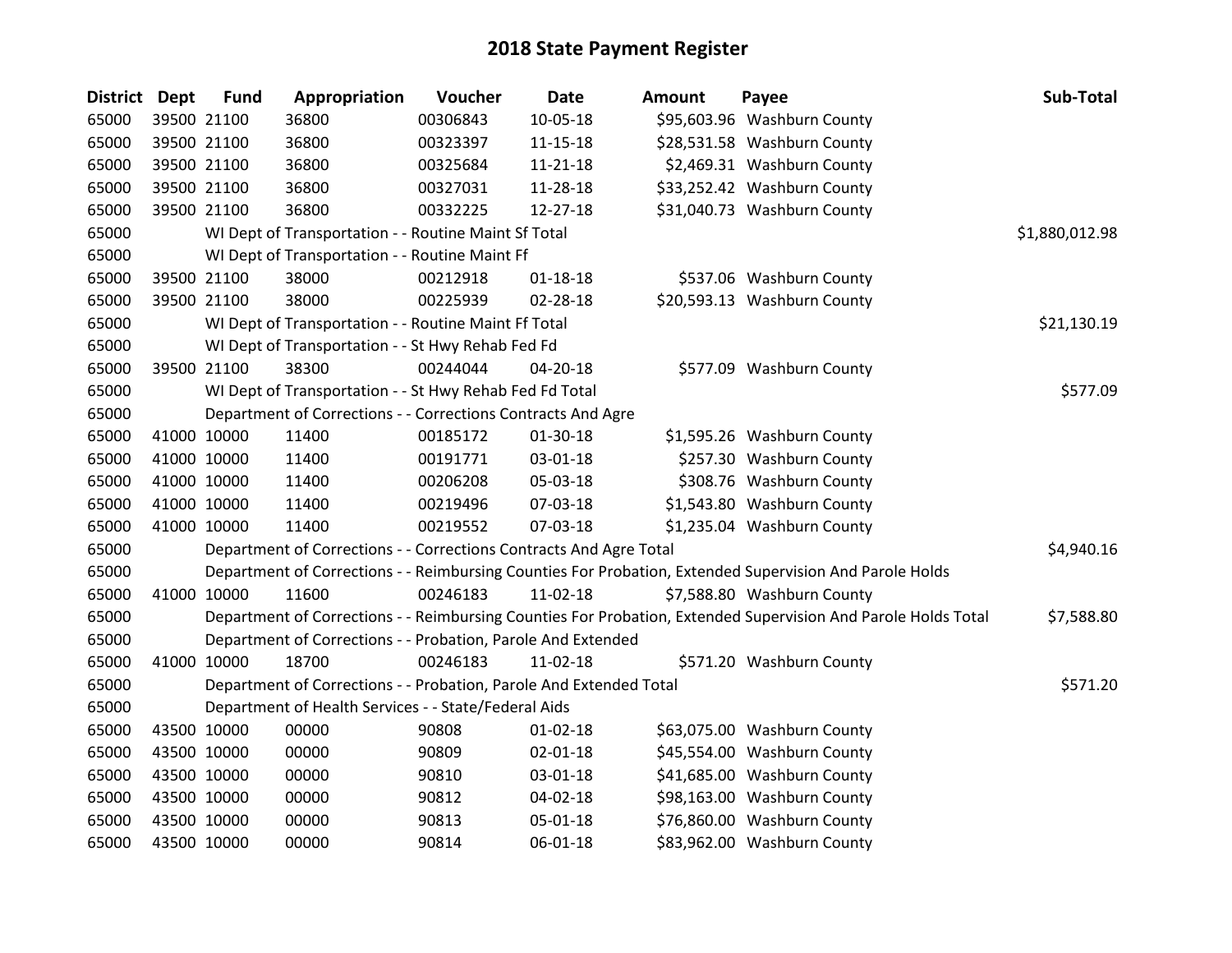# 2018 State Payment Register

| District | Dept | Fund | Appropriation | Voucher | Date | Amount | Payee | Sub-Total |
|---|---|---|---|---|---|---|---|---|
| 65000 | 39500 | 21100 | 36800 | 00306843 | 10-05-18 | $95,603.96 | Washburn County | |
| 65000 | 39500 | 21100 | 36800 | 00323397 | 11-15-18 | $28,531.58 | Washburn County | |
| 65000 | 39500 | 21100 | 36800 | 00325684 | 11-21-18 | $2,469.31 | Washburn County | |
| 65000 | 39500 | 21100 | 36800 | 00327031 | 11-28-18 | $33,252.42 | Washburn County | |
| 65000 | 39500 | 21100 | 36800 | 00332225 | 12-27-18 | $31,040.73 | Washburn County | |
| 65000 | | | WI Dept of Transportation - - Routine Maint Sf Total | | | | | $1,880,012.98 |
| 65000 | | | WI Dept of Transportation - - Routine Maint Ff | | | | | |
| 65000 | 39500 | 21100 | 38000 | 00212918 | 01-18-18 | $537.06 | Washburn County | |
| 65000 | 39500 | 21100 | 38000 | 00225939 | 02-28-18 | $20,593.13 | Washburn County | |
| 65000 | | | WI Dept of Transportation - - Routine Maint Ff Total | | | | | $21,130.19 |
| 65000 | | | WI Dept of Transportation - - St Hwy Rehab Fed Fd | | | | | |
| 65000 | 39500 | 21100 | 38300 | 00244044 | 04-20-18 | $577.09 | Washburn County | |
| 65000 | | | WI Dept of Transportation - - St Hwy Rehab Fed Fd Total | | | | | $577.09 |
| 65000 | | | Department of Corrections - - Corrections Contracts And Agre | | | | | |
| 65000 | 41000 | 10000 | 11400 | 00185172 | 01-30-18 | $1,595.26 | Washburn County | |
| 65000 | 41000 | 10000 | 11400 | 00191771 | 03-01-18 | $257.30 | Washburn County | |
| 65000 | 41000 | 10000 | 11400 | 00206208 | 05-03-18 | $308.76 | Washburn County | |
| 65000 | 41000 | 10000 | 11400 | 00219496 | 07-03-18 | $1,543.80 | Washburn County | |
| 65000 | 41000 | 10000 | 11400 | 00219552 | 07-03-18 | $1,235.04 | Washburn County | |
| 65000 | | | Department of Corrections - - Corrections Contracts And Agre Total | | | | | $4,940.16 |
| 65000 | | | Department of Corrections - - Reimbursing Counties For Probation, Extended Supervision And Parole Holds | | | | | |
| 65000 | 41000 | 10000 | 11600 | 00246183 | 11-02-18 | $7,588.80 | Washburn County | |
| 65000 | | | Department of Corrections - - Reimbursing Counties For Probation, Extended Supervision And Parole Holds Total | | | | | $7,588.80 |
| 65000 | | | Department of Corrections - - Probation, Parole And Extended | | | | | |
| 65000 | 41000 | 10000 | 18700 | 00246183 | 11-02-18 | $571.20 | Washburn County | |
| 65000 | | | Department of Corrections - - Probation, Parole And Extended Total | | | | | $571.20 |
| 65000 | | | Department of Health Services - - State/Federal Aids | | | | | |
| 65000 | 43500 | 10000 | 00000 | 90808 | 01-02-18 | $63,075.00 | Washburn County | |
| 65000 | 43500 | 10000 | 00000 | 90809 | 02-01-18 | $45,554.00 | Washburn County | |
| 65000 | 43500 | 10000 | 00000 | 90810 | 03-01-18 | $41,685.00 | Washburn County | |
| 65000 | 43500 | 10000 | 00000 | 90812 | 04-02-18 | $98,163.00 | Washburn County | |
| 65000 | 43500 | 10000 | 00000 | 90813 | 05-01-18 | $76,860.00 | Washburn County | |
| 65000 | 43500 | 10000 | 00000 | 90814 | 06-01-18 | $83,962.00 | Washburn County | |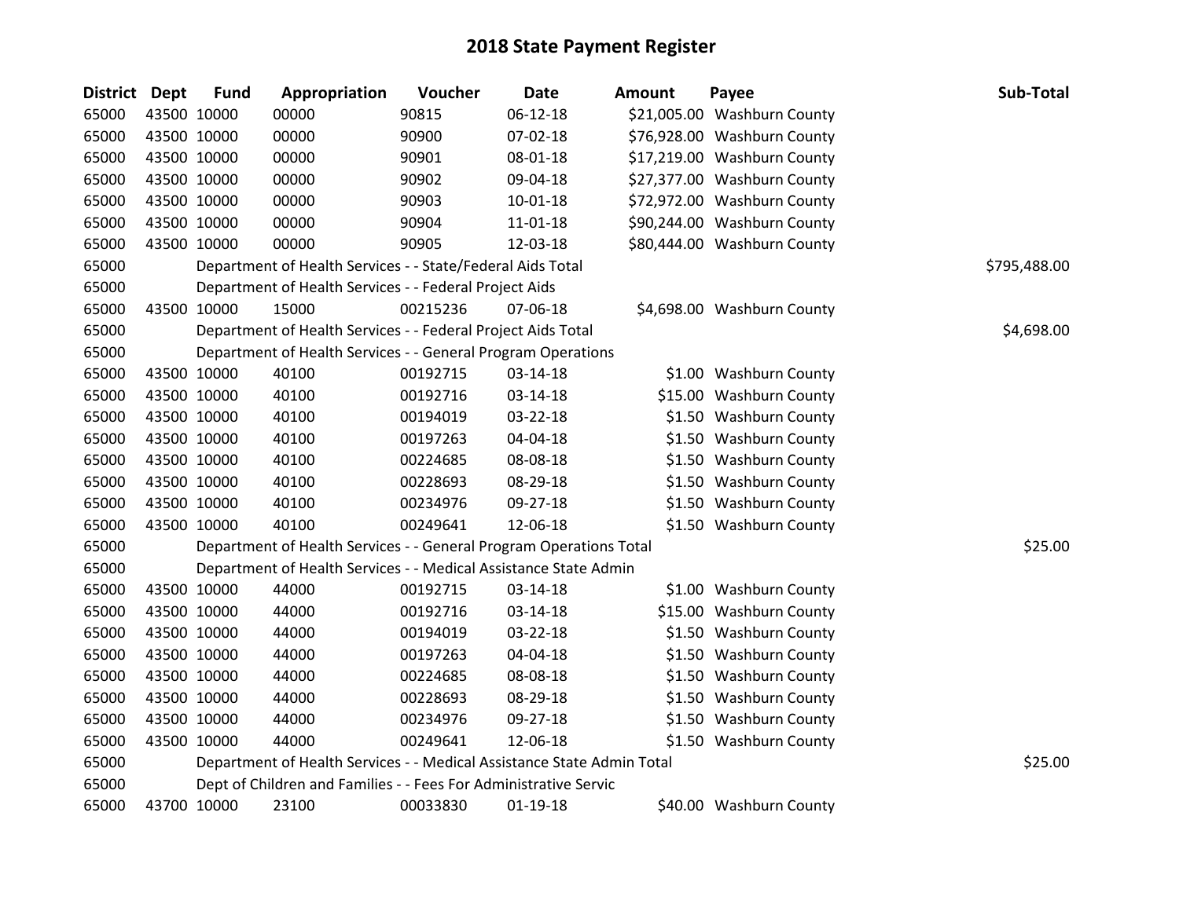# 2018 State Payment Register

| District | Dept | Fund | Appropriation | Voucher | Date | Amount | Payee | Sub-Total |
|---|---|---|---|---|---|---|---|---|
| 65000 | 43500 | 10000 | 00000 | 90815 | 06-12-18 | $21,005.00 | Washburn County | |
| 65000 | 43500 | 10000 | 00000 | 90900 | 07-02-18 | $76,928.00 | Washburn County | |
| 65000 | 43500 | 10000 | 00000 | 90901 | 08-01-18 | $17,219.00 | Washburn County | |
| 65000 | 43500 | 10000 | 00000 | 90902 | 09-04-18 | $27,377.00 | Washburn County | |
| 65000 | 43500 | 10000 | 00000 | 90903 | 10-01-18 | $72,972.00 | Washburn County | |
| 65000 | 43500 | 10000 | 00000 | 90904 | 11-01-18 | $90,244.00 | Washburn County | |
| 65000 | 43500 | 10000 | 00000 | 90905 | 12-03-18 | $80,444.00 | Washburn County | |
| 65000 | | | Department of Health Services - - State/Federal Aids Total | | | | | $795,488.00 |
| 65000 | | | Department of Health Services - - Federal Project Aids | | | | | |
| 65000 | 43500 | 10000 | 15000 | 00215236 | 07-06-18 | $4,698.00 | Washburn County | |
| 65000 | | | Department of Health Services - - Federal Project Aids Total | | | | | $4,698.00 |
| 65000 | | | Department of Health Services - - General Program Operations | | | | | |
| 65000 | 43500 | 10000 | 40100 | 00192715 | 03-14-18 | $1.00 | Washburn County | |
| 65000 | 43500 | 10000 | 40100 | 00192716 | 03-14-18 | $15.00 | Washburn County | |
| 65000 | 43500 | 10000 | 40100 | 00194019 | 03-22-18 | $1.50 | Washburn County | |
| 65000 | 43500 | 10000 | 40100 | 00197263 | 04-04-18 | $1.50 | Washburn County | |
| 65000 | 43500 | 10000 | 40100 | 00224685 | 08-08-18 | $1.50 | Washburn County | |
| 65000 | 43500 | 10000 | 40100 | 00228693 | 08-29-18 | $1.50 | Washburn County | |
| 65000 | 43500 | 10000 | 40100 | 00234976 | 09-27-18 | $1.50 | Washburn County | |
| 65000 | 43500 | 10000 | 40100 | 00249641 | 12-06-18 | $1.50 | Washburn County | |
| 65000 | | | Department of Health Services - - General Program Operations Total | | | | | $25.00 |
| 65000 | | | Department of Health Services - - Medical Assistance State Admin | | | | | |
| 65000 | 43500 | 10000 | 44000 | 00192715 | 03-14-18 | $1.00 | Washburn County | |
| 65000 | 43500 | 10000 | 44000 | 00192716 | 03-14-18 | $15.00 | Washburn County | |
| 65000 | 43500 | 10000 | 44000 | 00194019 | 03-22-18 | $1.50 | Washburn County | |
| 65000 | 43500 | 10000 | 44000 | 00197263 | 04-04-18 | $1.50 | Washburn County | |
| 65000 | 43500 | 10000 | 44000 | 00224685 | 08-08-18 | $1.50 | Washburn County | |
| 65000 | 43500 | 10000 | 44000 | 00228693 | 08-29-18 | $1.50 | Washburn County | |
| 65000 | 43500 | 10000 | 44000 | 00234976 | 09-27-18 | $1.50 | Washburn County | |
| 65000 | 43500 | 10000 | 44000 | 00249641 | 12-06-18 | $1.50 | Washburn County | |
| 65000 | | | Department of Health Services - - Medical Assistance State Admin Total | | | | | $25.00 |
| 65000 | | | Dept of Children and Families - - Fees For Administrative Servic | | | | | |
| 65000 | 43700 | 10000 | 23100 | 00033830 | 01-19-18 | $40.00 | Washburn County | |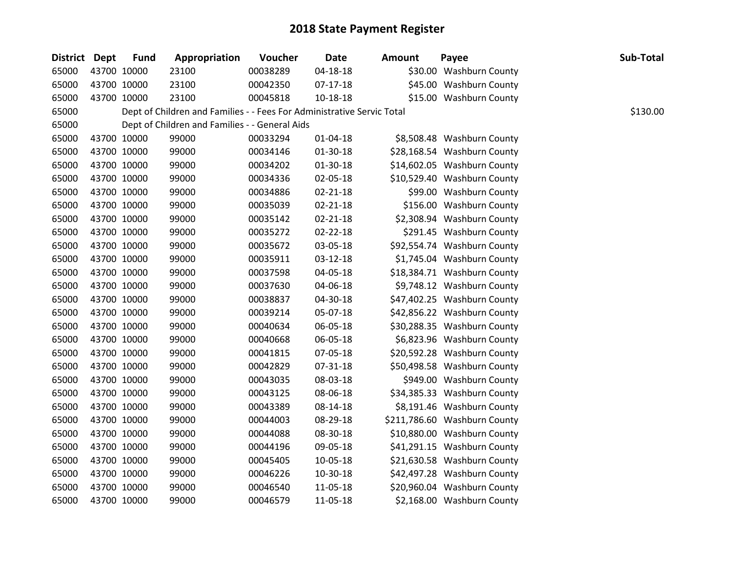# 2018 State Payment Register

| District | Dept | Fund | Appropriation | Voucher | Date | Amount | Payee | Sub-Total |
|---|---|---|---|---|---|---|---|---|
| 65000 | 43700 | 10000 | 23100 | 00038289 | 04-18-18 | $30.00 | Washburn County | |
| 65000 | 43700 | 10000 | 23100 | 00042350 | 07-17-18 | $45.00 | Washburn County | |
| 65000 | 43700 | 10000 | 23100 | 00045818 | 10-18-18 | $15.00 | Washburn County | |
| 65000 | | Dept of Children and Families - - Fees For Administrative Servic Total | | | | | | $130.00 |
| 65000 | | Dept of Children and Families - - General Aids | | | | | | |
| 65000 | 43700 | 10000 | 99000 | 00033294 | 01-04-18 | $8,508.48 | Washburn County | |
| 65000 | 43700 | 10000 | 99000 | 00034146 | 01-30-18 | $28,168.54 | Washburn County | |
| 65000 | 43700 | 10000 | 99000 | 00034202 | 01-30-18 | $14,602.05 | Washburn County | |
| 65000 | 43700 | 10000 | 99000 | 00034336 | 02-05-18 | $10,529.40 | Washburn County | |
| 65000 | 43700 | 10000 | 99000 | 00034886 | 02-21-18 | $99.00 | Washburn County | |
| 65000 | 43700 | 10000 | 99000 | 00035039 | 02-21-18 | $156.00 | Washburn County | |
| 65000 | 43700 | 10000 | 99000 | 00035142 | 02-21-18 | $2,308.94 | Washburn County | |
| 65000 | 43700 | 10000 | 99000 | 00035272 | 02-22-18 | $291.45 | Washburn County | |
| 65000 | 43700 | 10000 | 99000 | 00035672 | 03-05-18 | $92,554.74 | Washburn County | |
| 65000 | 43700 | 10000 | 99000 | 00035911 | 03-12-18 | $1,745.04 | Washburn County | |
| 65000 | 43700 | 10000 | 99000 | 00037598 | 04-05-18 | $18,384.71 | Washburn County | |
| 65000 | 43700 | 10000 | 99000 | 00037630 | 04-06-18 | $9,748.12 | Washburn County | |
| 65000 | 43700 | 10000 | 99000 | 00038837 | 04-30-18 | $47,402.25 | Washburn County | |
| 65000 | 43700 | 10000 | 99000 | 00039214 | 05-07-18 | $42,856.22 | Washburn County | |
| 65000 | 43700 | 10000 | 99000 | 00040634 | 06-05-18 | $30,288.35 | Washburn County | |
| 65000 | 43700 | 10000 | 99000 | 00040668 | 06-05-18 | $6,823.96 | Washburn County | |
| 65000 | 43700 | 10000 | 99000 | 00041815 | 07-05-18 | $20,592.28 | Washburn County | |
| 65000 | 43700 | 10000 | 99000 | 00042829 | 07-31-18 | $50,498.58 | Washburn County | |
| 65000 | 43700 | 10000 | 99000 | 00043035 | 08-03-18 | $949.00 | Washburn County | |
| 65000 | 43700 | 10000 | 99000 | 00043125 | 08-06-18 | $34,385.33 | Washburn County | |
| 65000 | 43700 | 10000 | 99000 | 00043389 | 08-14-18 | $8,191.46 | Washburn County | |
| 65000 | 43700 | 10000 | 99000 | 00044003 | 08-29-18 | $211,786.60 | Washburn County | |
| 65000 | 43700 | 10000 | 99000 | 00044088 | 08-30-18 | $10,880.00 | Washburn County | |
| 65000 | 43700 | 10000 | 99000 | 00044196 | 09-05-18 | $41,291.15 | Washburn County | |
| 65000 | 43700 | 10000 | 99000 | 00045405 | 10-05-18 | $21,630.58 | Washburn County | |
| 65000 | 43700 | 10000 | 99000 | 00046226 | 10-30-18 | $42,497.28 | Washburn County | |
| 65000 | 43700 | 10000 | 99000 | 00046540 | 11-05-18 | $20,960.04 | Washburn County | |
| 65000 | 43700 | 10000 | 99000 | 00046579 | 11-05-18 | $2,168.00 | Washburn County | |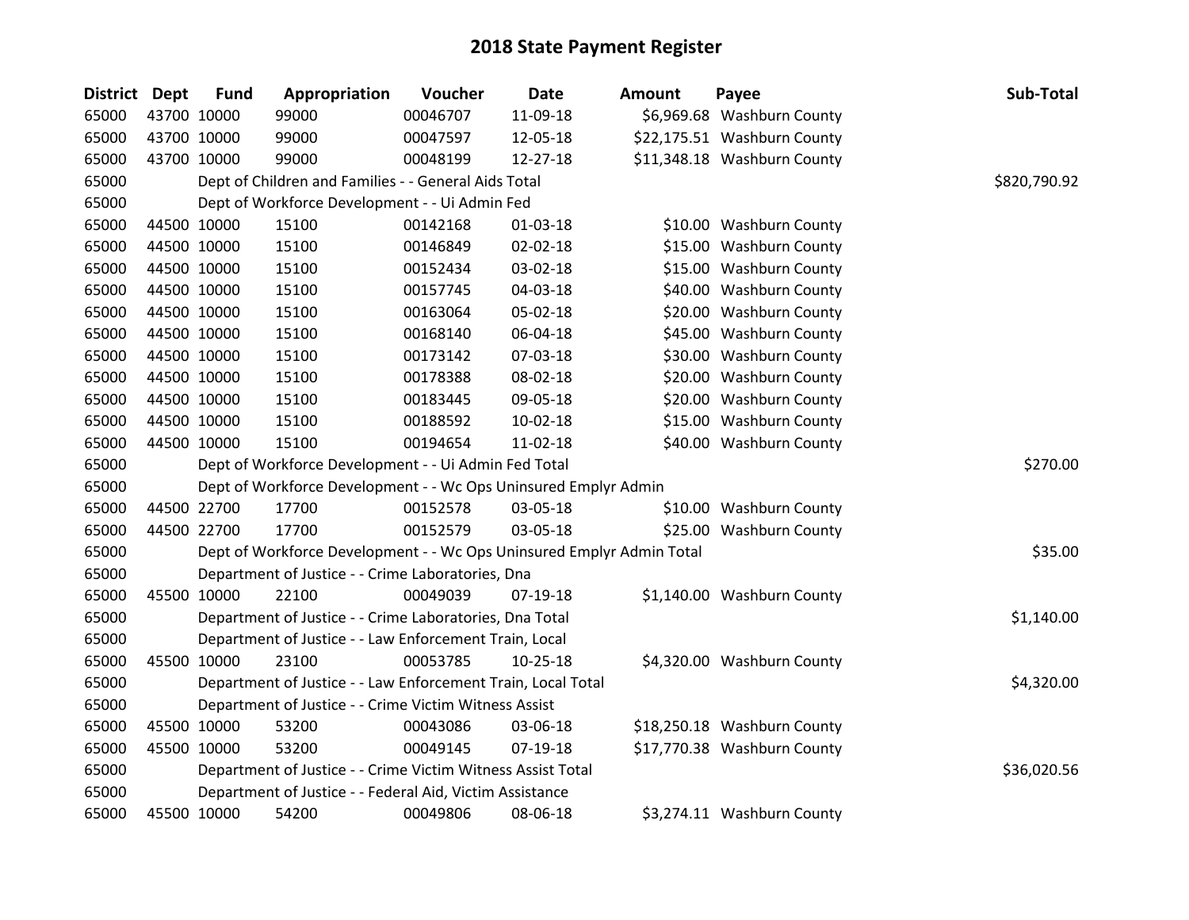# 2018 State Payment Register

| District | Dept | Fund | Appropriation | Voucher | Date | Amount | Payee | Sub-Total |
|---|---|---|---|---|---|---|---|---|
| 65000 | 43700 | 10000 | 99000 | 00046707 | 11-09-18 | $6,969.68 | Washburn County | |
| 65000 | 43700 | 10000 | 99000 | 00047597 | 12-05-18 | $22,175.51 | Washburn County | |
| 65000 | 43700 | 10000 | 99000 | 00048199 | 12-27-18 | $11,348.18 | Washburn County | |
| 65000 | | | Dept of Children and Families - - General Aids Total | | | | | $820,790.92 |
| 65000 | | | Dept of Workforce Development - - Ui Admin Fed | | | | | |
| 65000 | 44500 | 10000 | 15100 | 00142168 | 01-03-18 | $10.00 | Washburn County | |
| 65000 | 44500 | 10000 | 15100 | 00146849 | 02-02-18 | $15.00 | Washburn County | |
| 65000 | 44500 | 10000 | 15100 | 00152434 | 03-02-18 | $15.00 | Washburn County | |
| 65000 | 44500 | 10000 | 15100 | 00157745 | 04-03-18 | $40.00 | Washburn County | |
| 65000 | 44500 | 10000 | 15100 | 00163064 | 05-02-18 | $20.00 | Washburn County | |
| 65000 | 44500 | 10000 | 15100 | 00168140 | 06-04-18 | $45.00 | Washburn County | |
| 65000 | 44500 | 10000 | 15100 | 00173142 | 07-03-18 | $30.00 | Washburn County | |
| 65000 | 44500 | 10000 | 15100 | 00178388 | 08-02-18 | $20.00 | Washburn County | |
| 65000 | 44500 | 10000 | 15100 | 00183445 | 09-05-18 | $20.00 | Washburn County | |
| 65000 | 44500 | 10000 | 15100 | 00188592 | 10-02-18 | $15.00 | Washburn County | |
| 65000 | 44500 | 10000 | 15100 | 00194654 | 11-02-18 | $40.00 | Washburn County | |
| 65000 | | | Dept of Workforce Development - - Ui Admin Fed Total | | | | | $270.00 |
| 65000 | | | Dept of Workforce Development - - Wc Ops Uninsured Emplyr Admin | | | | | |
| 65000 | 44500 | 22700 | 17700 | 00152578 | 03-05-18 | $10.00 | Washburn County | |
| 65000 | 44500 | 22700 | 17700 | 00152579 | 03-05-18 | $25.00 | Washburn County | |
| 65000 | | | Dept of Workforce Development - - Wc Ops Uninsured Emplyr Admin Total | | | | | $35.00 |
| 65000 | | | Department of Justice - - Crime Laboratories, Dna | | | | | |
| 65000 | 45500 | 10000 | 22100 | 00049039 | 07-19-18 | $1,140.00 | Washburn County | |
| 65000 | | | Department of Justice - - Crime Laboratories, Dna Total | | | | | $1,140.00 |
| 65000 | | | Department of Justice - - Law Enforcement Train, Local | | | | | |
| 65000 | 45500 | 10000 | 23100 | 00053785 | 10-25-18 | $4,320.00 | Washburn County | |
| 65000 | | | Department of Justice - - Law Enforcement Train, Local Total | | | | | $4,320.00 |
| 65000 | | | Department of Justice - - Crime Victim Witness Assist | | | | | |
| 65000 | 45500 | 10000 | 53200 | 00043086 | 03-06-18 | $18,250.18 | Washburn County | |
| 65000 | 45500 | 10000 | 53200 | 00049145 | 07-19-18 | $17,770.38 | Washburn County | |
| 65000 | | | Department of Justice - - Crime Victim Witness Assist Total | | | | | $36,020.56 |
| 65000 | | | Department of Justice - - Federal Aid, Victim Assistance | | | | | |
| 65000 | 45500 | 10000 | 54200 | 00049806 | 08-06-18 | $3,274.11 | Washburn County | |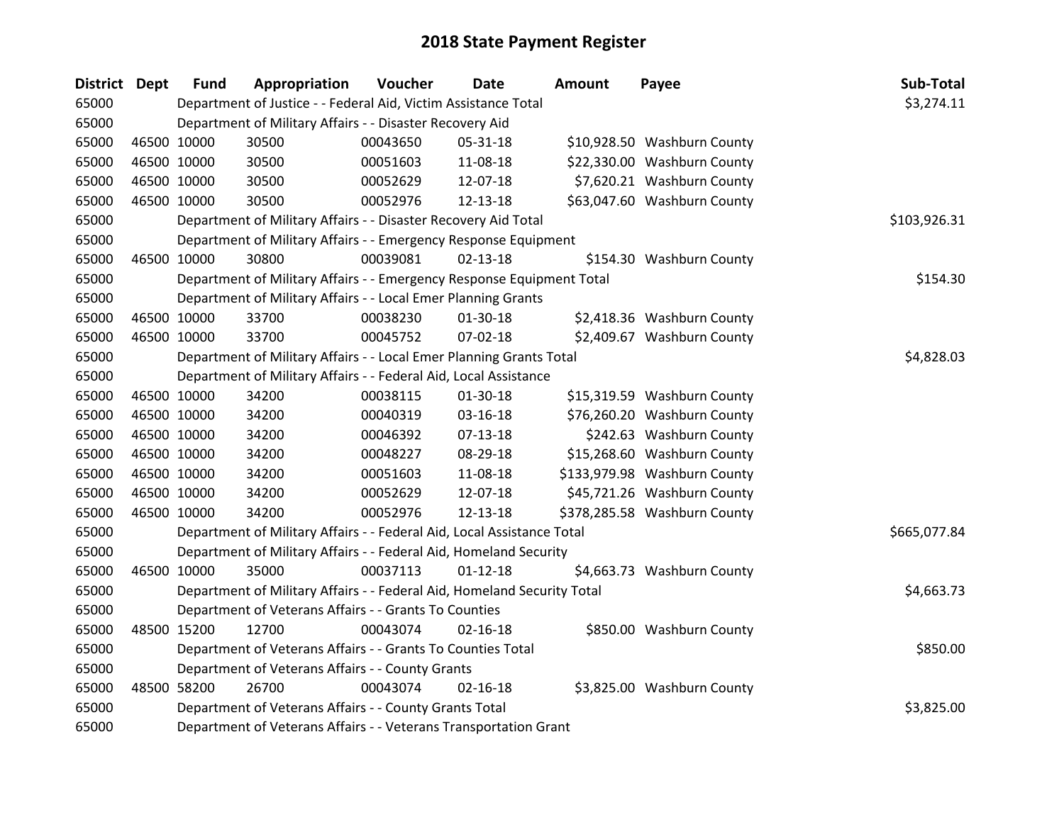# 2018 State Payment Register

| District | Dept | Fund | Appropriation | Voucher | Date | Amount | Payee | Sub-Total |
|---|---|---|---|---|---|---|---|---|
| 65000 | | Department of Justice - - Federal Aid, Victim Assistance Total | | | | | | $3,274.11 |
| 65000 | | Department of Military Affairs - - Disaster Recovery Aid | | | | | | |
| 65000 | 46500 | 10000 | 30500 | 00043650 | 05-31-18 | $10,928.50 | Washburn County | |
| 65000 | 46500 | 10000 | 30500 | 00051603 | 11-08-18 | $22,330.00 | Washburn County | |
| 65000 | 46500 | 10000 | 30500 | 00052629 | 12-07-18 | $7,620.21 | Washburn County | |
| 65000 | 46500 | 10000 | 30500 | 00052976 | 12-13-18 | $63,047.60 | Washburn County | |
| 65000 | | Department of Military Affairs - - Disaster Recovery Aid Total | | | | | | $103,926.31 |
| 65000 | | Department of Military Affairs - - Emergency Response Equipment | | | | | | |
| 65000 | 46500 | 10000 | 30800 | 00039081 | 02-13-18 | $154.30 | Washburn County | |
| 65000 | | Department of Military Affairs - - Emergency Response Equipment Total | | | | | | $154.30 |
| 65000 | | Department of Military Affairs - - Local Emer Planning Grants | | | | | | |
| 65000 | 46500 | 10000 | 33700 | 00038230 | 01-30-18 | $2,418.36 | Washburn County | |
| 65000 | 46500 | 10000 | 33700 | 00045752 | 07-02-18 | $2,409.67 | Washburn County | |
| 65000 | | Department of Military Affairs - - Local Emer Planning Grants Total | | | | | | $4,828.03 |
| 65000 | | Department of Military Affairs - - Federal Aid, Local Assistance | | | | | | |
| 65000 | 46500 | 10000 | 34200 | 00038115 | 01-30-18 | $15,319.59 | Washburn County | |
| 65000 | 46500 | 10000 | 34200 | 00040319 | 03-16-18 | $76,260.20 | Washburn County | |
| 65000 | 46500 | 10000 | 34200 | 00046392 | 07-13-18 | $242.63 | Washburn County | |
| 65000 | 46500 | 10000 | 34200 | 00048227 | 08-29-18 | $15,268.60 | Washburn County | |
| 65000 | 46500 | 10000 | 34200 | 00051603 | 11-08-18 | $133,979.98 | Washburn County | |
| 65000 | 46500 | 10000 | 34200 | 00052629 | 12-07-18 | $45,721.26 | Washburn County | |
| 65000 | 46500 | 10000 | 34200 | 00052976 | 12-13-18 | $378,285.58 | Washburn County | |
| 65000 | | Department of Military Affairs - - Federal Aid, Local Assistance Total | | | | | | $665,077.84 |
| 65000 | | Department of Military Affairs - - Federal Aid, Homeland Security | | | | | | |
| 65000 | 46500 | 10000 | 35000 | 00037113 | 01-12-18 | $4,663.73 | Washburn County | |
| 65000 | | Department of Military Affairs - - Federal Aid, Homeland Security Total | | | | | | $4,663.73 |
| 65000 | | Department of Veterans Affairs - - Grants To Counties | | | | | | |
| 65000 | 48500 | 15200 | 12700 | 00043074 | 02-16-18 | $850.00 | Washburn County | |
| 65000 | | Department of Veterans Affairs - - Grants To Counties Total | | | | | | $850.00 |
| 65000 | | Department of Veterans Affairs - - County Grants | | | | | | |
| 65000 | 48500 | 58200 | 26700 | 00043074 | 02-16-18 | $3,825.00 | Washburn County | |
| 65000 | | Department of Veterans Affairs - - County Grants Total | | | | | | $3,825.00 |
| 65000 | | Department of Veterans Affairs - - Veterans Transportation Grant | | | | | | |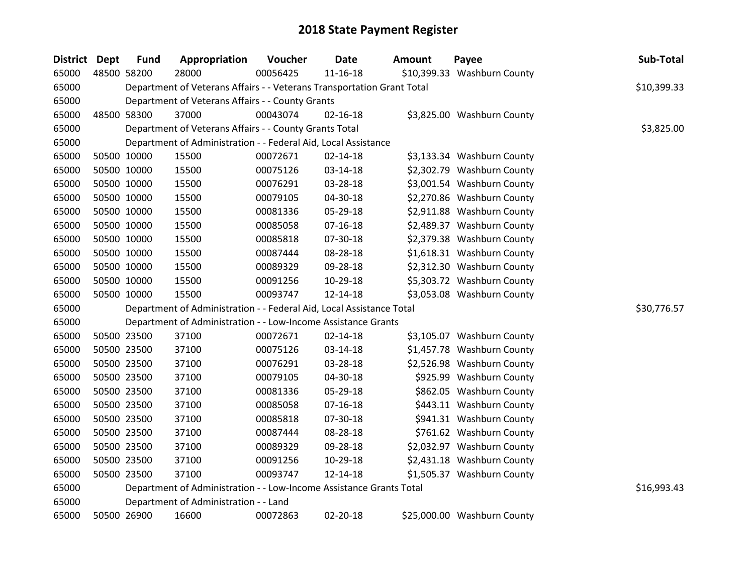# 2018 State Payment Register

| District | Dept | Fund | Appropriation | Voucher | Date | Amount | Payee | Sub-Total |
|---|---|---|---|---|---|---|---|---|
| 65000 | 48500 | 58200 | 28000 | 00056425 | 11-16-18 | $10,399.33 | Washburn County | |
| 65000 | | Department of Veterans Affairs - - Veterans Transportation Grant Total | | | | | | $10,399.33 |
| 65000 | | Department of Veterans Affairs - - County Grants | | | | | | |
| 65000 | 48500 | 58300 | 37000 | 00043074 | 02-16-18 | $3,825.00 | Washburn County | |
| 65000 | | Department of Veterans Affairs - - County Grants Total | | | | | | $3,825.00 |
| 65000 | | Department of Administration - - Federal Aid, Local Assistance | | | | | | |
| 65000 | 50500 | 10000 | 15500 | 00072671 | 02-14-18 | $3,133.34 | Washburn County | |
| 65000 | 50500 | 10000 | 15500 | 00075126 | 03-14-18 | $2,302.79 | Washburn County | |
| 65000 | 50500 | 10000 | 15500 | 00076291 | 03-28-18 | $3,001.54 | Washburn County | |
| 65000 | 50500 | 10000 | 15500 | 00079105 | 04-30-18 | $2,270.86 | Washburn County | |
| 65000 | 50500 | 10000 | 15500 | 00081336 | 05-29-18 | $2,911.88 | Washburn County | |
| 65000 | 50500 | 10000 | 15500 | 00085058 | 07-16-18 | $2,489.37 | Washburn County | |
| 65000 | 50500 | 10000 | 15500 | 00085818 | 07-30-18 | $2,379.38 | Washburn County | |
| 65000 | 50500 | 10000 | 15500 | 00087444 | 08-28-18 | $1,618.31 | Washburn County | |
| 65000 | 50500 | 10000 | 15500 | 00089329 | 09-28-18 | $2,312.30 | Washburn County | |
| 65000 | 50500 | 10000 | 15500 | 00091256 | 10-29-18 | $5,303.72 | Washburn County | |
| 65000 | 50500 | 10000 | 15500 | 00093747 | 12-14-18 | $3,053.08 | Washburn County | |
| 65000 | | Department of Administration - - Federal Aid, Local Assistance Total | | | | | | $30,776.57 |
| 65000 | | Department of Administration - - Low-Income Assistance Grants | | | | | | |
| 65000 | 50500 | 23500 | 37100 | 00072671 | 02-14-18 | $3,105.07 | Washburn County | |
| 65000 | 50500 | 23500 | 37100 | 00075126 | 03-14-18 | $1,457.78 | Washburn County | |
| 65000 | 50500 | 23500 | 37100 | 00076291 | 03-28-18 | $2,526.98 | Washburn County | |
| 65000 | 50500 | 23500 | 37100 | 00079105 | 04-30-18 | $925.99 | Washburn County | |
| 65000 | 50500 | 23500 | 37100 | 00081336 | 05-29-18 | $862.05 | Washburn County | |
| 65000 | 50500 | 23500 | 37100 | 00085058 | 07-16-18 | $443.11 | Washburn County | |
| 65000 | 50500 | 23500 | 37100 | 00085818 | 07-30-18 | $941.31 | Washburn County | |
| 65000 | 50500 | 23500 | 37100 | 00087444 | 08-28-18 | $761.62 | Washburn County | |
| 65000 | 50500 | 23500 | 37100 | 00089329 | 09-28-18 | $2,032.97 | Washburn County | |
| 65000 | 50500 | 23500 | 37100 | 00091256 | 10-29-18 | $2,431.18 | Washburn County | |
| 65000 | 50500 | 23500 | 37100 | 00093747 | 12-14-18 | $1,505.37 | Washburn County | |
| 65000 | | Department of Administration - - Low-Income Assistance Grants Total | | | | | | $16,993.43 |
| 65000 | | Department of Administration - - Land | | | | | | |
| 65000 | 50500 | 26900 | 16600 | 00072863 | 02-20-18 | $25,000.00 | Washburn County | |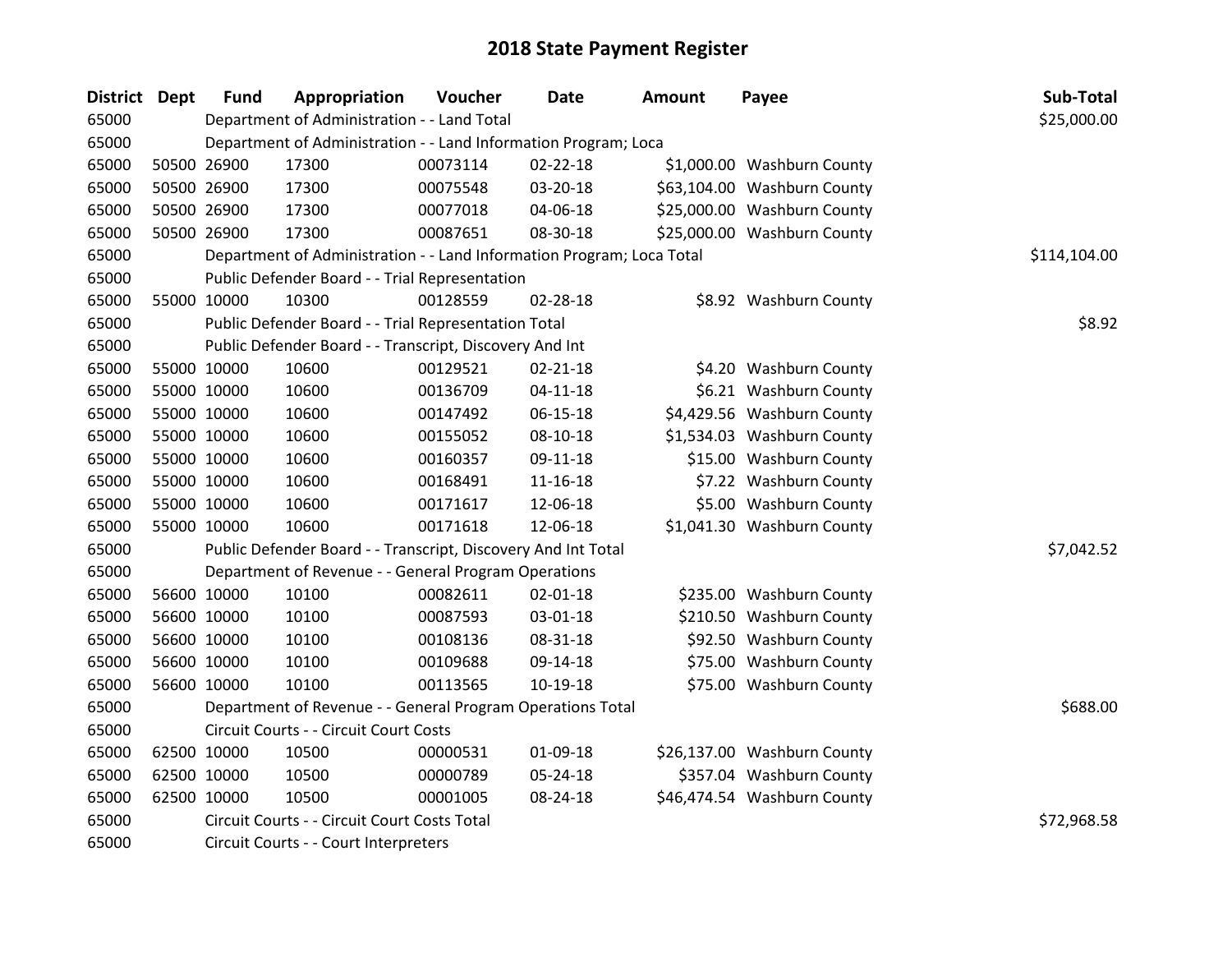# 2018 State Payment Register

| District | Dept | Fund | Appropriation | Voucher | Date | Amount | Payee | Sub-Total |
|---|---|---|---|---|---|---|---|---|
| 65000 | | Department of Administration - - Land Total | | | | | | $25,000.00 |
| 65000 | | Department of Administration - - Land Information Program; Loca | | | | | | |
| 65000 | 50500 | 26900 | 17300 | 00073114 | 02-22-18 | $1,000.00 | Washburn County | |
| 65000 | 50500 | 26900 | 17300 | 00075548 | 03-20-18 | $63,104.00 | Washburn County | |
| 65000 | 50500 | 26900 | 17300 | 00077018 | 04-06-18 | $25,000.00 | Washburn County | |
| 65000 | 50500 | 26900 | 17300 | 00087651 | 08-30-18 | $25,000.00 | Washburn County | |
| 65000 | | Department of Administration - - Land Information Program; Loca Total | | | | | | $114,104.00 |
| 65000 | | Public Defender Board - - Trial Representation | | | | | | |
| 65000 | 55000 | 10000 | 10300 | 00128559 | 02-28-18 | $8.92 | Washburn County | |
| 65000 | | Public Defender Board - - Trial Representation Total | | | | | | $8.92 |
| 65000 | | Public Defender Board - - Transcript, Discovery And Int | | | | | | |
| 65000 | 55000 | 10000 | 10600 | 00129521 | 02-21-18 | $4.20 | Washburn County | |
| 65000 | 55000 | 10000 | 10600 | 00136709 | 04-11-18 | $6.21 | Washburn County | |
| 65000 | 55000 | 10000 | 10600 | 00147492 | 06-15-18 | $4,429.56 | Washburn County | |
| 65000 | 55000 | 10000 | 10600 | 00155052 | 08-10-18 | $1,534.03 | Washburn County | |
| 65000 | 55000 | 10000 | 10600 | 00160357 | 09-11-18 | $15.00 | Washburn County | |
| 65000 | 55000 | 10000 | 10600 | 00168491 | 11-16-18 | $7.22 | Washburn County | |
| 65000 | 55000 | 10000 | 10600 | 00171617 | 12-06-18 | $5.00 | Washburn County | |
| 65000 | 55000 | 10000 | 10600 | 00171618 | 12-06-18 | $1,041.30 | Washburn County | |
| 65000 | | Public Defender Board - - Transcript, Discovery And Int Total | | | | | | $7,042.52 |
| 65000 | | Department of Revenue - - General Program Operations | | | | | | |
| 65000 | 56600 | 10000 | 10100 | 00082611 | 02-01-18 | $235.00 | Washburn County | |
| 65000 | 56600 | 10000 | 10100 | 00087593 | 03-01-18 | $210.50 | Washburn County | |
| 65000 | 56600 | 10000 | 10100 | 00108136 | 08-31-18 | $92.50 | Washburn County | |
| 65000 | 56600 | 10000 | 10100 | 00109688 | 09-14-18 | $75.00 | Washburn County | |
| 65000 | 56600 | 10000 | 10100 | 00113565 | 10-19-18 | $75.00 | Washburn County | |
| 65000 | | Department of Revenue - - General Program Operations Total | | | | | | $688.00 |
| 65000 | | Circuit Courts - - Circuit Court Costs | | | | | | |
| 65000 | 62500 | 10000 | 10500 | 00000531 | 01-09-18 | $26,137.00 | Washburn County | |
| 65000 | 62500 | 10000 | 10500 | 00000789 | 05-24-18 | $357.04 | Washburn County | |
| 65000 | 62500 | 10000 | 10500 | 00001005 | 08-24-18 | $46,474.54 | Washburn County | |
| 65000 | | Circuit Courts - - Circuit Court Costs Total | | | | | | $72,968.58 |
| 65000 | | Circuit Courts - - Court Interpreters | | | | | | |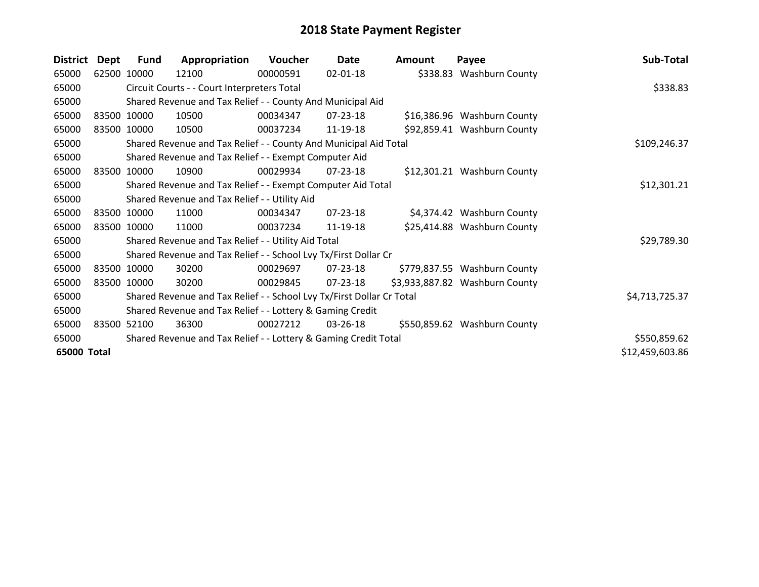# 2018 State Payment Register

| District | Dept | Fund | Appropriation | Voucher | Date | Amount | Payee | Sub-Total |
|---|---|---|---|---|---|---|---|---|
| 65000 | 62500 | 10000 | 12100 | 00000591 | 02-01-18 | $338.83 | Washburn County | |
| 65000 | | Circuit Courts - - Court Interpreters Total | | | | | | $338.83 |
| 65000 | | Shared Revenue and Tax Relief - - County And Municipal Aid | | | | | | |
| 65000 | 83500 | 10000 | 10500 | 00034347 | 07-23-18 | $16,386.96 | Washburn County | |
| 65000 | 83500 | 10000 | 10500 | 00037234 | 11-19-18 | $92,859.41 | Washburn County | |
| 65000 | | Shared Revenue and Tax Relief - - County And Municipal Aid Total | | | | | | $109,246.37 |
| 65000 | | Shared Revenue and Tax Relief - - Exempt Computer Aid | | | | | | |
| 65000 | 83500 | 10000 | 10900 | 00029934 | 07-23-18 | $12,301.21 | Washburn County | |
| 65000 | | Shared Revenue and Tax Relief - - Exempt Computer Aid Total | | | | | | $12,301.21 |
| 65000 | | Shared Revenue and Tax Relief - - Utility Aid | | | | | | |
| 65000 | 83500 | 10000 | 11000 | 00034347 | 07-23-18 | $4,374.42 | Washburn County | |
| 65000 | 83500 | 10000 | 11000 | 00037234 | 11-19-18 | $25,414.88 | Washburn County | |
| 65000 | | Shared Revenue and Tax Relief - - Utility Aid Total | | | | | | $29,789.30 |
| 65000 | | Shared Revenue and Tax Relief - - School Lvy Tx/First Dollar Cr | | | | | | |
| 65000 | 83500 | 10000 | 30200 | 00029697 | 07-23-18 | $779,837.55 | Washburn County | |
| 65000 | 83500 | 10000 | 30200 | 00029845 | 07-23-18 | $3,933,887.82 | Washburn County | |
| 65000 | | Shared Revenue and Tax Relief - - School Lvy Tx/First Dollar Cr Total | | | | | | $4,713,725.37 |
| 65000 | | Shared Revenue and Tax Relief - - Lottery & Gaming Credit | | | | | | |
| 65000 | 83500 | 52100 | 36300 | 00027212 | 03-26-18 | $550,859.62 | Washburn County | |
| 65000 | | Shared Revenue and Tax Relief - - Lottery & Gaming Credit Total | | | | | | $550,859.62 |
| **65000 Total** | | | | | | | | $12,459,603.86 |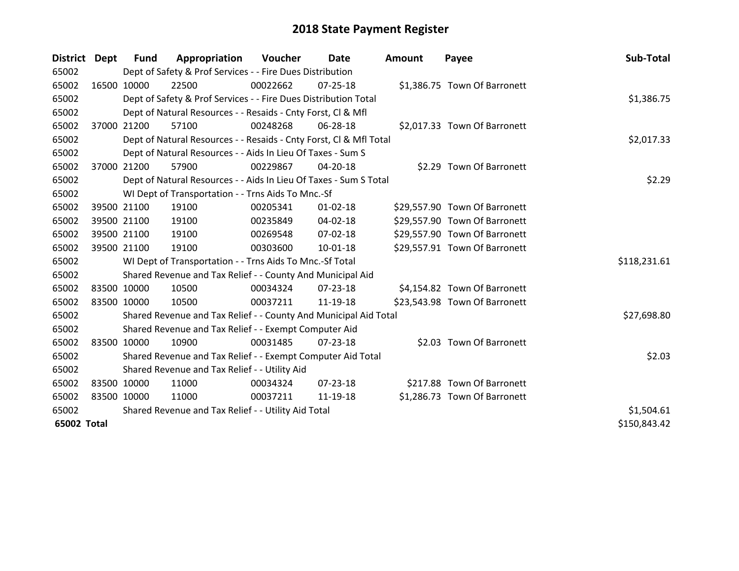# 2018 State Payment Register

| District | Dept | Fund | Appropriation | Voucher | Date | Amount | Payee | Sub-Total |
|---|---|---|---|---|---|---|---|---|
| 65002 | | Dept of Safety & Prof Services - - Fire Dues Distribution | | | | | | |
| 65002 | 16500 | 10000 | 22500 | 00022662 | 07-25-18 | $1,386.75 | Town Of Barronett | |
| 65002 | | Dept of Safety & Prof Services - - Fire Dues Distribution Total | | | | | | $1,386.75 |
| 65002 | | Dept of Natural Resources - - Resaids - Cnty Forst, Cl & Mfl | | | | | | |
| 65002 | 37000 | 21200 | 57100 | 00248268 | 06-28-18 | $2,017.33 | Town Of Barronett | |
| 65002 | | Dept of Natural Resources - - Resaids - Cnty Forst, Cl & Mfl Total | | | | | | $2,017.33 |
| 65002 | | Dept of Natural Resources - - Aids In Lieu Of Taxes - Sum S | | | | | | |
| 65002 | 37000 | 21200 | 57900 | 00229867 | 04-20-18 | $2.29 | Town Of Barronett | |
| 65002 | | Dept of Natural Resources - - Aids In Lieu Of Taxes - Sum S Total | | | | | | $2.29 |
| 65002 | | WI Dept of Transportation - - Trns Aids To Mnc.-Sf | | | | | | |
| 65002 | 39500 | 21100 | 19100 | 00205341 | 01-02-18 | $29,557.90 | Town Of Barronett | |
| 65002 | 39500 | 21100 | 19100 | 00235849 | 04-02-18 | $29,557.90 | Town Of Barronett | |
| 65002 | 39500 | 21100 | 19100 | 00269548 | 07-02-18 | $29,557.90 | Town Of Barronett | |
| 65002 | 39500 | 21100 | 19100 | 00303600 | 10-01-18 | $29,557.91 | Town Of Barronett | |
| 65002 | | WI Dept of Transportation - - Trns Aids To Mnc.-Sf Total | | | | | | $118,231.61 |
| 65002 | | Shared Revenue and Tax Relief - - County And Municipal Aid | | | | | | |
| 65002 | 83500 | 10000 | 10500 | 00034324 | 07-23-18 | $4,154.82 | Town Of Barronett | |
| 65002 | 83500 | 10000 | 10500 | 00037211 | 11-19-18 | $23,543.98 | Town Of Barronett | |
| 65002 | | Shared Revenue and Tax Relief - - County And Municipal Aid Total | | | | | | $27,698.80 |
| 65002 | | Shared Revenue and Tax Relief - - Exempt Computer Aid | | | | | | |
| 65002 | 83500 | 10000 | 10900 | 00031485 | 07-23-18 | $2.03 | Town Of Barronett | |
| 65002 | | Shared Revenue and Tax Relief - - Exempt Computer Aid Total | | | | | | $2.03 |
| 65002 | | Shared Revenue and Tax Relief - - Utility Aid | | | | | | |
| 65002 | 83500 | 10000 | 11000 | 00034324 | 07-23-18 | $217.88 | Town Of Barronett | |
| 65002 | 83500 | 10000 | 11000 | 00037211 | 11-19-18 | $1,286.73 | Town Of Barronett | |
| 65002 | | Shared Revenue and Tax Relief - - Utility Aid Total | | | | | | $1,504.61 |
| **65002 Total** | | | | | | | | $150,843.42 |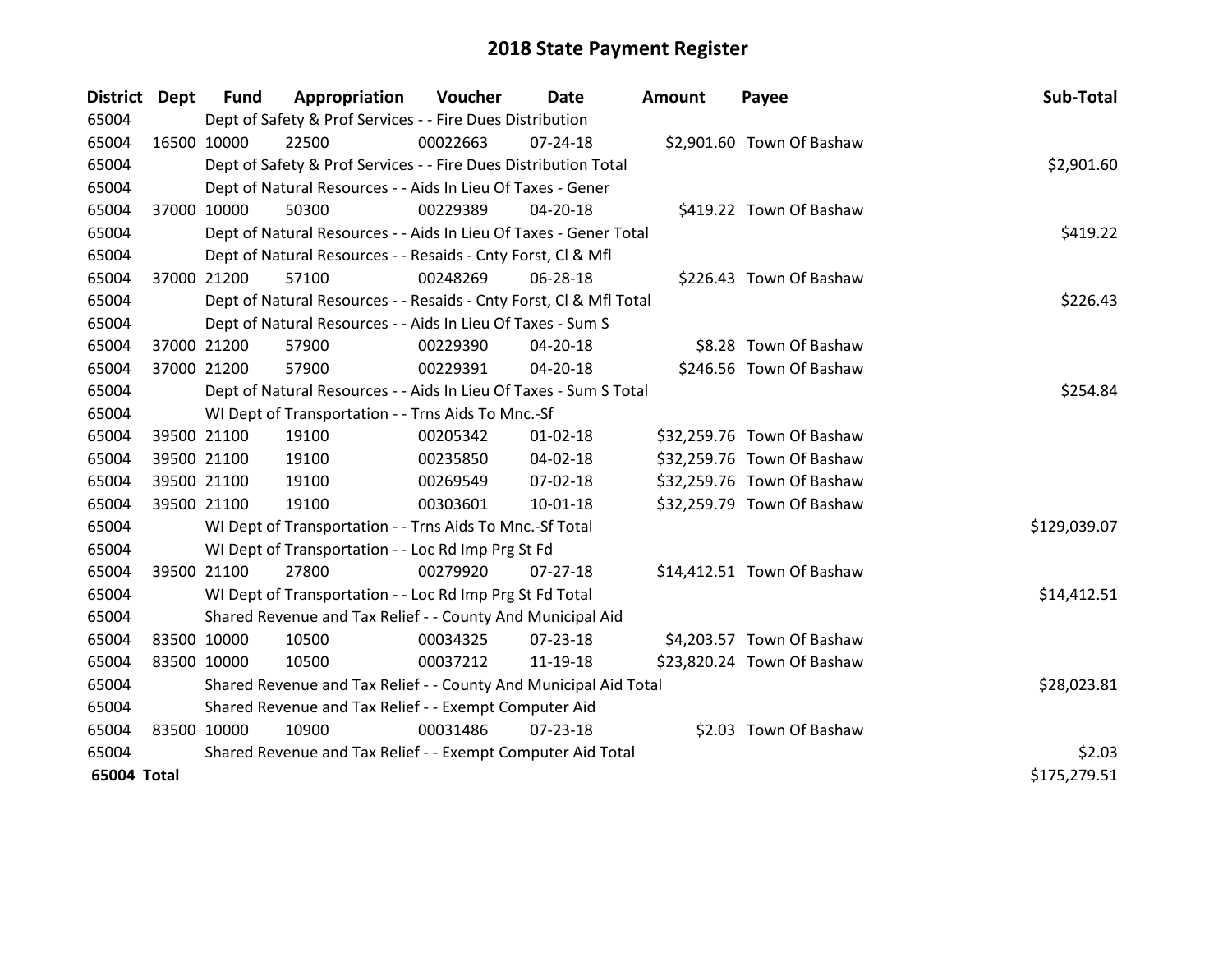# 2018 State Payment Register

| District | Dept | Fund | Appropriation | Voucher | Date | Amount | Payee | Sub-Total |
|---|---|---|---|---|---|---|---|---|
| 65004 | | Dept of Safety & Prof Services - - Fire Dues Distribution | | | | | | |
| 65004 | 16500 | 10000 | 22500 | 00022663 | 07-24-18 | $2,901.60 | Town Of Bashaw | |
| 65004 | | Dept of Safety & Prof Services - - Fire Dues Distribution Total | | | | | | $2,901.60 |
| 65004 | | Dept of Natural Resources - - Aids In Lieu Of Taxes - Gener | | | | | | |
| 65004 | 37000 | 10000 | 50300 | 00229389 | 04-20-18 | $419.22 | Town Of Bashaw | |
| 65004 | | Dept of Natural Resources - - Aids In Lieu Of Taxes - Gener Total | | | | | | $419.22 |
| 65004 | | Dept of Natural Resources - - Resaids - Cnty Forst, Cl & Mfl | | | | | | |
| 65004 | 37000 | 21200 | 57100 | 00248269 | 06-28-18 | $226.43 | Town Of Bashaw | |
| 65004 | | Dept of Natural Resources - - Resaids - Cnty Forst, Cl & Mfl Total | | | | | | $226.43 |
| 65004 | | Dept of Natural Resources - - Aids In Lieu Of Taxes - Sum S | | | | | | |
| 65004 | 37000 | 21200 | 57900 | 00229390 | 04-20-18 | $8.28 | Town Of Bashaw | |
| 65004 | 37000 | 21200 | 57900 | 00229391 | 04-20-18 | $246.56 | Town Of Bashaw | |
| 65004 | | Dept of Natural Resources - - Aids In Lieu Of Taxes - Sum S Total | | | | | | $254.84 |
| 65004 | | WI Dept of Transportation - - Trns Aids To Mnc.-Sf | | | | | | |
| 65004 | 39500 | 21100 | 19100 | 00205342 | 01-02-18 | $32,259.76 | Town Of Bashaw | |
| 65004 | 39500 | 21100 | 19100 | 00235850 | 04-02-18 | $32,259.76 | Town Of Bashaw | |
| 65004 | 39500 | 21100 | 19100 | 00269549 | 07-02-18 | $32,259.76 | Town Of Bashaw | |
| 65004 | 39500 | 21100 | 19100 | 00303601 | 10-01-18 | $32,259.79 | Town Of Bashaw | |
| 65004 | | WI Dept of Transportation - - Trns Aids To Mnc.-Sf Total | | | | | | $129,039.07 |
| 65004 | | WI Dept of Transportation - - Loc Rd Imp Prg St Fd | | | | | | |
| 65004 | 39500 | 21100 | 27800 | 00279920 | 07-27-18 | $14,412.51 | Town Of Bashaw | |
| 65004 | | WI Dept of Transportation - - Loc Rd Imp Prg St Fd Total | | | | | | $14,412.51 |
| 65004 | | Shared Revenue and Tax Relief - - County And Municipal Aid | | | | | | |
| 65004 | 83500 | 10000 | 10500 | 00034325 | 07-23-18 | $4,203.57 | Town Of Bashaw | |
| 65004 | 83500 | 10000 | 10500 | 00037212 | 11-19-18 | $23,820.24 | Town Of Bashaw | |
| 65004 | | Shared Revenue and Tax Relief - - County And Municipal Aid Total | | | | | | $28,023.81 |
| 65004 | | Shared Revenue and Tax Relief - - Exempt Computer Aid | | | | | | |
| 65004 | 83500 | 10000 | 10900 | 00031486 | 07-23-18 | $2.03 | Town Of Bashaw | |
| 65004 | | Shared Revenue and Tax Relief - - Exempt Computer Aid Total | | | | | | $2.03 |
| **65004 Total** | | | | | | | | $175,279.51 |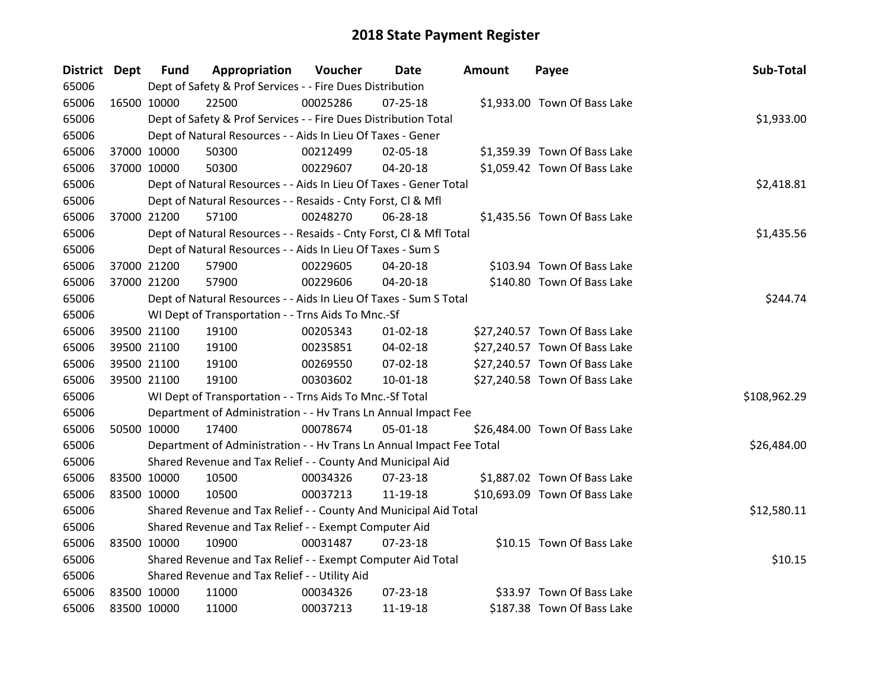# 2018 State Payment Register

| District | Dept | Fund | Appropriation | Voucher | Date | Amount | Payee | Sub-Total |
|---|---|---|---|---|---|---|---|---|
| 65006 | | Dept of Safety & Prof Services - - Fire Dues Distribution | | | | | | |
| 65006 | 16500 | 10000 | 22500 | 00025286 | 07-25-18 | $1,933.00 | Town Of Bass Lake | |
| 65006 | | Dept of Safety & Prof Services - - Fire Dues Distribution Total | | | | | | $1,933.00 |
| 65006 | | Dept of Natural Resources - - Aids In Lieu Of Taxes - Gener | | | | | | |
| 65006 | 37000 | 10000 | 50300 | 00212499 | 02-05-18 | $1,359.39 | Town Of Bass Lake | |
| 65006 | 37000 | 10000 | 50300 | 00229607 | 04-20-18 | $1,059.42 | Town Of Bass Lake | |
| 65006 | | Dept of Natural Resources - - Aids In Lieu Of Taxes - Gener Total | | | | | | $2,418.81 |
| 65006 | | Dept of Natural Resources - - Resaids - Cnty Forst, Cl & Mfl | | | | | | |
| 65006 | 37000 | 21200 | 57100 | 00248270 | 06-28-18 | $1,435.56 | Town Of Bass Lake | |
| 65006 | | Dept of Natural Resources - - Resaids - Cnty Forst, Cl & Mfl Total | | | | | | $1,435.56 |
| 65006 | | Dept of Natural Resources - - Aids In Lieu Of Taxes - Sum S | | | | | | |
| 65006 | 37000 | 21200 | 57900 | 00229605 | 04-20-18 | $103.94 | Town Of Bass Lake | |
| 65006 | 37000 | 21200 | 57900 | 00229606 | 04-20-18 | $140.80 | Town Of Bass Lake | |
| 65006 | | Dept of Natural Resources - - Aids In Lieu Of Taxes - Sum S Total | | | | | | $244.74 |
| 65006 | | WI Dept of Transportation - - Trns Aids To Mnc.-Sf | | | | | | |
| 65006 | 39500 | 21100 | 19100 | 00205343 | 01-02-18 | $27,240.57 | Town Of Bass Lake | |
| 65006 | 39500 | 21100 | 19100 | 00235851 | 04-02-18 | $27,240.57 | Town Of Bass Lake | |
| 65006 | 39500 | 21100 | 19100 | 00269550 | 07-02-18 | $27,240.57 | Town Of Bass Lake | |
| 65006 | 39500 | 21100 | 19100 | 00303602 | 10-01-18 | $27,240.58 | Town Of Bass Lake | |
| 65006 | | WI Dept of Transportation - - Trns Aids To Mnc.-Sf Total | | | | | | $108,962.29 |
| 65006 | | Department of Administration - - Hv Trans Ln Annual Impact Fee | | | | | | |
| 65006 | 50500 | 10000 | 17400 | 00078674 | 05-01-18 | $26,484.00 | Town Of Bass Lake | |
| 65006 | | Department of Administration - - Hv Trans Ln Annual Impact Fee Total | | | | | | $26,484.00 |
| 65006 | | Shared Revenue and Tax Relief - - County And Municipal Aid | | | | | | |
| 65006 | 83500 | 10000 | 10500 | 00034326 | 07-23-18 | $1,887.02 | Town Of Bass Lake | |
| 65006 | 83500 | 10000 | 10500 | 00037213 | 11-19-18 | $10,693.09 | Town Of Bass Lake | |
| 65006 | | Shared Revenue and Tax Relief - - County And Municipal Aid Total | | | | | | $12,580.11 |
| 65006 | | Shared Revenue and Tax Relief - - Exempt Computer Aid | | | | | | |
| 65006 | 83500 | 10000 | 10900 | 00031487 | 07-23-18 | $10.15 | Town Of Bass Lake | |
| 65006 | | Shared Revenue and Tax Relief - - Exempt Computer Aid Total | | | | | | $10.15 |
| 65006 | | Shared Revenue and Tax Relief - - Utility Aid | | | | | | |
| 65006 | 83500 | 10000 | 11000 | 00034326 | 07-23-18 | $33.97 | Town Of Bass Lake | |
| 65006 | 83500 | 10000 | 11000 | 00037213 | 11-19-18 | $187.38 | Town Of Bass Lake | |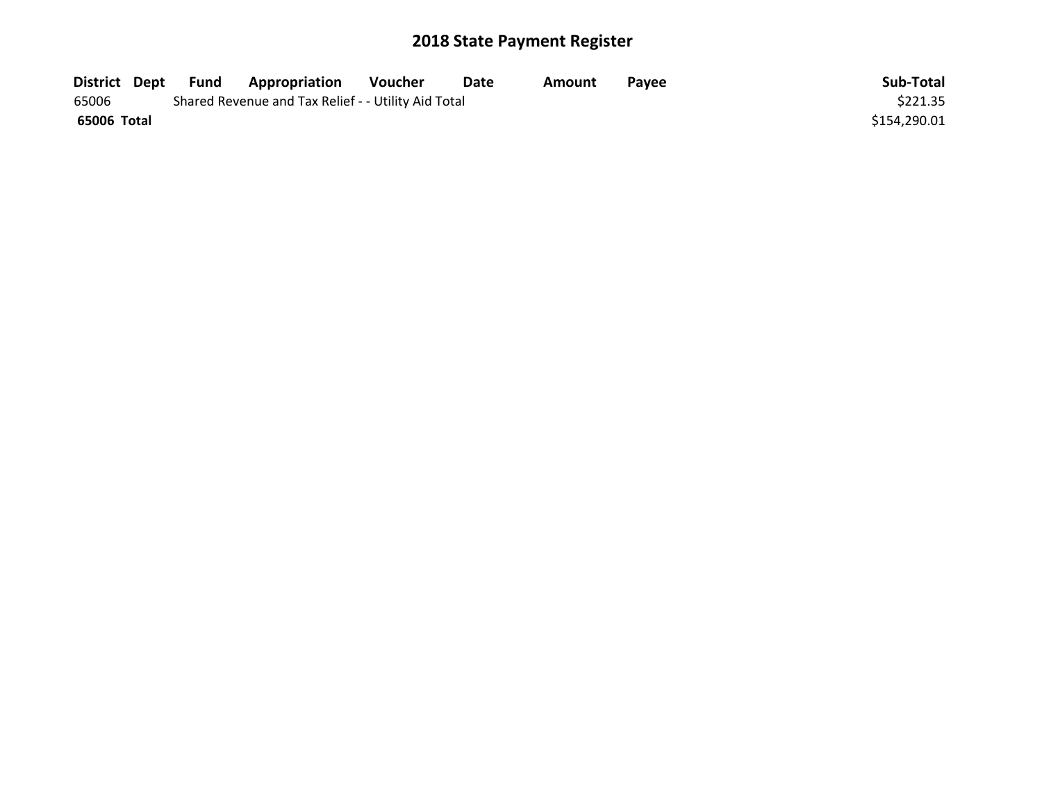# 2018 State Payment Register

| District | Dept | Fund | Appropriation | Voucher | Date | Amount | Payee | Sub-Total |
|---|---|---|---|---|---|---|---|---|
| 65006 | | Shared Revenue and Tax Relief - - Utility Aid Total | | | | | | $221.35 |
| **65006 Total** | | | | | | | | $154,290.01 |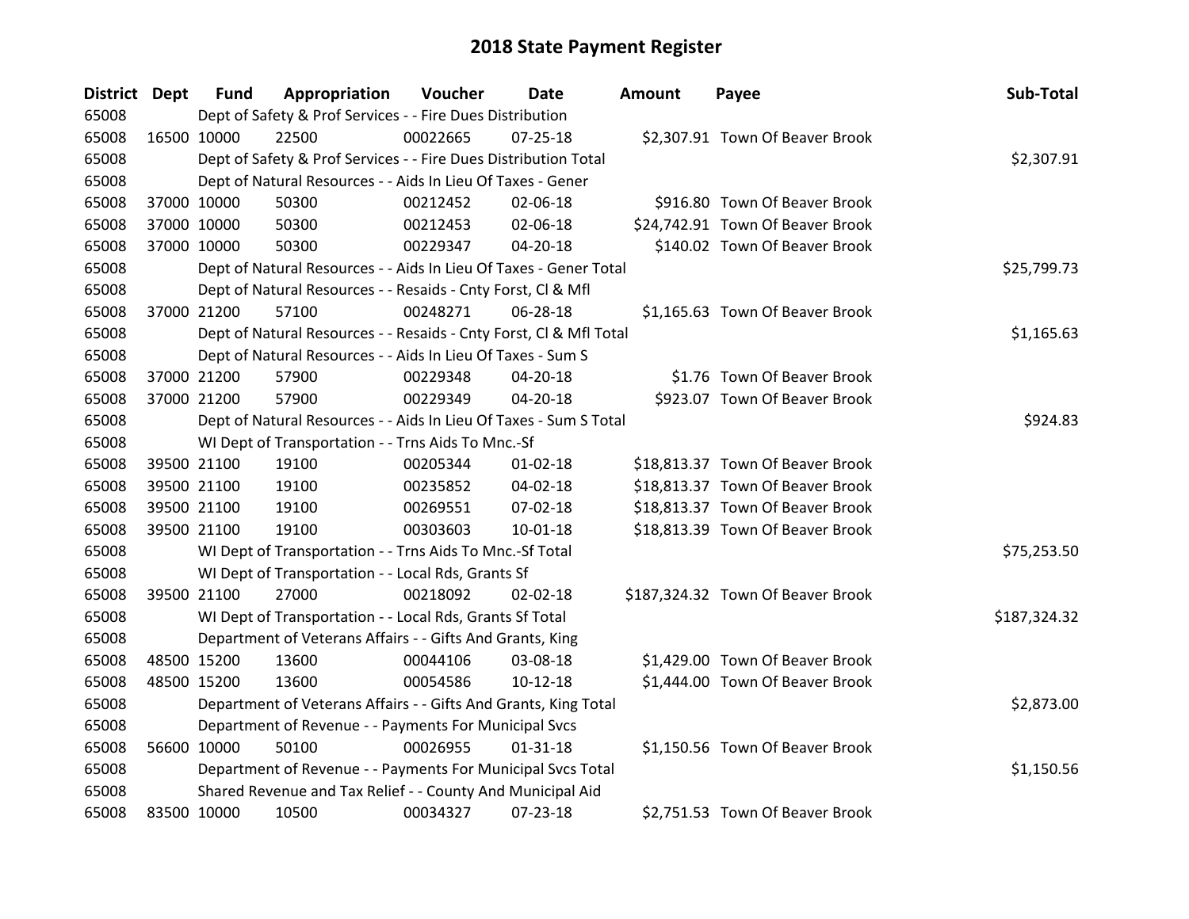# 2018 State Payment Register

| District | Dept | Fund | Appropriation | Voucher | Date | Amount | Payee | Sub-Total |
|---|---|---|---|---|---|---|---|---|
| 65008 | | Dept of Safety & Prof Services - - Fire Dues Distribution | | | | | | |
| 65008 | 16500 | 10000 | 22500 | 00022665 | 07-25-18 | $2,307.91 | Town Of Beaver Brook | |
| 65008 | | Dept of Safety & Prof Services - - Fire Dues Distribution Total | | | | | | $2,307.91 |
| 65008 | | Dept of Natural Resources - - Aids In Lieu Of Taxes - Gener | | | | | | |
| 65008 | 37000 | 10000 | 50300 | 00212452 | 02-06-18 | $916.80 | Town Of Beaver Brook | |
| 65008 | 37000 | 10000 | 50300 | 00212453 | 02-06-18 | $24,742.91 | Town Of Beaver Brook | |
| 65008 | 37000 | 10000 | 50300 | 00229347 | 04-20-18 | $140.02 | Town Of Beaver Brook | |
| 65008 | | Dept of Natural Resources - - Aids In Lieu Of Taxes - Gener Total | | | | | | $25,799.73 |
| 65008 | | Dept of Natural Resources - - Resaids - Cnty Forst, Cl & Mfl | | | | | | |
| 65008 | 37000 | 21200 | 57100 | 00248271 | 06-28-18 | $1,165.63 | Town Of Beaver Brook | |
| 65008 | | Dept of Natural Resources - - Resaids - Cnty Forst, Cl & Mfl Total | | | | | | $1,165.63 |
| 65008 | | Dept of Natural Resources - - Aids In Lieu Of Taxes - Sum S | | | | | | |
| 65008 | 37000 | 21200 | 57900 | 00229348 | 04-20-18 | $1.76 | Town Of Beaver Brook | |
| 65008 | 37000 | 21200 | 57900 | 00229349 | 04-20-18 | $923.07 | Town Of Beaver Brook | |
| 65008 | | Dept of Natural Resources - - Aids In Lieu Of Taxes - Sum S Total | | | | | | $924.83 |
| 65008 | | WI Dept of Transportation - - Trns Aids To Mnc.-Sf | | | | | | |
| 65008 | 39500 | 21100 | 19100 | 00205344 | 01-02-18 | $18,813.37 | Town Of Beaver Brook | |
| 65008 | 39500 | 21100 | 19100 | 00235852 | 04-02-18 | $18,813.37 | Town Of Beaver Brook | |
| 65008 | 39500 | 21100 | 19100 | 00269551 | 07-02-18 | $18,813.37 | Town Of Beaver Brook | |
| 65008 | 39500 | 21100 | 19100 | 00303603 | 10-01-18 | $18,813.39 | Town Of Beaver Brook | |
| 65008 | | WI Dept of Transportation - - Trns Aids To Mnc.-Sf Total | | | | | | $75,253.50 |
| 65008 | | WI Dept of Transportation - - Local Rds, Grants Sf | | | | | | |
| 65008 | 39500 | 21100 | 27000 | 00218092 | 02-02-18 | $187,324.32 | Town Of Beaver Brook | |
| 65008 | | WI Dept of Transportation - - Local Rds, Grants Sf Total | | | | | | $187,324.32 |
| 65008 | | Department of Veterans Affairs - - Gifts And Grants, King | | | | | | |
| 65008 | 48500 | 15200 | 13600 | 00044106 | 03-08-18 | $1,429.00 | Town Of Beaver Brook | |
| 65008 | 48500 | 15200 | 13600 | 00054586 | 10-12-18 | $1,444.00 | Town Of Beaver Brook | |
| 65008 | | Department of Veterans Affairs - - Gifts And Grants, King Total | | | | | | $2,873.00 |
| 65008 | | Department of Revenue - - Payments For Municipal Svcs | | | | | | |
| 65008 | 56600 | 10000 | 50100 | 00026955 | 01-31-18 | $1,150.56 | Town Of Beaver Brook | |
| 65008 | | Department of Revenue - - Payments For Municipal Svcs Total | | | | | | $1,150.56 |
| 65008 | | Shared Revenue and Tax Relief - - County And Municipal Aid | | | | | | |
| 65008 | 83500 | 10000 | 10500 | 00034327 | 07-23-18 | $2,751.53 | Town Of Beaver Brook | |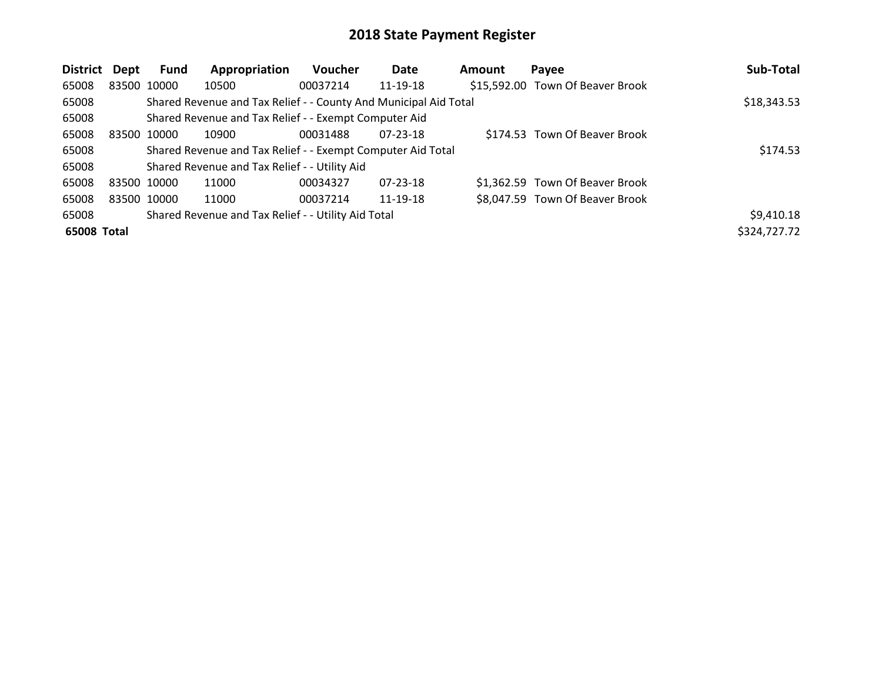# 2018 State Payment Register

| District | Dept | Fund | Appropriation | Voucher | Date | Amount | Payee | Sub-Total |
|---|---|---|---|---|---|---|---|---|
| 65008 | 83500 | 10000 | 10500 | 00037214 | 11-19-18 | $15,592.00 | Town Of Beaver Brook | |
| 65008 | | Shared Revenue and Tax Relief - - County And Municipal Aid Total | | | | | | $18,343.53 |
| 65008 | | Shared Revenue and Tax Relief - - Exempt Computer Aid | | | | | | |
| 65008 | 83500 | 10000 | 10900 | 00031488 | 07-23-18 | $174.53 | Town Of Beaver Brook | |
| 65008 | | Shared Revenue and Tax Relief - - Exempt Computer Aid Total | | | | | | $174.53 |
| 65008 | | Shared Revenue and Tax Relief - - Utility Aid | | | | | | |
| 65008 | 83500 | 10000 | 11000 | 00034327 | 07-23-18 | $1,362.59 | Town Of Beaver Brook | |
| 65008 | 83500 | 10000 | 11000 | 00037214 | 11-19-18 | $8,047.59 | Town Of Beaver Brook | |
| 65008 | | Shared Revenue and Tax Relief - - Utility Aid Total | | | | | | $9,410.18 |
| **65008 Total** | | | | | | | | $324,727.72 |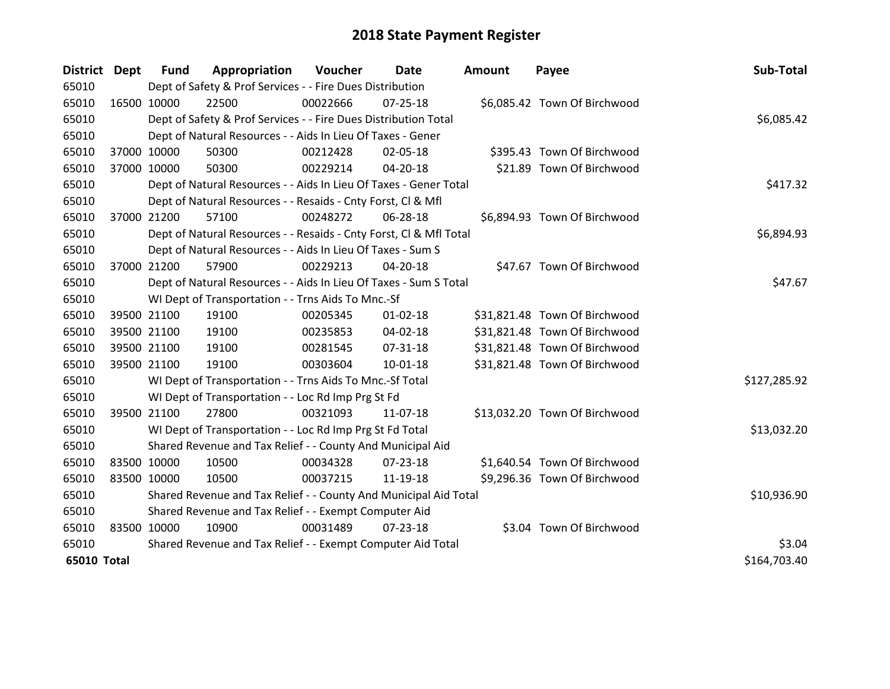# 2018 State Payment Register

| District | Dept | Fund | Appropriation | Voucher | Date | Amount | Payee | Sub-Total |
|---|---|---|---|---|---|---|---|---|
| 65010 | | Dept of Safety & Prof Services - - Fire Dues Distribution | | | | | | |
| 65010 | 16500 | 10000 | 22500 | 00022666 | 07-25-18 | $6,085.42 | Town Of Birchwood | |
| 65010 | | Dept of Safety & Prof Services - - Fire Dues Distribution Total | | | | | | $6,085.42 |
| 65010 | | Dept of Natural Resources - - Aids In Lieu Of Taxes - Gener | | | | | | |
| 65010 | 37000 | 10000 | 50300 | 00212428 | 02-05-18 | $395.43 | Town Of Birchwood | |
| 65010 | 37000 | 10000 | 50300 | 00229214 | 04-20-18 | $21.89 | Town Of Birchwood | |
| 65010 | | Dept of Natural Resources - - Aids In Lieu Of Taxes - Gener Total | | | | | | $417.32 |
| 65010 | | Dept of Natural Resources - - Resaids - Cnty Forst, Cl & Mfl | | | | | | |
| 65010 | 37000 | 21200 | 57100 | 00248272 | 06-28-18 | $6,894.93 | Town Of Birchwood | |
| 65010 | | Dept of Natural Resources - - Resaids - Cnty Forst, Cl & Mfl Total | | | | | | $6,894.93 |
| 65010 | | Dept of Natural Resources - - Aids In Lieu Of Taxes - Sum S | | | | | | |
| 65010 | 37000 | 21200 | 57900 | 00229213 | 04-20-18 | $47.67 | Town Of Birchwood | |
| 65010 | | Dept of Natural Resources - - Aids In Lieu Of Taxes - Sum S Total | | | | | | $47.67 |
| 65010 | | WI Dept of Transportation - - Trns Aids To Mnc.-Sf | | | | | | |
| 65010 | 39500 | 21100 | 19100 | 00205345 | 01-02-18 | $31,821.48 | Town Of Birchwood | |
| 65010 | 39500 | 21100 | 19100 | 00235853 | 04-02-18 | $31,821.48 | Town Of Birchwood | |
| 65010 | 39500 | 21100 | 19100 | 00281545 | 07-31-18 | $31,821.48 | Town Of Birchwood | |
| 65010 | 39500 | 21100 | 19100 | 00303604 | 10-01-18 | $31,821.48 | Town Of Birchwood | |
| 65010 | | WI Dept of Transportation - - Trns Aids To Mnc.-Sf Total | | | | | | $127,285.92 |
| 65010 | | WI Dept of Transportation - - Loc Rd Imp Prg St Fd | | | | | | |
| 65010 | 39500 | 21100 | 27800 | 00321093 | 11-07-18 | $13,032.20 | Town Of Birchwood | |
| 65010 | | WI Dept of Transportation - - Loc Rd Imp Prg St Fd Total | | | | | | $13,032.20 |
| 65010 | | Shared Revenue and Tax Relief - - County And Municipal Aid | | | | | | |
| 65010 | 83500 | 10000 | 10500 | 00034328 | 07-23-18 | $1,640.54 | Town Of Birchwood | |
| 65010 | 83500 | 10000 | 10500 | 00037215 | 11-19-18 | $9,296.36 | Town Of Birchwood | |
| 65010 | | Shared Revenue and Tax Relief - - County And Municipal Aid Total | | | | | | $10,936.90 |
| 65010 | | Shared Revenue and Tax Relief - - Exempt Computer Aid | | | | | | |
| 65010 | 83500 | 10000 | 10900 | 00031489 | 07-23-18 | $3.04 | Town Of Birchwood | |
| 65010 | | Shared Revenue and Tax Relief - - Exempt Computer Aid Total | | | | | | $3.04 |
| **65010 Total** | | | | | | | | $164,703.40 |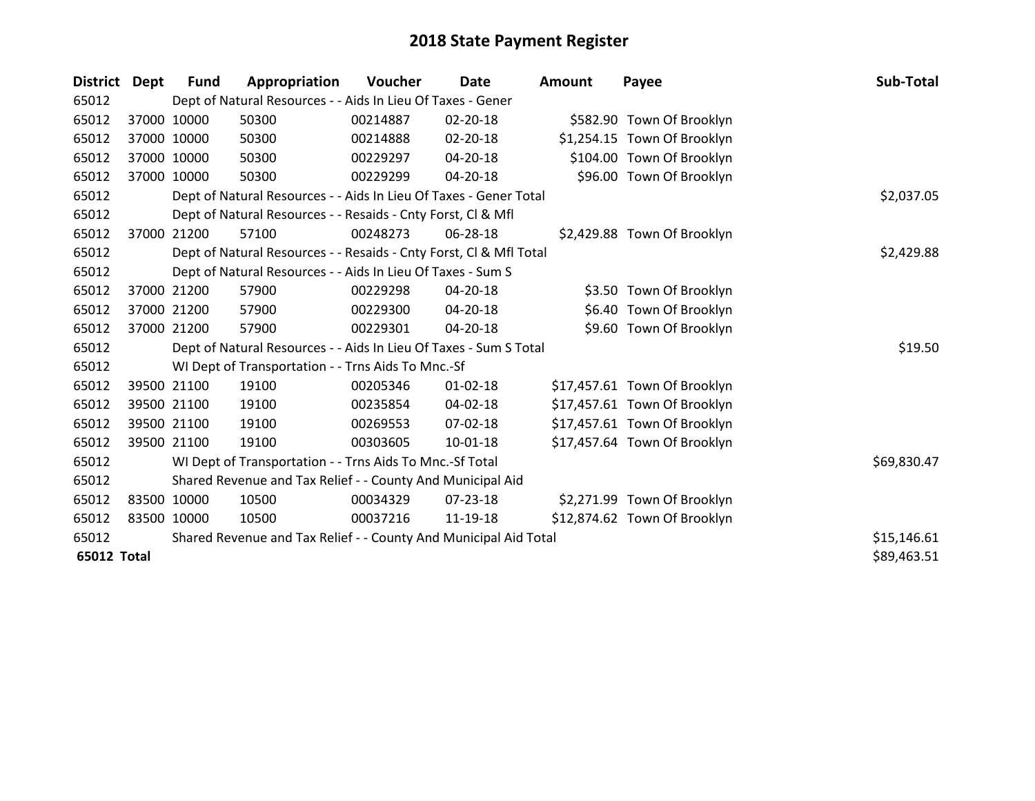# 2018 State Payment Register

| District | Dept | Fund | Appropriation | Voucher | Date | Amount | Payee | Sub-Total |
|---|---|---|---|---|---|---|---|---|
| 65012 | | Dept of Natural Resources - - Aids In Lieu Of Taxes - Gener | | | | | | |
| 65012 | 37000 | 10000 | 50300 | 00214887 | 02-20-18 | $582.90 | Town Of Brooklyn | |
| 65012 | 37000 | 10000 | 50300 | 00214888 | 02-20-18 | $1,254.15 | Town Of Brooklyn | |
| 65012 | 37000 | 10000 | 50300 | 00229297 | 04-20-18 | $104.00 | Town Of Brooklyn | |
| 65012 | 37000 | 10000 | 50300 | 00229299 | 04-20-18 | $96.00 | Town Of Brooklyn | |
| 65012 | | Dept of Natural Resources - - Aids In Lieu Of Taxes - Gener Total | | | | | | $2,037.05 |
| 65012 | | Dept of Natural Resources - - Resaids - Cnty Forst, Cl & Mfl | | | | | | |
| 65012 | 37000 | 21200 | 57100 | 00248273 | 06-28-18 | $2,429.88 | Town Of Brooklyn | |
| 65012 | | Dept of Natural Resources - - Resaids - Cnty Forst, Cl & Mfl Total | | | | | | $2,429.88 |
| 65012 | | Dept of Natural Resources - - Aids In Lieu Of Taxes - Sum S | | | | | | |
| 65012 | 37000 | 21200 | 57900 | 00229298 | 04-20-18 | $3.50 | Town Of Brooklyn | |
| 65012 | 37000 | 21200 | 57900 | 00229300 | 04-20-18 | $6.40 | Town Of Brooklyn | |
| 65012 | 37000 | 21200 | 57900 | 00229301 | 04-20-18 | $9.60 | Town Of Brooklyn | |
| 65012 | | Dept of Natural Resources - - Aids In Lieu Of Taxes - Sum S Total | | | | | | $19.50 |
| 65012 | | WI Dept of Transportation - - Trns Aids To Mnc.-Sf | | | | | | |
| 65012 | 39500 | 21100 | 19100 | 00205346 | 01-02-18 | $17,457.61 | Town Of Brooklyn | |
| 65012 | 39500 | 21100 | 19100 | 00235854 | 04-02-18 | $17,457.61 | Town Of Brooklyn | |
| 65012 | 39500 | 21100 | 19100 | 00269553 | 07-02-18 | $17,457.61 | Town Of Brooklyn | |
| 65012 | 39500 | 21100 | 19100 | 00303605 | 10-01-18 | $17,457.64 | Town Of Brooklyn | |
| 65012 | | WI Dept of Transportation - - Trns Aids To Mnc.-Sf Total | | | | | | $69,830.47 |
| 65012 | | Shared Revenue and Tax Relief - - County And Municipal Aid | | | | | | |
| 65012 | 83500 | 10000 | 10500 | 00034329 | 07-23-18 | $2,271.99 | Town Of Brooklyn | |
| 65012 | 83500 | 10000 | 10500 | 00037216 | 11-19-18 | $12,874.62 | Town Of Brooklyn | |
| 65012 | | Shared Revenue and Tax Relief - - County And Municipal Aid Total | | | | | | $15,146.61 |
| **65012 Total** | | | | | | | | $89,463.51 |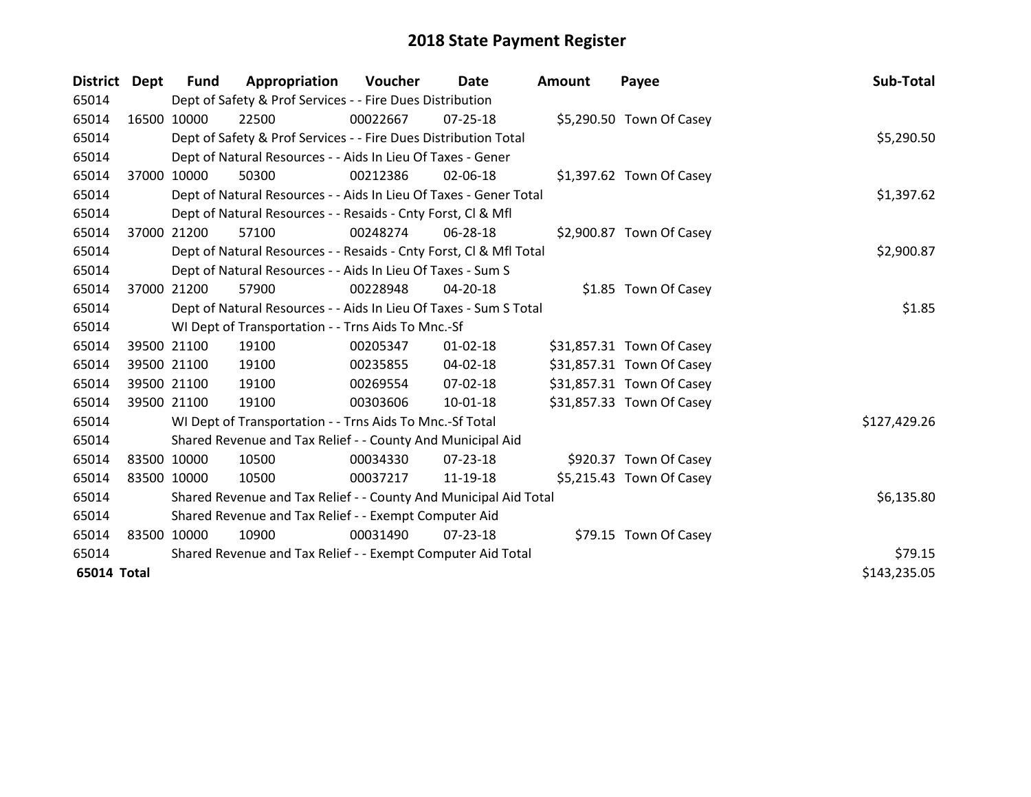# 2018 State Payment Register

| District | Dept | Fund | Appropriation | Voucher | Date | Amount | Payee | Sub-Total |
|---|---|---|---|---|---|---|---|---|
| 65014 | | Dept of Safety & Prof Services - - Fire Dues Distribution | | | | | | |
| 65014 | 16500 | 10000 | 22500 | 00022667 | 07-25-18 | $5,290.50 | Town Of Casey | |
| 65014 | | Dept of Safety & Prof Services - - Fire Dues Distribution Total | | | | | | $5,290.50 |
| 65014 | | Dept of Natural Resources - - Aids In Lieu Of Taxes - Gener | | | | | | |
| 65014 | 37000 | 10000 | 50300 | 00212386 | 02-06-18 | $1,397.62 | Town Of Casey | |
| 65014 | | Dept of Natural Resources - - Aids In Lieu Of Taxes - Gener Total | | | | | | $1,397.62 |
| 65014 | | Dept of Natural Resources - - Resaids - Cnty Forst, Cl & Mfl | | | | | | |
| 65014 | 37000 | 21200 | 57100 | 00248274 | 06-28-18 | $2,900.87 | Town Of Casey | |
| 65014 | | Dept of Natural Resources - - Resaids - Cnty Forst, Cl & Mfl Total | | | | | | $2,900.87 |
| 65014 | | Dept of Natural Resources - - Aids In Lieu Of Taxes - Sum S | | | | | | |
| 65014 | 37000 | 21200 | 57900 | 00228948 | 04-20-18 | $1.85 | Town Of Casey | |
| 65014 | | Dept of Natural Resources - - Aids In Lieu Of Taxes - Sum S Total | | | | | | $1.85 |
| 65014 | | WI Dept of Transportation - - Trns Aids To Mnc.-Sf | | | | | | |
| 65014 | 39500 | 21100 | 19100 | 00205347 | 01-02-18 | $31,857.31 | Town Of Casey | |
| 65014 | 39500 | 21100 | 19100 | 00235855 | 04-02-18 | $31,857.31 | Town Of Casey | |
| 65014 | 39500 | 21100 | 19100 | 00269554 | 07-02-18 | $31,857.31 | Town Of Casey | |
| 65014 | 39500 | 21100 | 19100 | 00303606 | 10-01-18 | $31,857.33 | Town Of Casey | |
| 65014 | | WI Dept of Transportation - - Trns Aids To Mnc.-Sf Total | | | | | | $127,429.26 |
| 65014 | | Shared Revenue and Tax Relief - - County And Municipal Aid | | | | | | |
| 65014 | 83500 | 10000 | 10500 | 00034330 | 07-23-18 | $920.37 | Town Of Casey | |
| 65014 | 83500 | 10000 | 10500 | 00037217 | 11-19-18 | $5,215.43 | Town Of Casey | |
| 65014 | | Shared Revenue and Tax Relief - - County And Municipal Aid Total | | | | | | $6,135.80 |
| 65014 | | Shared Revenue and Tax Relief - - Exempt Computer Aid | | | | | | |
| 65014 | 83500 | 10000 | 10900 | 00031490 | 07-23-18 | $79.15 | Town Of Casey | |
| 65014 | | Shared Revenue and Tax Relief - - Exempt Computer Aid Total | | | | | | $79.15 |
| **65014 Total** | | | | | | | | $143,235.05 |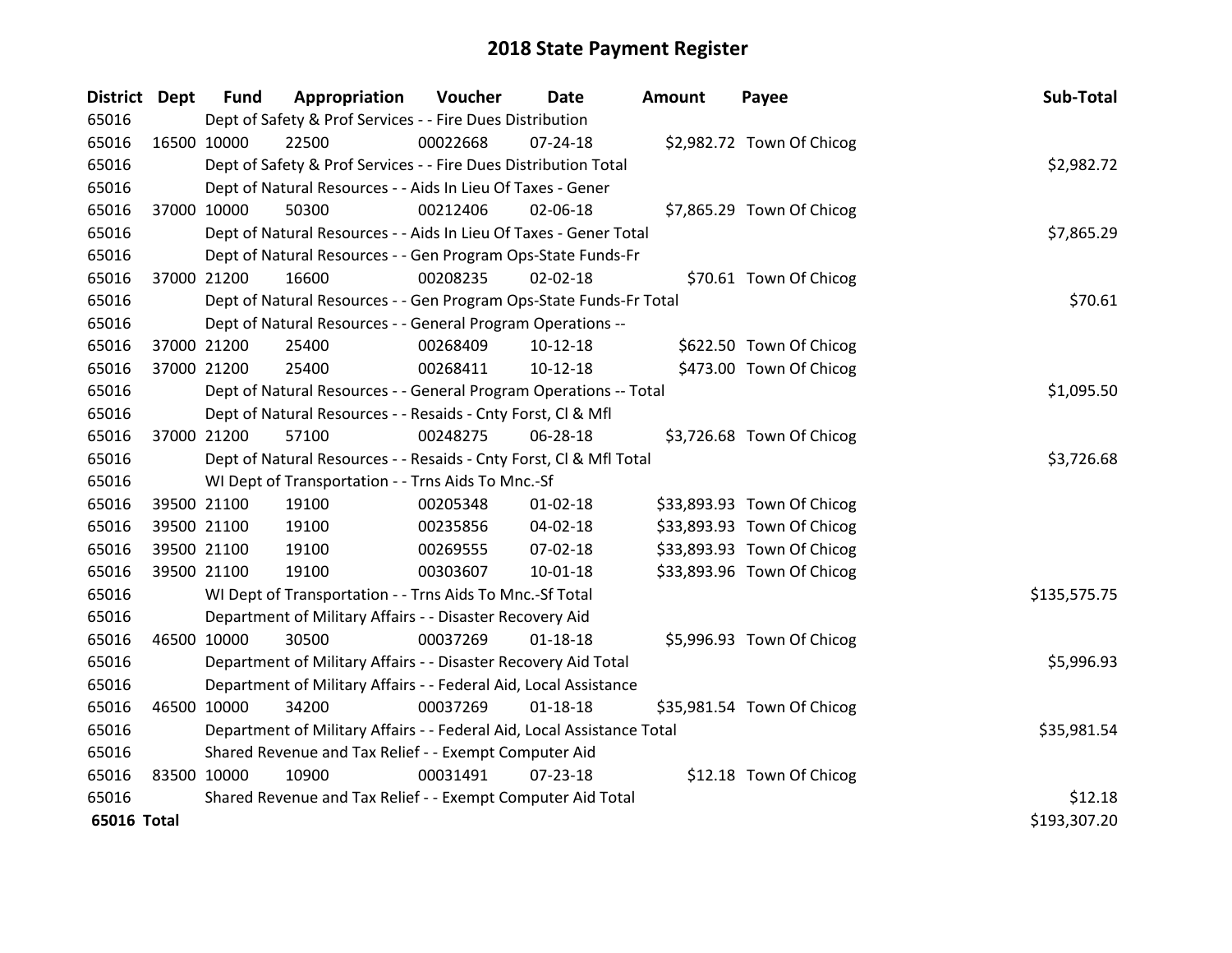# 2018 State Payment Register

| District | Dept | Fund | Appropriation | Voucher | Date | Amount | Payee | Sub-Total |
|---|---|---|---|---|---|---|---|---|
| 65016 | | Dept of Safety & Prof Services - - Fire Dues Distribution | | | | | | |
| 65016 | 16500 | 10000 | 22500 | 00022668 | 07-24-18 | $2,982.72 | Town Of Chicog | |
| 65016 | | Dept of Safety & Prof Services - - Fire Dues Distribution Total | | | | | | $2,982.72 |
| 65016 | | Dept of Natural Resources - - Aids In Lieu Of Taxes - Gener | | | | | | |
| 65016 | 37000 | 10000 | 50300 | 00212406 | 02-06-18 | $7,865.29 | Town Of Chicog | |
| 65016 | | Dept of Natural Resources - - Aids In Lieu Of Taxes - Gener Total | | | | | | $7,865.29 |
| 65016 | | Dept of Natural Resources - - Gen Program Ops-State Funds-Fr | | | | | | |
| 65016 | 37000 | 21200 | 16600 | 00208235 | 02-02-18 | $70.61 | Town Of Chicog | |
| 65016 | | Dept of Natural Resources - - Gen Program Ops-State Funds-Fr Total | | | | | | $70.61 |
| 65016 | | Dept of Natural Resources - - General Program Operations -- | | | | | | |
| 65016 | 37000 | 21200 | 25400 | 00268409 | 10-12-18 | $622.50 | Town Of Chicog | |
| 65016 | 37000 | 21200 | 25400 | 00268411 | 10-12-18 | $473.00 | Town Of Chicog | |
| 65016 | | Dept of Natural Resources - - General Program Operations -- Total | | | | | | $1,095.50 |
| 65016 | | Dept of Natural Resources - - Resaids - Cnty Forst, Cl & Mfl | | | | | | |
| 65016 | 37000 | 21200 | 57100 | 00248275 | 06-28-18 | $3,726.68 | Town Of Chicog | |
| 65016 | | Dept of Natural Resources - - Resaids - Cnty Forst, Cl & Mfl Total | | | | | | $3,726.68 |
| 65016 | | WI Dept of Transportation - - Trns Aids To Mnc.-Sf | | | | | | |
| 65016 | 39500 | 21100 | 19100 | 00205348 | 01-02-18 | $33,893.93 | Town Of Chicog | |
| 65016 | 39500 | 21100 | 19100 | 00235856 | 04-02-18 | $33,893.93 | Town Of Chicog | |
| 65016 | 39500 | 21100 | 19100 | 00269555 | 07-02-18 | $33,893.93 | Town Of Chicog | |
| 65016 | 39500 | 21100 | 19100 | 00303607 | 10-01-18 | $33,893.96 | Town Of Chicog | |
| 65016 | | WI Dept of Transportation - - Trns Aids To Mnc.-Sf Total | | | | | | $135,575.75 |
| 65016 | | Department of Military Affairs - - Disaster Recovery Aid | | | | | | |
| 65016 | 46500 | 10000 | 30500 | 00037269 | 01-18-18 | $5,996.93 | Town Of Chicog | |
| 65016 | | Department of Military Affairs - - Disaster Recovery Aid Total | | | | | | $5,996.93 |
| 65016 | | Department of Military Affairs - - Federal Aid, Local Assistance | | | | | | |
| 65016 | 46500 | 10000 | 34200 | 00037269 | 01-18-18 | $35,981.54 | Town Of Chicog | |
| 65016 | | Department of Military Affairs - - Federal Aid, Local Assistance Total | | | | | | $35,981.54 |
| 65016 | | Shared Revenue and Tax Relief - - Exempt Computer Aid | | | | | | |
| 65016 | 83500 | 10000 | 10900 | 00031491 | 07-23-18 | $12.18 | Town Of Chicog | |
| 65016 | | Shared Revenue and Tax Relief - - Exempt Computer Aid Total | | | | | | $12.18 |
| **65016 Total** | | | | | | | | $193,307.20 |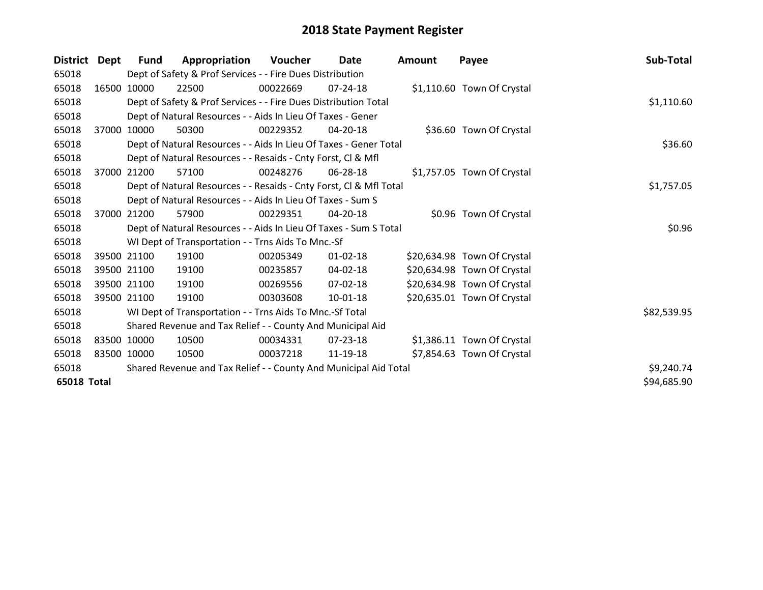# 2018 State Payment Register

| District | Dept | Fund | Appropriation | Voucher | Date | Amount | Payee | Sub-Total |
|---|---|---|---|---|---|---|---|---|
| 65018 | | Dept of Safety & Prof Services - - Fire Dues Distribution | | | | | | |
| 65018 | 16500 | 10000 | 22500 | 00022669 | 07-24-18 | $1,110.60 | Town Of Crystal | |
| 65018 | | Dept of Safety & Prof Services - - Fire Dues Distribution Total | | | | | | $1,110.60 |
| 65018 | | Dept of Natural Resources - - Aids In Lieu Of Taxes - Gener | | | | | | |
| 65018 | 37000 | 10000 | 50300 | 00229352 | 04-20-18 | $36.60 | Town Of Crystal | |
| 65018 | | Dept of Natural Resources - - Aids In Lieu Of Taxes - Gener Total | | | | | | $36.60 |
| 65018 | | Dept of Natural Resources - - Resaids - Cnty Forst, Cl & Mfl | | | | | | |
| 65018 | 37000 | 21200 | 57100 | 00248276 | 06-28-18 | $1,757.05 | Town Of Crystal | |
| 65018 | | Dept of Natural Resources - - Resaids - Cnty Forst, Cl & Mfl Total | | | | | | $1,757.05 |
| 65018 | | Dept of Natural Resources - - Aids In Lieu Of Taxes - Sum S | | | | | | |
| 65018 | 37000 | 21200 | 57900 | 00229351 | 04-20-18 | $0.96 | Town Of Crystal | |
| 65018 | | Dept of Natural Resources - - Aids In Lieu Of Taxes - Sum S Total | | | | | | $0.96 |
| 65018 | | WI Dept of Transportation - - Trns Aids To Mnc.-Sf | | | | | | |
| 65018 | 39500 | 21100 | 19100 | 00205349 | 01-02-18 | $20,634.98 | Town Of Crystal | |
| 65018 | 39500 | 21100 | 19100 | 00235857 | 04-02-18 | $20,634.98 | Town Of Crystal | |
| 65018 | 39500 | 21100 | 19100 | 00269556 | 07-02-18 | $20,634.98 | Town Of Crystal | |
| 65018 | 39500 | 21100 | 19100 | 00303608 | 10-01-18 | $20,635.01 | Town Of Crystal | |
| 65018 | | WI Dept of Transportation - - Trns Aids To Mnc.-Sf Total | | | | | | $82,539.95 |
| 65018 | | Shared Revenue and Tax Relief - - County And Municipal Aid | | | | | | |
| 65018 | 83500 | 10000 | 10500 | 00034331 | 07-23-18 | $1,386.11 | Town Of Crystal | |
| 65018 | 83500 | 10000 | 10500 | 00037218 | 11-19-18 | $7,854.63 | Town Of Crystal | |
| 65018 | | Shared Revenue and Tax Relief - - County And Municipal Aid Total | | | | | | $9,240.74 |
| **65018 Total** | | | | | | | | $94,685.90 |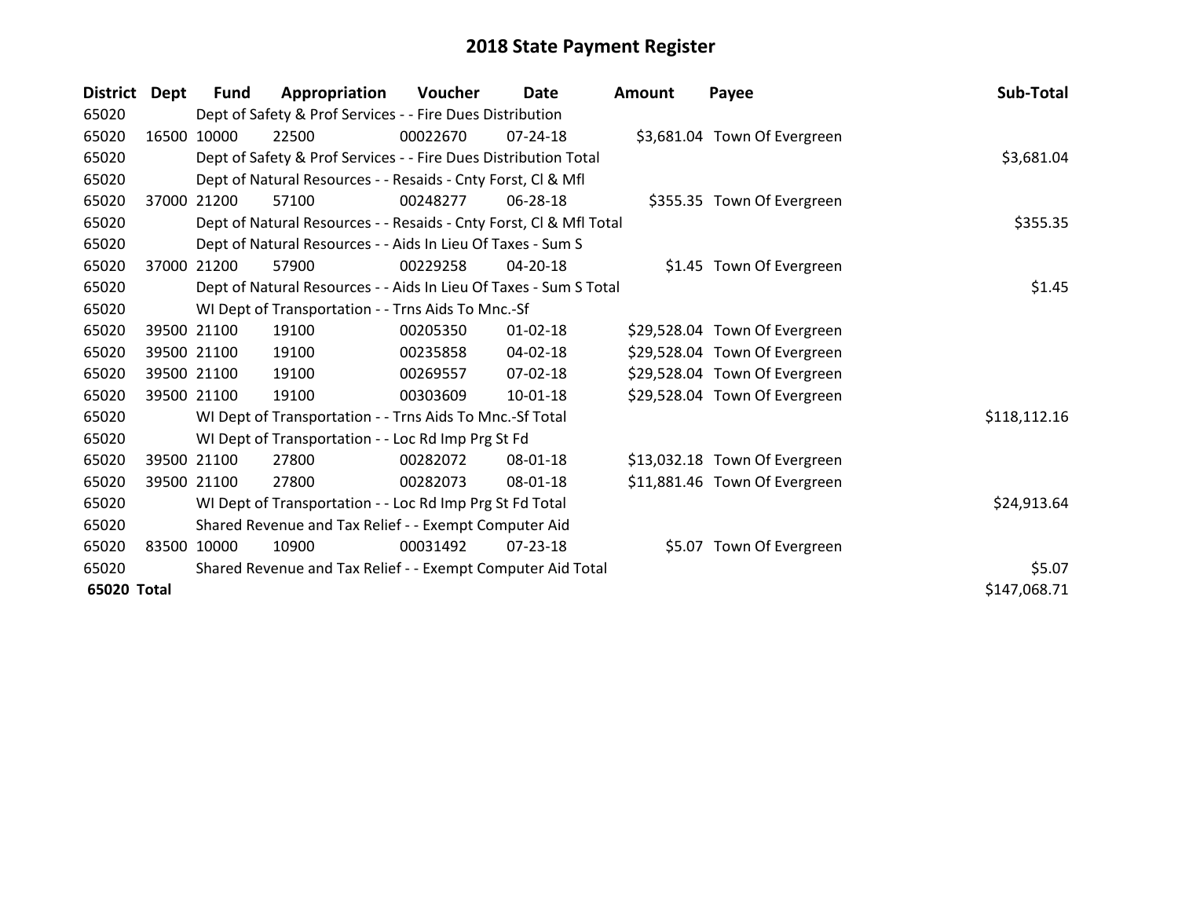# 2018 State Payment Register

| District | Dept | Fund | Appropriation | Voucher | Date | Amount | Payee | Sub-Total |
|---|---|---|---|---|---|---|---|---|
| 65020 | | Dept of Safety & Prof Services - - Fire Dues Distribution | | | | | | |
| 65020 | 16500 | 10000 | 22500 | 00022670 | 07-24-18 | $3,681.04 | Town Of Evergreen | |
| 65020 | | Dept of Safety & Prof Services - - Fire Dues Distribution Total | | | | | | $3,681.04 |
| 65020 | | Dept of Natural Resources - - Resaids - Cnty Forst, Cl & Mfl | | | | | | |
| 65020 | 37000 | 21200 | 57100 | 00248277 | 06-28-18 | $355.35 | Town Of Evergreen | |
| 65020 | | Dept of Natural Resources - - Resaids - Cnty Forst, Cl & Mfl Total | | | | | | $355.35 |
| 65020 | | Dept of Natural Resources - - Aids In Lieu Of Taxes - Sum S | | | | | | |
| 65020 | 37000 | 21200 | 57900 | 00229258 | 04-20-18 | $1.45 | Town Of Evergreen | |
| 65020 | | Dept of Natural Resources - - Aids In Lieu Of Taxes - Sum S Total | | | | | | $1.45 |
| 65020 | | WI Dept of Transportation - - Trns Aids To Mnc.-Sf | | | | | | |
| 65020 | 39500 | 21100 | 19100 | 00205350 | 01-02-18 | $29,528.04 | Town Of Evergreen | |
| 65020 | 39500 | 21100 | 19100 | 00235858 | 04-02-18 | $29,528.04 | Town Of Evergreen | |
| 65020 | 39500 | 21100 | 19100 | 00269557 | 07-02-18 | $29,528.04 | Town Of Evergreen | |
| 65020 | 39500 | 21100 | 19100 | 00303609 | 10-01-18 | $29,528.04 | Town Of Evergreen | |
| 65020 | | WI Dept of Transportation - - Trns Aids To Mnc.-Sf Total | | | | | | $118,112.16 |
| 65020 | | WI Dept of Transportation - - Loc Rd Imp Prg St Fd | | | | | | |
| 65020 | 39500 | 21100 | 27800 | 00282072 | 08-01-18 | $13,032.18 | Town Of Evergreen | |
| 65020 | 39500 | 21100 | 27800 | 00282073 | 08-01-18 | $11,881.46 | Town Of Evergreen | |
| 65020 | | WI Dept of Transportation - - Loc Rd Imp Prg St Fd Total | | | | | | $24,913.64 |
| 65020 | | Shared Revenue and Tax Relief - - Exempt Computer Aid | | | | | | |
| 65020 | 83500 | 10000 | 10900 | 00031492 | 07-23-18 | $5.07 | Town Of Evergreen | |
| 65020 | | Shared Revenue and Tax Relief - - Exempt Computer Aid Total | | | | | | $5.07 |
| **65020 Total** | | | | | | | | $147,068.71 |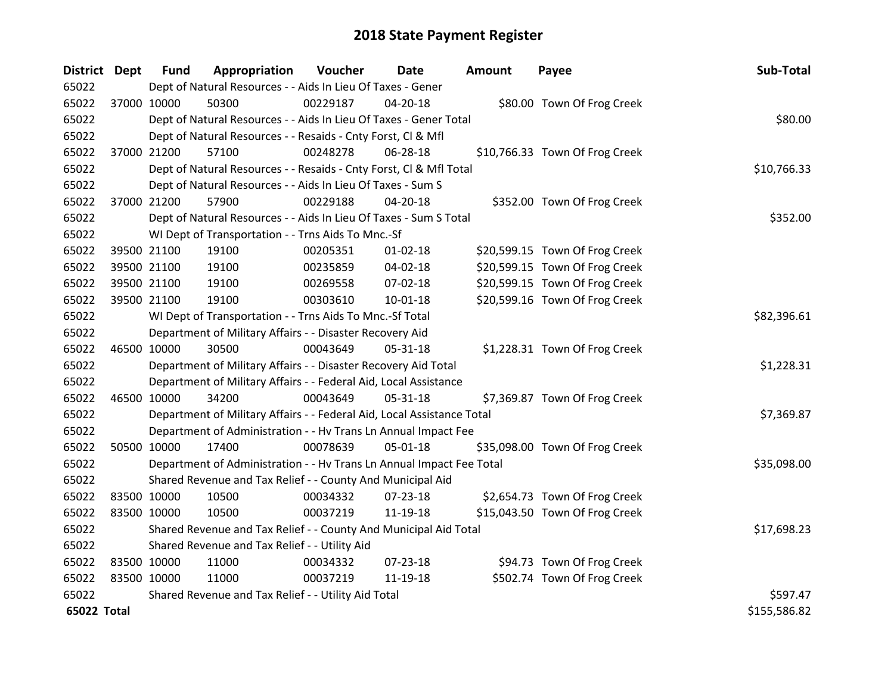# 2018 State Payment Register

| District | Dept | Fund | Appropriation | Voucher | Date | Amount | Payee | Sub-Total |
|---|---|---|---|---|---|---|---|---|
| 65022 | | Dept of Natural Resources - - Aids In Lieu Of Taxes - Gener | | | | | | |
| 65022 | 37000 | 10000 | 50300 | 00229187 | 04-20-18 | $80.00 | Town Of Frog Creek | |
| 65022 | | Dept of Natural Resources - - Aids In Lieu Of Taxes - Gener Total | | | | | | $80.00 |
| 65022 | | Dept of Natural Resources - - Resaids - Cnty Forst, Cl & Mfl | | | | | | |
| 65022 | 37000 | 21200 | 57100 | 00248278 | 06-28-18 | $10,766.33 | Town Of Frog Creek | |
| 65022 | | Dept of Natural Resources - - Resaids - Cnty Forst, Cl & Mfl Total | | | | | | $10,766.33 |
| 65022 | | Dept of Natural Resources - - Aids In Lieu Of Taxes - Sum S | | | | | | |
| 65022 | 37000 | 21200 | 57900 | 00229188 | 04-20-18 | $352.00 | Town Of Frog Creek | |
| 65022 | | Dept of Natural Resources - - Aids In Lieu Of Taxes - Sum S Total | | | | | | $352.00 |
| 65022 | | WI Dept of Transportation - - Trns Aids To Mnc.-Sf | | | | | | |
| 65022 | 39500 | 21100 | 19100 | 00205351 | 01-02-18 | $20,599.15 | Town Of Frog Creek | |
| 65022 | 39500 | 21100 | 19100 | 00235859 | 04-02-18 | $20,599.15 | Town Of Frog Creek | |
| 65022 | 39500 | 21100 | 19100 | 00269558 | 07-02-18 | $20,599.15 | Town Of Frog Creek | |
| 65022 | 39500 | 21100 | 19100 | 00303610 | 10-01-18 | $20,599.16 | Town Of Frog Creek | |
| 65022 | | WI Dept of Transportation - - Trns Aids To Mnc.-Sf Total | | | | | | $82,396.61 |
| 65022 | | Department of Military Affairs - - Disaster Recovery Aid | | | | | | |
| 65022 | 46500 | 10000 | 30500 | 00043649 | 05-31-18 | $1,228.31 | Town Of Frog Creek | |
| 65022 | | Department of Military Affairs - - Disaster Recovery Aid Total | | | | | | $1,228.31 |
| 65022 | | Department of Military Affairs - - Federal Aid, Local Assistance | | | | | | |
| 65022 | 46500 | 10000 | 34200 | 00043649 | 05-31-18 | $7,369.87 | Town Of Frog Creek | |
| 65022 | | Department of Military Affairs - - Federal Aid, Local Assistance Total | | | | | | $7,369.87 |
| 65022 | | Department of Administration - - Hv Trans Ln Annual Impact Fee | | | | | | |
| 65022 | 50500 | 10000 | 17400 | 00078639 | 05-01-18 | $35,098.00 | Town Of Frog Creek | |
| 65022 | | Department of Administration - - Hv Trans Ln Annual Impact Fee Total | | | | | | $35,098.00 |
| 65022 | | Shared Revenue and Tax Relief - - County And Municipal Aid | | | | | | |
| 65022 | 83500 | 10000 | 10500 | 00034332 | 07-23-18 | $2,654.73 | Town Of Frog Creek | |
| 65022 | 83500 | 10000 | 10500 | 00037219 | 11-19-18 | $15,043.50 | Town Of Frog Creek | |
| 65022 | | Shared Revenue and Tax Relief - - County And Municipal Aid Total | | | | | | $17,698.23 |
| 65022 | | Shared Revenue and Tax Relief - - Utility Aid | | | | | | |
| 65022 | 83500 | 10000 | 11000 | 00034332 | 07-23-18 | $94.73 | Town Of Frog Creek | |
| 65022 | 83500 | 10000 | 11000 | 00037219 | 11-19-18 | $502.74 | Town Of Frog Creek | |
| 65022 | | Shared Revenue and Tax Relief - - Utility Aid Total | | | | | | $597.47 |
| **65022 Total** | | | | | | | | $155,586.82 |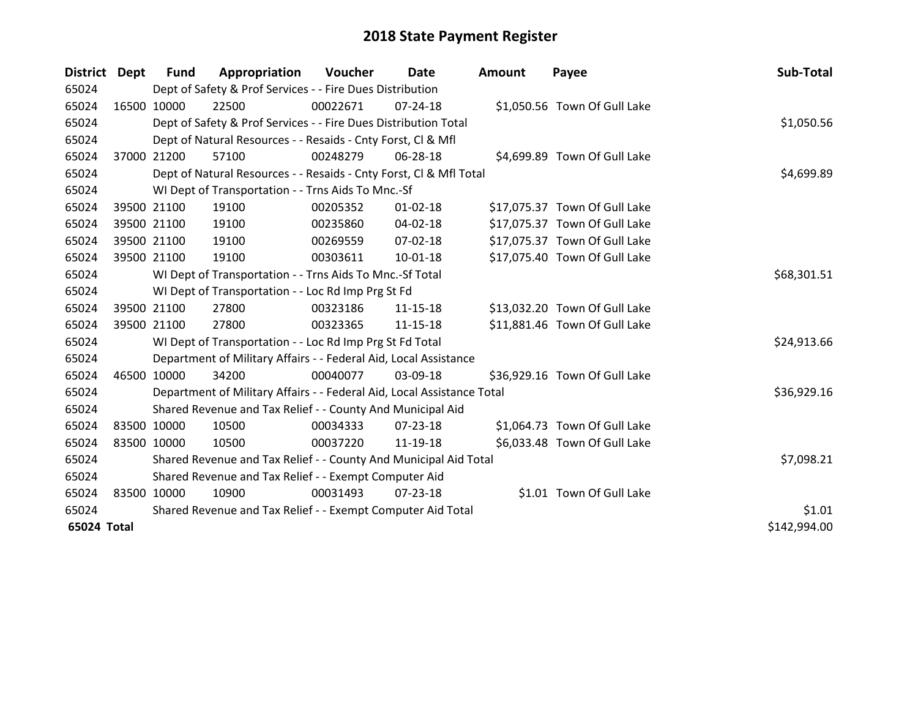# 2018 State Payment Register

| District | Dept | Fund | Appropriation | Voucher | Date | Amount | Payee | Sub-Total |
|---|---|---|---|---|---|---|---|---|
| 65024 | | Dept of Safety & Prof Services - - Fire Dues Distribution | | | | | | |
| 65024 | 16500 | 10000 | 22500 | 00022671 | 07-24-18 | $1,050.56 | Town Of Gull Lake | |
| 65024 | | Dept of Safety & Prof Services - - Fire Dues Distribution Total | | | | | | $1,050.56 |
| 65024 | | Dept of Natural Resources - - Resaids - Cnty Forst, Cl & Mfl | | | | | | |
| 65024 | 37000 | 21200 | 57100 | 00248279 | 06-28-18 | $4,699.89 | Town Of Gull Lake | |
| 65024 | | Dept of Natural Resources - - Resaids - Cnty Forst, Cl & Mfl Total | | | | | | $4,699.89 |
| 65024 | | WI Dept of Transportation - - Trns Aids To Mnc.-Sf | | | | | | |
| 65024 | 39500 | 21100 | 19100 | 00205352 | 01-02-18 | $17,075.37 | Town Of Gull Lake | |
| 65024 | 39500 | 21100 | 19100 | 00235860 | 04-02-18 | $17,075.37 | Town Of Gull Lake | |
| 65024 | 39500 | 21100 | 19100 | 00269559 | 07-02-18 | $17,075.37 | Town Of Gull Lake | |
| 65024 | 39500 | 21100 | 19100 | 00303611 | 10-01-18 | $17,075.40 | Town Of Gull Lake | |
| 65024 | | WI Dept of Transportation - - Trns Aids To Mnc.-Sf Total | | | | | | $68,301.51 |
| 65024 | | WI Dept of Transportation - - Loc Rd Imp Prg St Fd | | | | | | |
| 65024 | 39500 | 21100 | 27800 | 00323186 | 11-15-18 | $13,032.20 | Town Of Gull Lake | |
| 65024 | 39500 | 21100 | 27800 | 00323365 | 11-15-18 | $11,881.46 | Town Of Gull Lake | |
| 65024 | | WI Dept of Transportation - - Loc Rd Imp Prg St Fd Total | | | | | | $24,913.66 |
| 65024 | | Department of Military Affairs - - Federal Aid, Local Assistance | | | | | | |
| 65024 | 46500 | 10000 | 34200 | 00040077 | 03-09-18 | $36,929.16 | Town Of Gull Lake | |
| 65024 | | Department of Military Affairs - - Federal Aid, Local Assistance Total | | | | | | $36,929.16 |
| 65024 | | Shared Revenue and Tax Relief - - County And Municipal Aid | | | | | | |
| 65024 | 83500 | 10000 | 10500 | 00034333 | 07-23-18 | $1,064.73 | Town Of Gull Lake | |
| 65024 | 83500 | 10000 | 10500 | 00037220 | 11-19-18 | $6,033.48 | Town Of Gull Lake | |
| 65024 | | Shared Revenue and Tax Relief - - County And Municipal Aid Total | | | | | | $7,098.21 |
| 65024 | | Shared Revenue and Tax Relief - - Exempt Computer Aid | | | | | | |
| 65024 | 83500 | 10000 | 10900 | 00031493 | 07-23-18 | $1.01 | Town Of Gull Lake | |
| 65024 | | Shared Revenue and Tax Relief - - Exempt Computer Aid Total | | | | | | $1.01 |
| **65024 Total** | | | | | | | | $142,994.00 |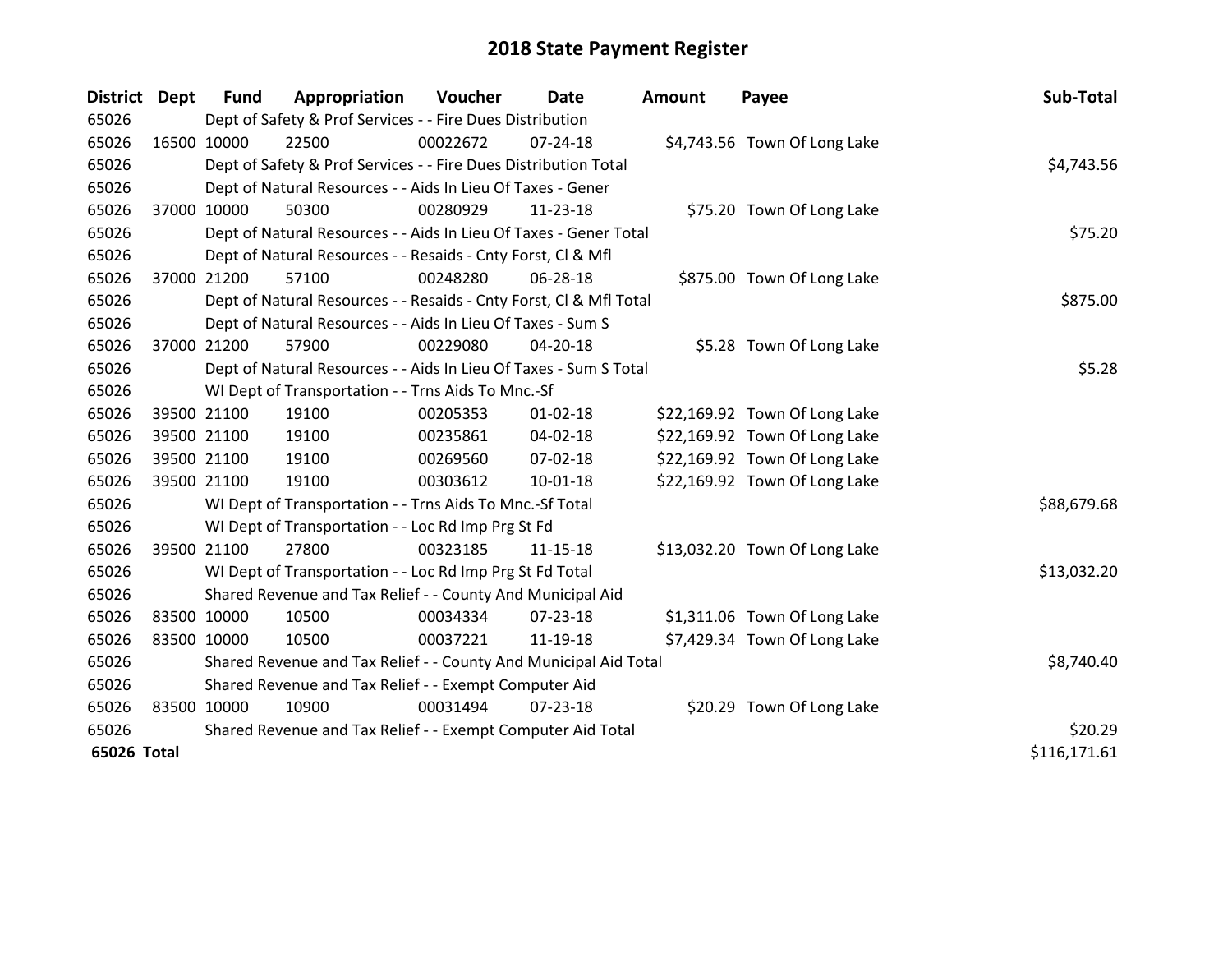# 2018 State Payment Register

| District | Dept | Fund | Appropriation | Voucher | Date | Amount | Payee | Sub-Total |
|---|---|---|---|---|---|---|---|---|
| 65026 | | Dept of Safety & Prof Services - - Fire Dues Distribution | | | | | | |
| 65026 | 16500 | 10000 | 22500 | 00022672 | 07-24-18 | $4,743.56 | Town Of Long Lake | |
| 65026 | | Dept of Safety & Prof Services - - Fire Dues Distribution Total | | | | | | $4,743.56 |
| 65026 | | Dept of Natural Resources - - Aids In Lieu Of Taxes - Gener | | | | | | |
| 65026 | 37000 | 10000 | 50300 | 00280929 | 11-23-18 | $75.20 | Town Of Long Lake | |
| 65026 | | Dept of Natural Resources - - Aids In Lieu Of Taxes - Gener Total | | | | | | $75.20 |
| 65026 | | Dept of Natural Resources - - Resaids - Cnty Forst, Cl & Mfl | | | | | | |
| 65026 | 37000 | 21200 | 57100 | 00248280 | 06-28-18 | $875.00 | Town Of Long Lake | |
| 65026 | | Dept of Natural Resources - - Resaids - Cnty Forst, Cl & Mfl Total | | | | | | $875.00 |
| 65026 | | Dept of Natural Resources - - Aids In Lieu Of Taxes - Sum S | | | | | | |
| 65026 | 37000 | 21200 | 57900 | 00229080 | 04-20-18 | $5.28 | Town Of Long Lake | |
| 65026 | | Dept of Natural Resources - - Aids In Lieu Of Taxes - Sum S Total | | | | | | $5.28 |
| 65026 | | WI Dept of Transportation - - Trns Aids To Mnc.-Sf | | | | | | |
| 65026 | 39500 | 21100 | 19100 | 00205353 | 01-02-18 | $22,169.92 | Town Of Long Lake | |
| 65026 | 39500 | 21100 | 19100 | 00235861 | 04-02-18 | $22,169.92 | Town Of Long Lake | |
| 65026 | 39500 | 21100 | 19100 | 00269560 | 07-02-18 | $22,169.92 | Town Of Long Lake | |
| 65026 | 39500 | 21100 | 19100 | 00303612 | 10-01-18 | $22,169.92 | Town Of Long Lake | |
| 65026 | | WI Dept of Transportation - - Trns Aids To Mnc.-Sf Total | | | | | | $88,679.68 |
| 65026 | | WI Dept of Transportation - - Loc Rd Imp Prg St Fd | | | | | | |
| 65026 | 39500 | 21100 | 27800 | 00323185 | 11-15-18 | $13,032.20 | Town Of Long Lake | |
| 65026 | | WI Dept of Transportation - - Loc Rd Imp Prg St Fd Total | | | | | | $13,032.20 |
| 65026 | | Shared Revenue and Tax Relief - - County And Municipal Aid | | | | | | |
| 65026 | 83500 | 10000 | 10500 | 00034334 | 07-23-18 | $1,311.06 | Town Of Long Lake | |
| 65026 | 83500 | 10000 | 10500 | 00037221 | 11-19-18 | $7,429.34 | Town Of Long Lake | |
| 65026 | | Shared Revenue and Tax Relief - - County And Municipal Aid Total | | | | | | $8,740.40 |
| 65026 | | Shared Revenue and Tax Relief - - Exempt Computer Aid | | | | | | |
| 65026 | 83500 | 10000 | 10900 | 00031494 | 07-23-18 | $20.29 | Town Of Long Lake | |
| 65026 | | Shared Revenue and Tax Relief - - Exempt Computer Aid Total | | | | | | $20.29 |
| **65026 Total** | | | | | | | | $116,171.61 |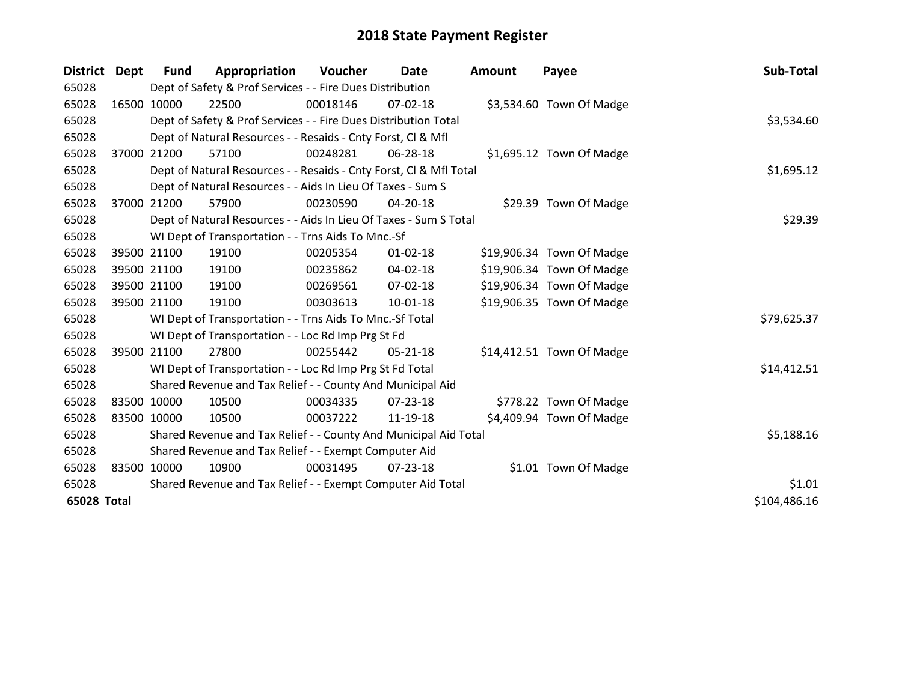# 2018 State Payment Register

| District | Dept | Fund | Appropriation | Voucher | Date | Amount | Payee | Sub-Total |
|---|---|---|---|---|---|---|---|---|
| 65028 | | Dept of Safety & Prof Services - - Fire Dues Distribution | | | | | | |
| 65028 | 16500 | 10000 | 22500 | 00018146 | 07-02-18 | $3,534.60 | Town Of Madge | |
| 65028 | | Dept of Safety & Prof Services - - Fire Dues Distribution Total | | | | | | $3,534.60 |
| 65028 | | Dept of Natural Resources - - Resaids - Cnty Forst, Cl & Mfl | | | | | | |
| 65028 | 37000 | 21200 | 57100 | 00248281 | 06-28-18 | $1,695.12 | Town Of Madge | |
| 65028 | | Dept of Natural Resources - - Resaids - Cnty Forst, Cl & Mfl Total | | | | | | $1,695.12 |
| 65028 | | Dept of Natural Resources - - Aids In Lieu Of Taxes - Sum S | | | | | | |
| 65028 | 37000 | 21200 | 57900 | 00230590 | 04-20-18 | $29.39 | Town Of Madge | |
| 65028 | | Dept of Natural Resources - - Aids In Lieu Of Taxes - Sum S Total | | | | | | $29.39 |
| 65028 | | WI Dept of Transportation - - Trns Aids To Mnc.-Sf | | | | | | |
| 65028 | 39500 | 21100 | 19100 | 00205354 | 01-02-18 | $19,906.34 | Town Of Madge | |
| 65028 | 39500 | 21100 | 19100 | 00235862 | 04-02-18 | $19,906.34 | Town Of Madge | |
| 65028 | 39500 | 21100 | 19100 | 00269561 | 07-02-18 | $19,906.34 | Town Of Madge | |
| 65028 | 39500 | 21100 | 19100 | 00303613 | 10-01-18 | $19,906.35 | Town Of Madge | |
| 65028 | | WI Dept of Transportation - - Trns Aids To Mnc.-Sf Total | | | | | | $79,625.37 |
| 65028 | | WI Dept of Transportation - - Loc Rd Imp Prg St Fd | | | | | | |
| 65028 | 39500 | 21100 | 27800 | 00255442 | 05-21-18 | $14,412.51 | Town Of Madge | |
| 65028 | | WI Dept of Transportation - - Loc Rd Imp Prg St Fd Total | | | | | | $14,412.51 |
| 65028 | | Shared Revenue and Tax Relief - - County And Municipal Aid | | | | | | |
| 65028 | 83500 | 10000 | 10500 | 00034335 | 07-23-18 | $778.22 | Town Of Madge | |
| 65028 | 83500 | 10000 | 10500 | 00037222 | 11-19-18 | $4,409.94 | Town Of Madge | |
| 65028 | | Shared Revenue and Tax Relief - - County And Municipal Aid Total | | | | | | $5,188.16 |
| 65028 | | Shared Revenue and Tax Relief - - Exempt Computer Aid | | | | | | |
| 65028 | 83500 | 10000 | 10900 | 00031495 | 07-23-18 | $1.01 | Town Of Madge | |
| 65028 | | Shared Revenue and Tax Relief - - Exempt Computer Aid Total | | | | | | $1.01 |
| **65028 Total** | | | | | | | | $104,486.16 |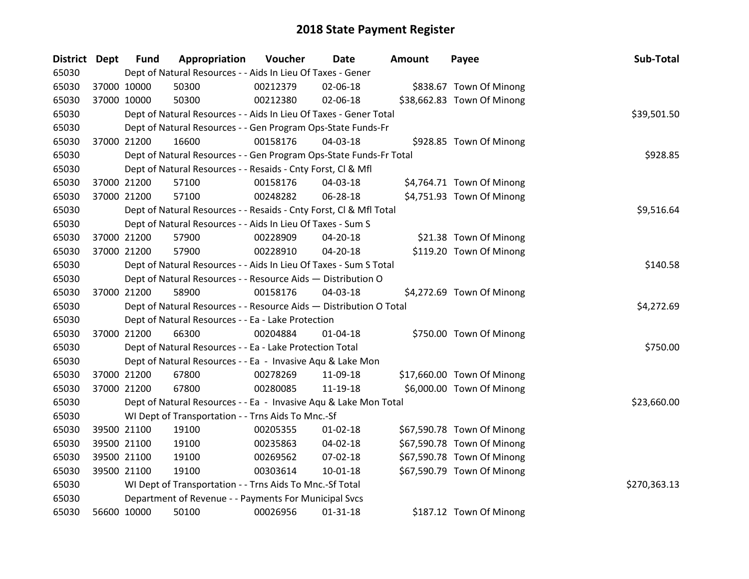# 2018 State Payment Register

| District | Dept | Fund | Appropriation | Voucher | Date | Amount | Payee | Sub-Total |
|---|---|---|---|---|---|---|---|---|
| 65030 | | | Dept of Natural Resources - - Aids In Lieu Of Taxes - Gener | | | | | |
| 65030 | 37000 | 10000 | 50300 | 00212379 | 02-06-18 | $838.67 | Town Of Minong | |
| 65030 | 37000 | 10000 | 50300 | 00212380 | 02-06-18 | $38,662.83 | Town Of Minong | |
| 65030 | | | Dept of Natural Resources - - Aids In Lieu Of Taxes - Gener Total | | | | | $39,501.50 |
| 65030 | | | Dept of Natural Resources - - Gen Program Ops-State Funds-Fr | | | | | |
| 65030 | 37000 | 21200 | 16600 | 00158176 | 04-03-18 | $928.85 | Town Of Minong | |
| 65030 | | | Dept of Natural Resources - - Gen Program Ops-State Funds-Fr Total | | | | | $928.85 |
| 65030 | | | Dept of Natural Resources - - Resaids - Cnty Forst, Cl & Mfl | | | | | |
| 65030 | 37000 | 21200 | 57100 | 00158176 | 04-03-18 | $4,764.71 | Town Of Minong | |
| 65030 | 37000 | 21200 | 57100 | 00248282 | 06-28-18 | $4,751.93 | Town Of Minong | |
| 65030 | | | Dept of Natural Resources - - Resaids - Cnty Forst, Cl & Mfl Total | | | | | $9,516.64 |
| 65030 | | | Dept of Natural Resources - - Aids In Lieu Of Taxes - Sum S | | | | | |
| 65030 | 37000 | 21200 | 57900 | 00228909 | 04-20-18 | $21.38 | Town Of Minong | |
| 65030 | 37000 | 21200 | 57900 | 00228910 | 04-20-18 | $119.20 | Town Of Minong | |
| 65030 | | | Dept of Natural Resources - - Aids In Lieu Of Taxes - Sum S Total | | | | | $140.58 |
| 65030 | | | Dept of Natural Resources - - Resource Aids — Distribution O | | | | | |
| 65030 | 37000 | 21200 | 58900 | 00158176 | 04-03-18 | $4,272.69 | Town Of Minong | |
| 65030 | | | Dept of Natural Resources - - Resource Aids — Distribution O Total | | | | | $4,272.69 |
| 65030 | | | Dept of Natural Resources - - Ea - Lake Protection | | | | | |
| 65030 | 37000 | 21200 | 66300 | 00204884 | 01-04-18 | $750.00 | Town Of Minong | |
| 65030 | | | Dept of Natural Resources - - Ea - Lake Protection Total | | | | | $750.00 |
| 65030 | | | Dept of Natural Resources - - Ea - Invasive Aqu & Lake Mon | | | | | |
| 65030 | 37000 | 21200 | 67800 | 00278269 | 11-09-18 | $17,660.00 | Town Of Minong | |
| 65030 | 37000 | 21200 | 67800 | 00280085 | 11-19-18 | $6,000.00 | Town Of Minong | |
| 65030 | | | Dept of Natural Resources - - Ea - Invasive Aqu & Lake Mon Total | | | | | $23,660.00 |
| 65030 | | | WI Dept of Transportation - - Trns Aids To Mnc.-Sf | | | | | |
| 65030 | 39500 | 21100 | 19100 | 00205355 | 01-02-18 | $67,590.78 | Town Of Minong | |
| 65030 | 39500 | 21100 | 19100 | 00235863 | 04-02-18 | $67,590.78 | Town Of Minong | |
| 65030 | 39500 | 21100 | 19100 | 00269562 | 07-02-18 | $67,590.78 | Town Of Minong | |
| 65030 | 39500 | 21100 | 19100 | 00303614 | 10-01-18 | $67,590.79 | Town Of Minong | |
| 65030 | | | WI Dept of Transportation - - Trns Aids To Mnc.-Sf Total | | | | | $270,363.13 |
| 65030 | | | Department of Revenue - - Payments For Municipal Svcs | | | | | |
| 65030 | 56600 | 10000 | 50100 | 00026956 | 01-31-18 | $187.12 | Town Of Minong | |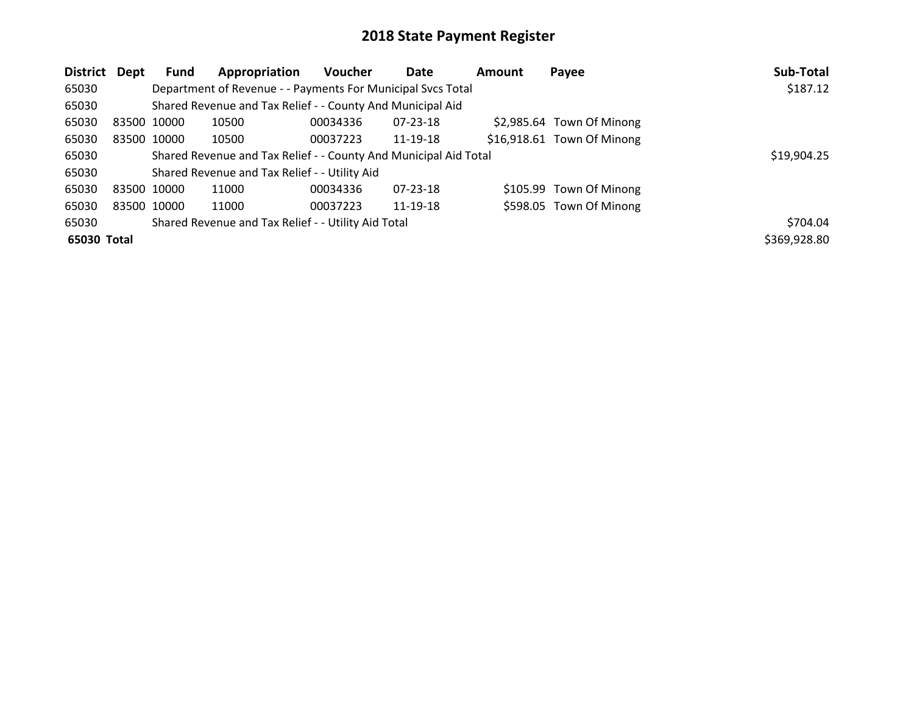# 2018 State Payment Register

| District | Dept | Fund | Appropriation | Voucher | Date | Amount | Payee | Sub-Total |
|---|---|---|---|---|---|---|---|---|
| 65030 | | Department of Revenue - - Payments For Municipal Svcs Total | | | | | | $187.12 |
| 65030 | | Shared Revenue and Tax Relief - - County And Municipal Aid | | | | | | |
| 65030 | 83500 | 10000 | 10500 | 00034336 | 07-23-18 | $2,985.64 | Town Of Minong | |
| 65030 | 83500 | 10000 | 10500 | 00037223 | 11-19-18 | $16,918.61 | Town Of Minong | |
| 65030 | | Shared Revenue and Tax Relief - - County And Municipal Aid Total | | | | | | $19,904.25 |
| 65030 | | Shared Revenue and Tax Relief - - Utility Aid | | | | | | |
| 65030 | 83500 | 10000 | 11000 | 00034336 | 07-23-18 | $105.99 | Town Of Minong | |
| 65030 | 83500 | 10000 | 11000 | 00037223 | 11-19-18 | $598.05 | Town Of Minong | |
| 65030 | | Shared Revenue and Tax Relief - - Utility Aid Total | | | | | | $704.04 |
| **65030 Total** | | | | | | | | $369,928.80 |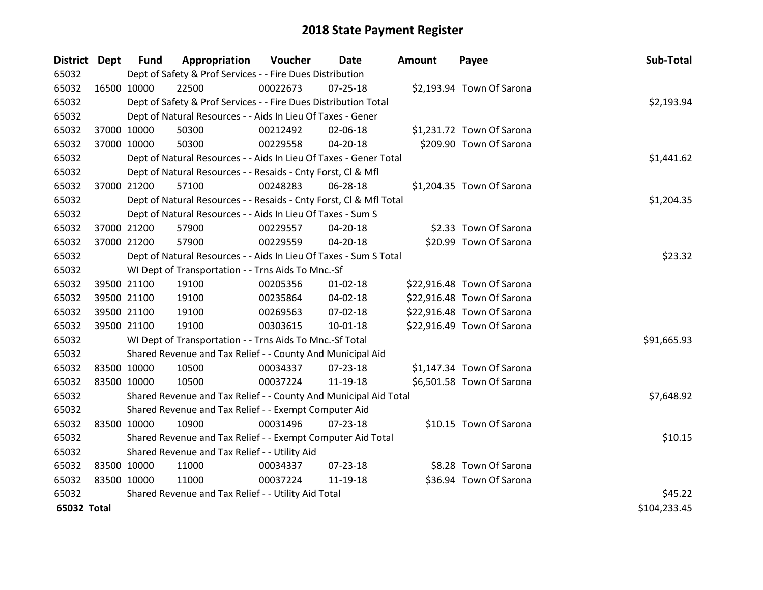# 2018 State Payment Register

| District | Dept | Fund | Appropriation | Voucher | Date | Amount | Payee | Sub-Total |
|---|---|---|---|---|---|---|---|---|
| 65032 | | Dept of Safety & Prof Services - - Fire Dues Distribution | | | | | | |
| 65032 | 16500 | 10000 | 22500 | 00022673 | 07-25-18 | $2,193.94 | Town Of Sarona | |
| 65032 | | Dept of Safety & Prof Services - - Fire Dues Distribution Total | | | | | | $2,193.94 |
| 65032 | | Dept of Natural Resources - - Aids In Lieu Of Taxes - Gener | | | | | | |
| 65032 | 37000 | 10000 | 50300 | 00212492 | 02-06-18 | $1,231.72 | Town Of Sarona | |
| 65032 | 37000 | 10000 | 50300 | 00229558 | 04-20-18 | $209.90 | Town Of Sarona | |
| 65032 | | Dept of Natural Resources - - Aids In Lieu Of Taxes - Gener Total | | | | | | $1,441.62 |
| 65032 | | Dept of Natural Resources - - Resaids - Cnty Forst, Cl & Mfl | | | | | | |
| 65032 | 37000 | 21200 | 57100 | 00248283 | 06-28-18 | $1,204.35 | Town Of Sarona | |
| 65032 | | Dept of Natural Resources - - Resaids - Cnty Forst, Cl & Mfl Total | | | | | | $1,204.35 |
| 65032 | | Dept of Natural Resources - - Aids In Lieu Of Taxes - Sum S | | | | | | |
| 65032 | 37000 | 21200 | 57900 | 00229557 | 04-20-18 | $2.33 | Town Of Sarona | |
| 65032 | 37000 | 21200 | 57900 | 00229559 | 04-20-18 | $20.99 | Town Of Sarona | |
| 65032 | | Dept of Natural Resources - - Aids In Lieu Of Taxes - Sum S Total | | | | | | $23.32 |
| 65032 | | WI Dept of Transportation - - Trns Aids To Mnc.-Sf | | | | | | |
| 65032 | 39500 | 21100 | 19100 | 00205356 | 01-02-18 | $22,916.48 | Town Of Sarona | |
| 65032 | 39500 | 21100 | 19100 | 00235864 | 04-02-18 | $22,916.48 | Town Of Sarona | |
| 65032 | 39500 | 21100 | 19100 | 00269563 | 07-02-18 | $22,916.48 | Town Of Sarona | |
| 65032 | 39500 | 21100 | 19100 | 00303615 | 10-01-18 | $22,916.49 | Town Of Sarona | |
| 65032 | | WI Dept of Transportation - - Trns Aids To Mnc.-Sf Total | | | | | | $91,665.93 |
| 65032 | | Shared Revenue and Tax Relief - - County And Municipal Aid | | | | | | |
| 65032 | 83500 | 10000 | 10500 | 00034337 | 07-23-18 | $1,147.34 | Town Of Sarona | |
| 65032 | 83500 | 10000 | 10500 | 00037224 | 11-19-18 | $6,501.58 | Town Of Sarona | |
| 65032 | | Shared Revenue and Tax Relief - - County And Municipal Aid Total | | | | | | $7,648.92 |
| 65032 | | Shared Revenue and Tax Relief - - Exempt Computer Aid | | | | | | |
| 65032 | 83500 | 10000 | 10900 | 00031496 | 07-23-18 | $10.15 | Town Of Sarona | |
| 65032 | | Shared Revenue and Tax Relief - - Exempt Computer Aid Total | | | | | | $10.15 |
| 65032 | | Shared Revenue and Tax Relief - - Utility Aid | | | | | | |
| 65032 | 83500 | 10000 | 11000 | 00034337 | 07-23-18 | $8.28 | Town Of Sarona | |
| 65032 | 83500 | 10000 | 11000 | 00037224 | 11-19-18 | $36.94 | Town Of Sarona | |
| 65032 | | Shared Revenue and Tax Relief - - Utility Aid Total | | | | | | $45.22 |
| **65032 Total** | | | | | | | | $104,233.45 |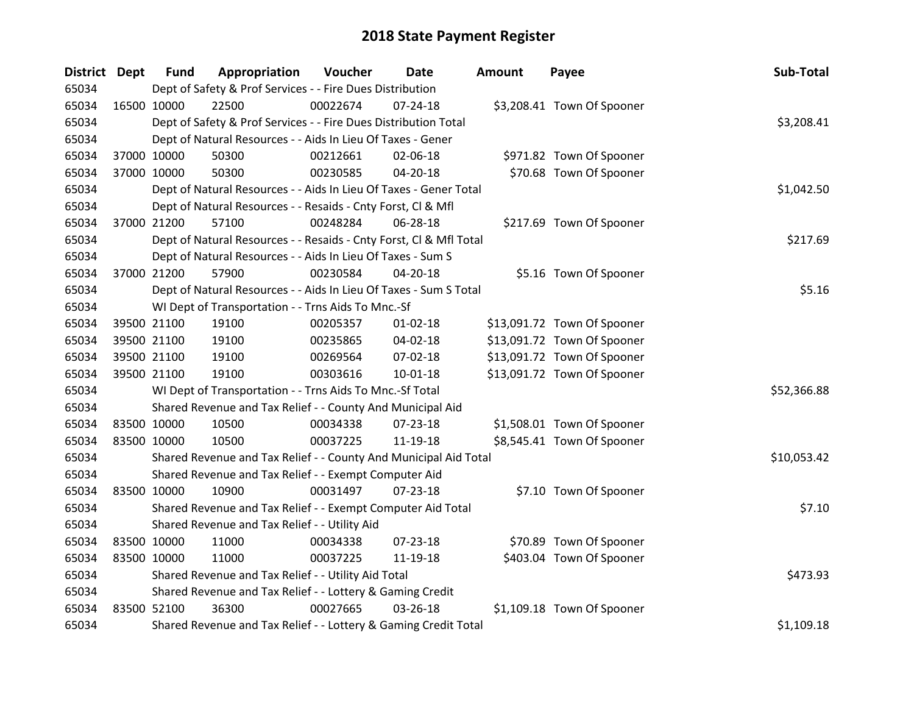# 2018 State Payment Register

| District | Dept | Fund | Appropriation | Voucher | Date | Amount | Payee | Sub-Total |
|---|---|---|---|---|---|---|---|---|
| 65034 | | Dept of Safety & Prof Services - - Fire Dues Distribution | | | | | | |
| 65034 | 16500 | 10000 | 22500 | 00022674 | 07-24-18 | $3,208.41 | Town Of Spooner | |
| 65034 | | Dept of Safety & Prof Services - - Fire Dues Distribution Total | | | | | | $3,208.41 |
| 65034 | | Dept of Natural Resources - - Aids In Lieu Of Taxes - Gener | | | | | | |
| 65034 | 37000 | 10000 | 50300 | 00212661 | 02-06-18 | $971.82 | Town Of Spooner | |
| 65034 | 37000 | 10000 | 50300 | 00230585 | 04-20-18 | $70.68 | Town Of Spooner | |
| 65034 | | Dept of Natural Resources - - Aids In Lieu Of Taxes - Gener Total | | | | | | $1,042.50 |
| 65034 | | Dept of Natural Resources - - Resaids - Cnty Forst, Cl & Mfl | | | | | | |
| 65034 | 37000 | 21200 | 57100 | 00248284 | 06-28-18 | $217.69 | Town Of Spooner | |
| 65034 | | Dept of Natural Resources - - Resaids - Cnty Forst, Cl & Mfl Total | | | | | | $217.69 |
| 65034 | | Dept of Natural Resources - - Aids In Lieu Of Taxes - Sum S | | | | | | |
| 65034 | 37000 | 21200 | 57900 | 00230584 | 04-20-18 | $5.16 | Town Of Spooner | |
| 65034 | | Dept of Natural Resources - - Aids In Lieu Of Taxes - Sum S Total | | | | | | $5.16 |
| 65034 | | WI Dept of Transportation - - Trns Aids To Mnc.-Sf | | | | | | |
| 65034 | 39500 | 21100 | 19100 | 00205357 | 01-02-18 | $13,091.72 | Town Of Spooner | |
| 65034 | 39500 | 21100 | 19100 | 00235865 | 04-02-18 | $13,091.72 | Town Of Spooner | |
| 65034 | 39500 | 21100 | 19100 | 00269564 | 07-02-18 | $13,091.72 | Town Of Spooner | |
| 65034 | 39500 | 21100 | 19100 | 00303616 | 10-01-18 | $13,091.72 | Town Of Spooner | |
| 65034 | | WI Dept of Transportation - - Trns Aids To Mnc.-Sf Total | | | | | | $52,366.88 |
| 65034 | | Shared Revenue and Tax Relief - - County And Municipal Aid | | | | | | |
| 65034 | 83500 | 10000 | 10500 | 00034338 | 07-23-18 | $1,508.01 | Town Of Spooner | |
| 65034 | 83500 | 10000 | 10500 | 00037225 | 11-19-18 | $8,545.41 | Town Of Spooner | |
| 65034 | | Shared Revenue and Tax Relief - - County And Municipal Aid Total | | | | | | $10,053.42 |
| 65034 | | Shared Revenue and Tax Relief - - Exempt Computer Aid | | | | | | |
| 65034 | 83500 | 10000 | 10900 | 00031497 | 07-23-18 | $7.10 | Town Of Spooner | |
| 65034 | | Shared Revenue and Tax Relief - - Exempt Computer Aid Total | | | | | | $7.10 |
| 65034 | | Shared Revenue and Tax Relief - - Utility Aid | | | | | | |
| 65034 | 83500 | 10000 | 11000 | 00034338 | 07-23-18 | $70.89 | Town Of Spooner | |
| 65034 | 83500 | 10000 | 11000 | 00037225 | 11-19-18 | $403.04 | Town Of Spooner | |
| 65034 | | Shared Revenue and Tax Relief - - Utility Aid Total | | | | | | $473.93 |
| 65034 | | Shared Revenue and Tax Relief - - Lottery & Gaming Credit | | | | | | |
| 65034 | 83500 | 52100 | 36300 | 00027665 | 03-26-18 | $1,109.18 | Town Of Spooner | |
| 65034 | | Shared Revenue and Tax Relief - - Lottery & Gaming Credit Total | | | | | | $1,109.18 |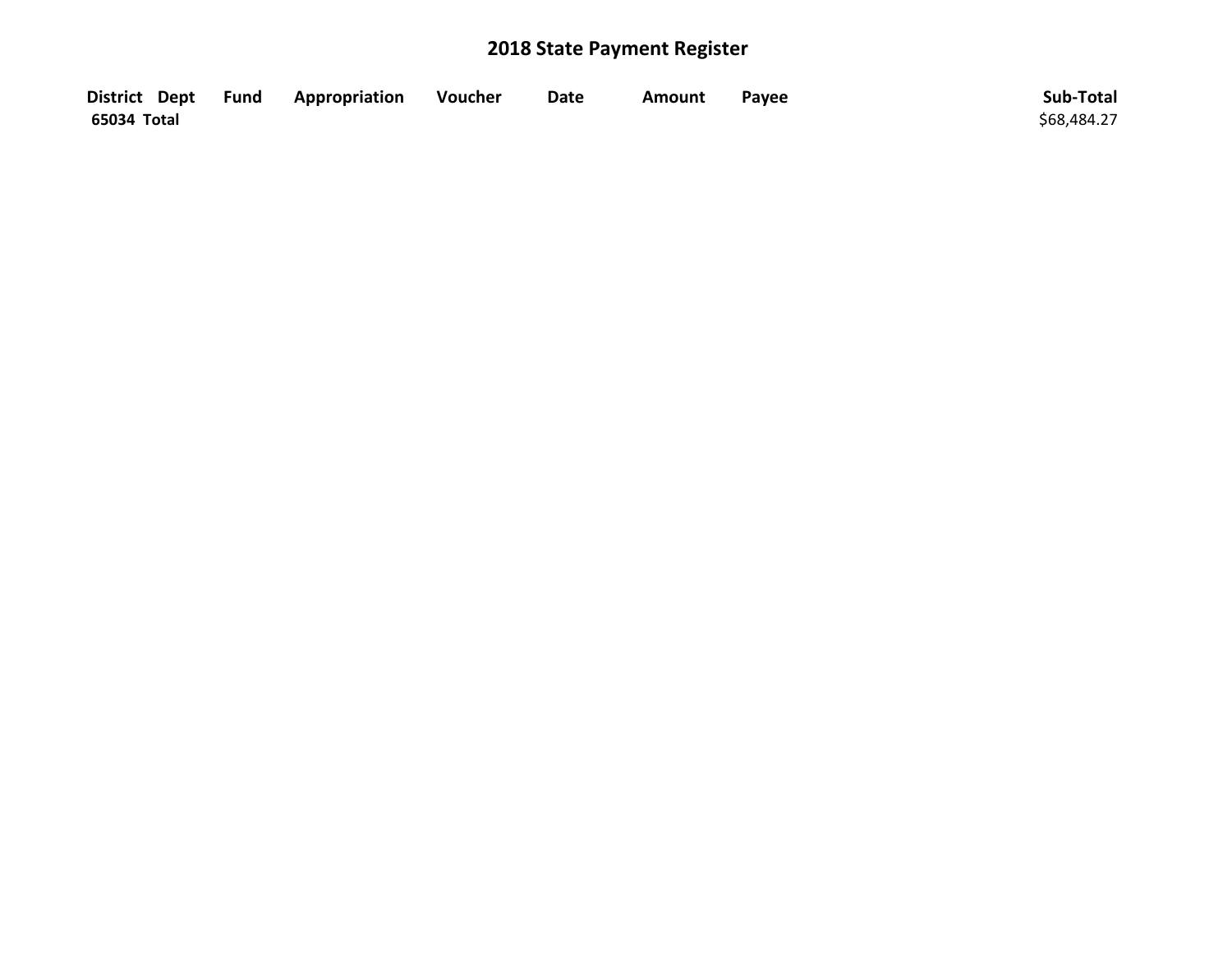# 2018 State Payment Register

| District | Dept | Fund | Appropriation | Voucher | Date | Amount | Payee | Sub-Total |
|---|---|---|---|---|---|---|---|---|
| 65034 Total | | | | | | | | $68,484.27 |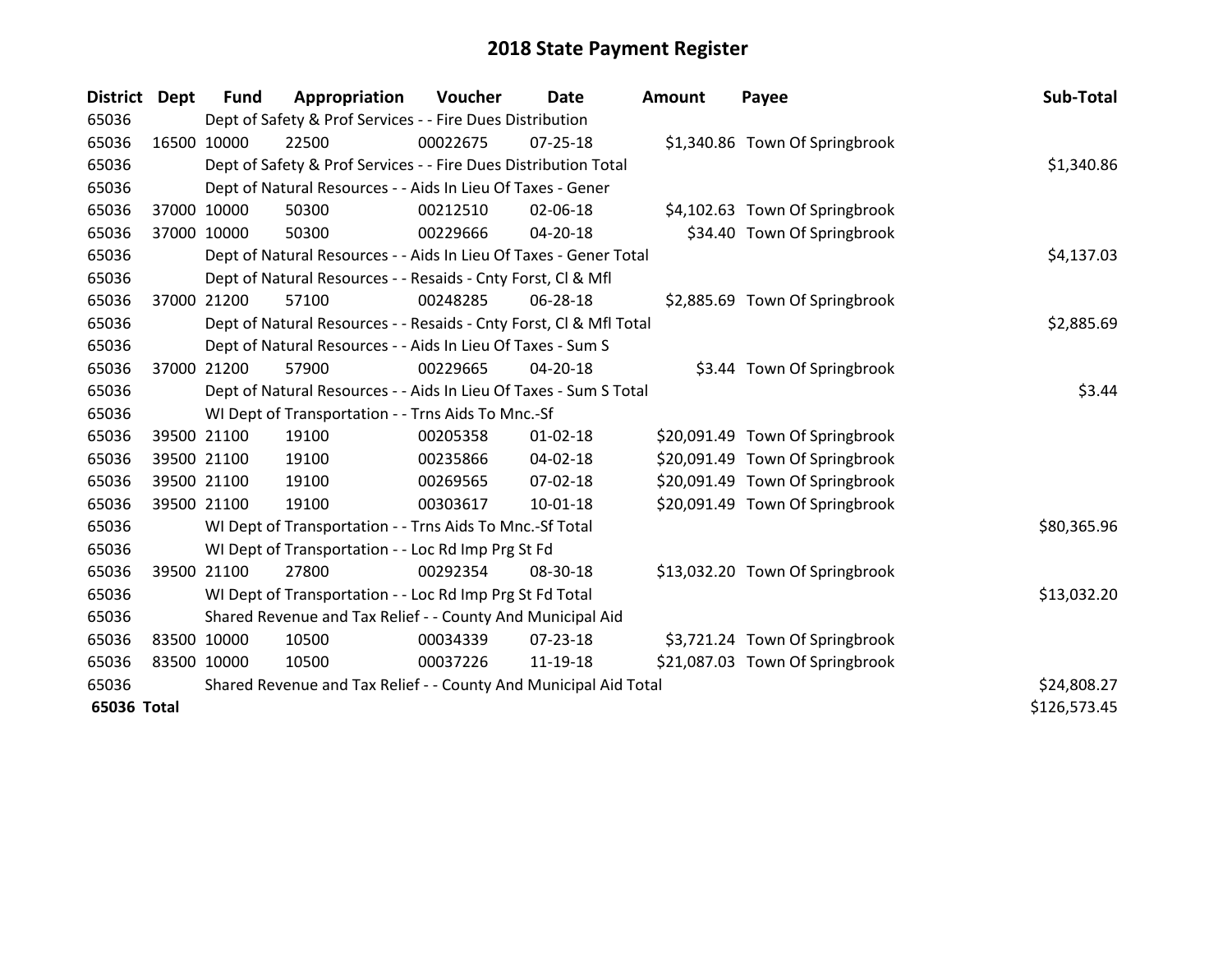# 2018 State Payment Register

| District | Dept | Fund | Appropriation | Voucher | Date | Amount | Payee | Sub-Total |
|---|---|---|---|---|---|---|---|---|
| 65036 | | Dept of Safety & Prof Services - - Fire Dues Distribution | | | | | | |
| 65036 | 16500 | 10000 | 22500 | 00022675 | 07-25-18 | $1,340.86 | Town Of Springbrook | |
| 65036 | | Dept of Safety & Prof Services - - Fire Dues Distribution Total | | | | | | $1,340.86 |
| 65036 | | Dept of Natural Resources - - Aids In Lieu Of Taxes - Gener | | | | | | |
| 65036 | 37000 | 10000 | 50300 | 00212510 | 02-06-18 | $4,102.63 | Town Of Springbrook | |
| 65036 | 37000 | 10000 | 50300 | 00229666 | 04-20-18 | $34.40 | Town Of Springbrook | |
| 65036 | | Dept of Natural Resources - - Aids In Lieu Of Taxes - Gener Total | | | | | | $4,137.03 |
| 65036 | | Dept of Natural Resources - - Resaids - Cnty Forst, Cl & Mfl | | | | | | |
| 65036 | 37000 | 21200 | 57100 | 00248285 | 06-28-18 | $2,885.69 | Town Of Springbrook | |
| 65036 | | Dept of Natural Resources - - Resaids - Cnty Forst, Cl & Mfl Total | | | | | | $2,885.69 |
| 65036 | | Dept of Natural Resources - - Aids In Lieu Of Taxes - Sum S | | | | | | |
| 65036 | 37000 | 21200 | 57900 | 00229665 | 04-20-18 | $3.44 | Town Of Springbrook | |
| 65036 | | Dept of Natural Resources - - Aids In Lieu Of Taxes - Sum S Total | | | | | | $3.44 |
| 65036 | | WI Dept of Transportation - - Trns Aids To Mnc.-Sf | | | | | | |
| 65036 | 39500 | 21100 | 19100 | 00205358 | 01-02-18 | $20,091.49 | Town Of Springbrook | |
| 65036 | 39500 | 21100 | 19100 | 00235866 | 04-02-18 | $20,091.49 | Town Of Springbrook | |
| 65036 | 39500 | 21100 | 19100 | 00269565 | 07-02-18 | $20,091.49 | Town Of Springbrook | |
| 65036 | 39500 | 21100 | 19100 | 00303617 | 10-01-18 | $20,091.49 | Town Of Springbrook | |
| 65036 | | WI Dept of Transportation - - Trns Aids To Mnc.-Sf Total | | | | | | $80,365.96 |
| 65036 | | WI Dept of Transportation - - Loc Rd Imp Prg St Fd | | | | | | |
| 65036 | 39500 | 21100 | 27800 | 00292354 | 08-30-18 | $13,032.20 | Town Of Springbrook | |
| 65036 | | WI Dept of Transportation - - Loc Rd Imp Prg St Fd Total | | | | | | $13,032.20 |
| 65036 | | Shared Revenue and Tax Relief - - County And Municipal Aid | | | | | | |
| 65036 | 83500 | 10000 | 10500 | 00034339 | 07-23-18 | $3,721.24 | Town Of Springbrook | |
| 65036 | 83500 | 10000 | 10500 | 00037226 | 11-19-18 | $21,087.03 | Town Of Springbrook | |
| 65036 | | Shared Revenue and Tax Relief - - County And Municipal Aid Total | | | | | | $24,808.27 |
| **65036 Total** | | | | | | | | $126,573.45 |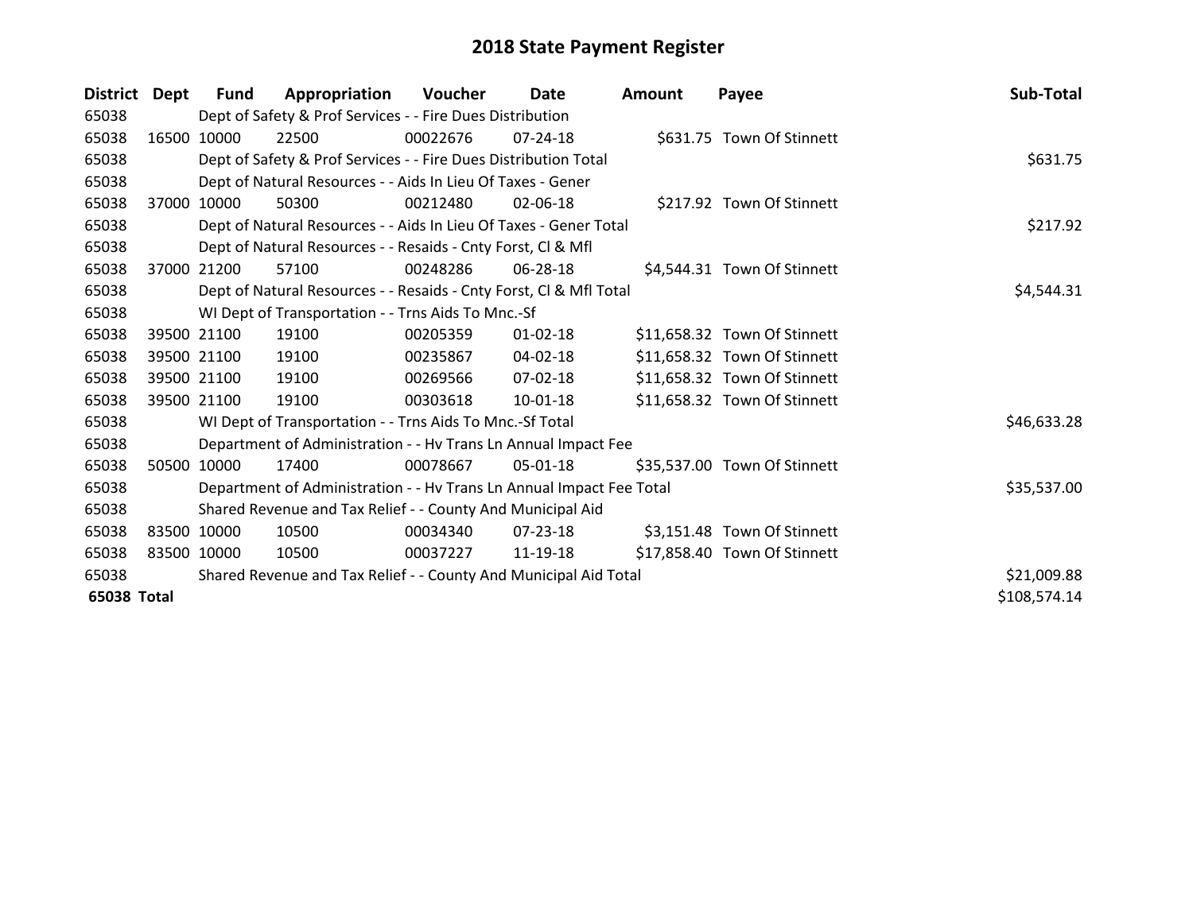# 2018 State Payment Register

| District | Dept | Fund | Appropriation | Voucher | Date | Amount | Payee | Sub-Total |
|---|---|---|---|---|---|---|---|---|
| 65038 | | Dept of Safety & Prof Services - - Fire Dues Distribution | | | | | | |
| 65038 | 16500 | 10000 | 22500 | 00022676 | 07-24-18 | $631.75 | Town Of Stinnett | |
| 65038 | | Dept of Safety & Prof Services - - Fire Dues Distribution Total | | | | | | $631.75 |
| 65038 | | Dept of Natural Resources - - Aids In Lieu Of Taxes - Gener | | | | | | |
| 65038 | 37000 | 10000 | 50300 | 00212480 | 02-06-18 | $217.92 | Town Of Stinnett | |
| 65038 | | Dept of Natural Resources - - Aids In Lieu Of Taxes - Gener Total | | | | | | $217.92 |
| 65038 | | Dept of Natural Resources - - Resaids - Cnty Forst, Cl & Mfl | | | | | | |
| 65038 | 37000 | 21200 | 57100 | 00248286 | 06-28-18 | $4,544.31 | Town Of Stinnett | |
| 65038 | | Dept of Natural Resources - - Resaids - Cnty Forst, Cl & Mfl Total | | | | | | $4,544.31 |
| 65038 | | WI Dept of Transportation - - Trns Aids To Mnc.-Sf | | | | | | |
| 65038 | 39500 | 21100 | 19100 | 00205359 | 01-02-18 | $11,658.32 | Town Of Stinnett | |
| 65038 | 39500 | 21100 | 19100 | 00235867 | 04-02-18 | $11,658.32 | Town Of Stinnett | |
| 65038 | 39500 | 21100 | 19100 | 00269566 | 07-02-18 | $11,658.32 | Town Of Stinnett | |
| 65038 | 39500 | 21100 | 19100 | 00303618 | 10-01-18 | $11,658.32 | Town Of Stinnett | |
| 65038 | | WI Dept of Transportation - - Trns Aids To Mnc.-Sf Total | | | | | | $46,633.28 |
| 65038 | | Department of Administration - - Hv Trans Ln Annual Impact Fee | | | | | | |
| 65038 | 50500 | 10000 | 17400 | 00078667 | 05-01-18 | $35,537.00 | Town Of Stinnett | |
| 65038 | | Department of Administration - - Hv Trans Ln Annual Impact Fee Total | | | | | | $35,537.00 |
| 65038 | | Shared Revenue and Tax Relief - - County And Municipal Aid | | | | | | |
| 65038 | 83500 | 10000 | 10500 | 00034340 | 07-23-18 | $3,151.48 | Town Of Stinnett | |
| 65038 | 83500 | 10000 | 10500 | 00037227 | 11-19-18 | $17,858.40 | Town Of Stinnett | |
| 65038 | | Shared Revenue and Tax Relief - - County And Municipal Aid Total | | | | | | $21,009.88 |
| **65038 Total** | | | | | | | | $108,574.14 |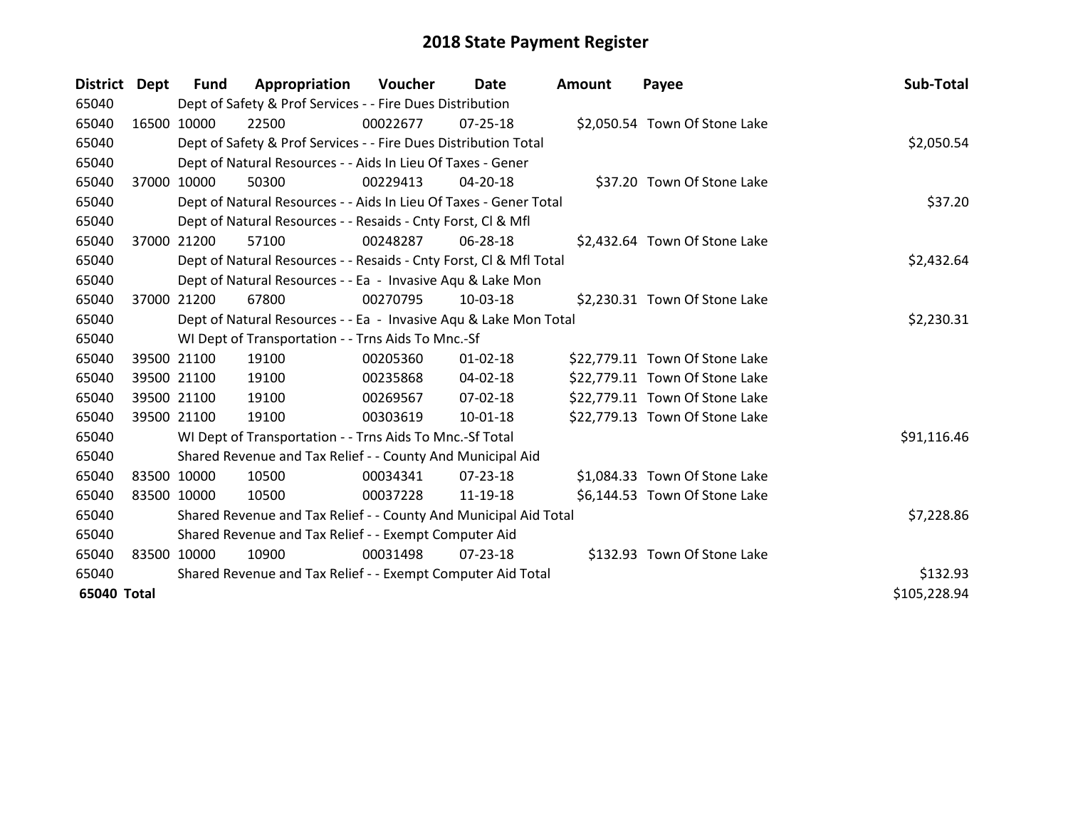# 2018 State Payment Register

| District | Dept | Fund | Appropriation | Voucher | Date | Amount | Payee | Sub-Total |
|---|---|---|---|---|---|---|---|---|
| 65040 | | Dept of Safety & Prof Services - - Fire Dues Distribution | | | | | | |
| 65040 | 16500 | 10000 | 22500 | 00022677 | 07-25-18 | $2,050.54 | Town Of Stone Lake | |
| 65040 | | Dept of Safety & Prof Services - - Fire Dues Distribution Total | | | | | | $2,050.54 |
| 65040 | | Dept of Natural Resources - - Aids In Lieu Of Taxes - Gener | | | | | | |
| 65040 | 37000 | 10000 | 50300 | 00229413 | 04-20-18 | $37.20 | Town Of Stone Lake | |
| 65040 | | Dept of Natural Resources - - Aids In Lieu Of Taxes - Gener Total | | | | | | $37.20 |
| 65040 | | Dept of Natural Resources - - Resaids - Cnty Forst, Cl & Mfl | | | | | | |
| 65040 | 37000 | 21200 | 57100 | 00248287 | 06-28-18 | $2,432.64 | Town Of Stone Lake | |
| 65040 | | Dept of Natural Resources - - Resaids - Cnty Forst, Cl & Mfl Total | | | | | | $2,432.64 |
| 65040 | | Dept of Natural Resources - - Ea - Invasive Aqu & Lake Mon | | | | | | |
| 65040 | 37000 | 21200 | 67800 | 00270795 | 10-03-18 | $2,230.31 | Town Of Stone Lake | |
| 65040 | | Dept of Natural Resources - - Ea - Invasive Aqu & Lake Mon Total | | | | | | $2,230.31 |
| 65040 | | WI Dept of Transportation - - Trns Aids To Mnc.-Sf | | | | | | |
| 65040 | 39500 | 21100 | 19100 | 00205360 | 01-02-18 | $22,779.11 | Town Of Stone Lake | |
| 65040 | 39500 | 21100 | 19100 | 00235868 | 04-02-18 | $22,779.11 | Town Of Stone Lake | |
| 65040 | 39500 | 21100 | 19100 | 00269567 | 07-02-18 | $22,779.11 | Town Of Stone Lake | |
| 65040 | 39500 | 21100 | 19100 | 00303619 | 10-01-18 | $22,779.13 | Town Of Stone Lake | |
| 65040 | | WI Dept of Transportation - - Trns Aids To Mnc.-Sf Total | | | | | | $91,116.46 |
| 65040 | | Shared Revenue and Tax Relief - - County And Municipal Aid | | | | | | |
| 65040 | 83500 | 10000 | 10500 | 00034341 | 07-23-18 | $1,084.33 | Town Of Stone Lake | |
| 65040 | 83500 | 10000 | 10500 | 00037228 | 11-19-18 | $6,144.53 | Town Of Stone Lake | |
| 65040 | | Shared Revenue and Tax Relief - - County And Municipal Aid Total | | | | | | $7,228.86 |
| 65040 | | Shared Revenue and Tax Relief - - Exempt Computer Aid | | | | | | |
| 65040 | 83500 | 10000 | 10900 | 00031498 | 07-23-18 | $132.93 | Town Of Stone Lake | |
| 65040 | | Shared Revenue and Tax Relief - - Exempt Computer Aid Total | | | | | | $132.93 |
| **65040 Total** | | | | | | | | $105,228.94 |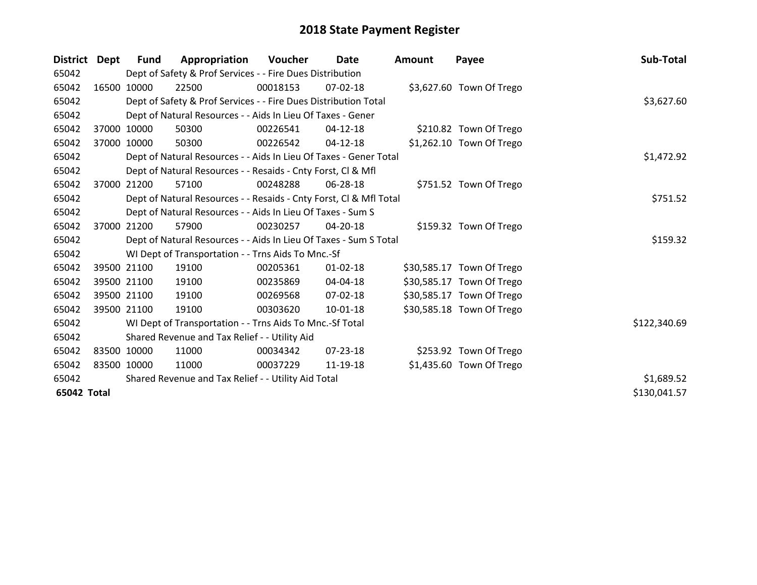# 2018 State Payment Register

| District | Dept | Fund | Appropriation | Voucher | Date | Amount | Payee | Sub-Total |
|---|---|---|---|---|---|---|---|---|
| 65042 | | Dept of Safety & Prof Services - - Fire Dues Distribution | | | | | | |
| 65042 | 16500 | 10000 | 22500 | 00018153 | 07-02-18 | $3,627.60 | Town Of Trego | |
| 65042 | | Dept of Safety & Prof Services - - Fire Dues Distribution Total | | | | | | $3,627.60 |
| 65042 | | Dept of Natural Resources - - Aids In Lieu Of Taxes - Gener | | | | | | |
| 65042 | 37000 | 10000 | 50300 | 00226541 | 04-12-18 | $210.82 | Town Of Trego | |
| 65042 | 37000 | 10000 | 50300 | 00226542 | 04-12-18 | $1,262.10 | Town Of Trego | |
| 65042 | | Dept of Natural Resources - - Aids In Lieu Of Taxes - Gener Total | | | | | | $1,472.92 |
| 65042 | | Dept of Natural Resources - - Resaids - Cnty Forst, Cl & Mfl | | | | | | |
| 65042 | 37000 | 21200 | 57100 | 00248288 | 06-28-18 | $751.52 | Town Of Trego | |
| 65042 | | Dept of Natural Resources - - Resaids - Cnty Forst, Cl & Mfl Total | | | | | | $751.52 |
| 65042 | | Dept of Natural Resources - - Aids In Lieu Of Taxes - Sum S | | | | | | |
| 65042 | 37000 | 21200 | 57900 | 00230257 | 04-20-18 | $159.32 | Town Of Trego | |
| 65042 | | Dept of Natural Resources - - Aids In Lieu Of Taxes - Sum S Total | | | | | | $159.32 |
| 65042 | | WI Dept of Transportation - - Trns Aids To Mnc.-Sf | | | | | | |
| 65042 | 39500 | 21100 | 19100 | 00205361 | 01-02-18 | $30,585.17 | Town Of Trego | |
| 65042 | 39500 | 21100 | 19100 | 00235869 | 04-04-18 | $30,585.17 | Town Of Trego | |
| 65042 | 39500 | 21100 | 19100 | 00269568 | 07-02-18 | $30,585.17 | Town Of Trego | |
| 65042 | 39500 | 21100 | 19100 | 00303620 | 10-01-18 | $30,585.18 | Town Of Trego | |
| 65042 | | WI Dept of Transportation - - Trns Aids To Mnc.-Sf Total | | | | | | $122,340.69 |
| 65042 | | Shared Revenue and Tax Relief - - Utility Aid | | | | | | |
| 65042 | 83500 | 10000 | 11000 | 00034342 | 07-23-18 | $253.92 | Town Of Trego | |
| 65042 | 83500 | 10000 | 11000 | 00037229 | 11-19-18 | $1,435.60 | Town Of Trego | |
| 65042 | | Shared Revenue and Tax Relief - - Utility Aid Total | | | | | | $1,689.52 |
| **65042 Total** | | | | | | | | $130,041.57 |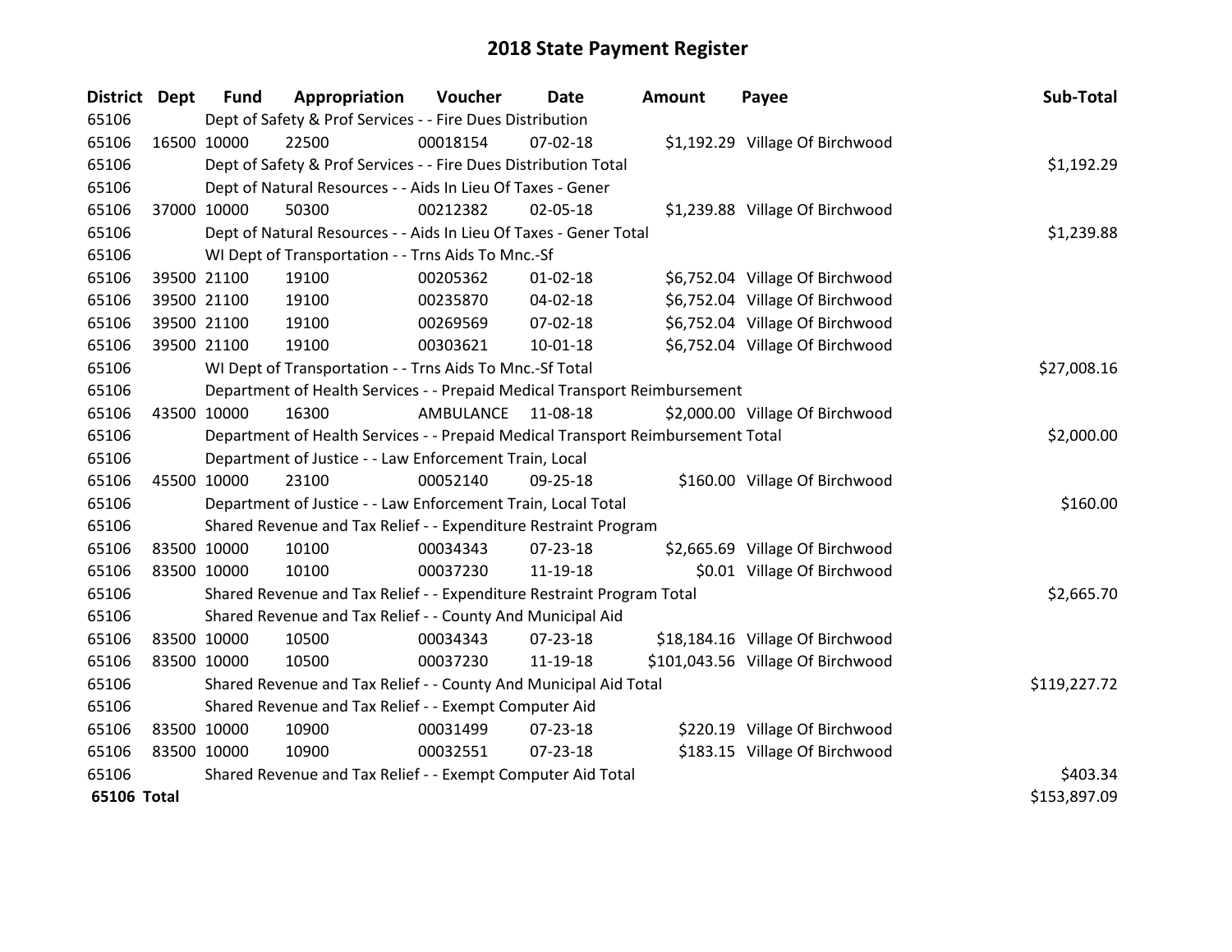# 2018 State Payment Register

| District | Dept | Fund | Appropriation | Voucher | Date | Amount | Payee | Sub-Total |
|---|---|---|---|---|---|---|---|---|
| 65106 | | Dept of Safety & Prof Services - - Fire Dues Distribution | | | | | | |
| 65106 | 16500 | 10000 | 22500 | 00018154 | 07-02-18 | $1,192.29 | Village Of Birchwood | |
| 65106 | | Dept of Safety & Prof Services - - Fire Dues Distribution Total | | | | | | $1,192.29 |
| 65106 | | Dept of Natural Resources - - Aids In Lieu Of Taxes - Gener | | | | | | |
| 65106 | 37000 | 10000 | 50300 | 00212382 | 02-05-18 | $1,239.88 | Village Of Birchwood | |
| 65106 | | Dept of Natural Resources - - Aids In Lieu Of Taxes - Gener Total | | | | | | $1,239.88 |
| 65106 | | WI Dept of Transportation - - Trns Aids To Mnc.-Sf | | | | | | |
| 65106 | 39500 | 21100 | 19100 | 00205362 | 01-02-18 | $6,752.04 | Village Of Birchwood | |
| 65106 | 39500 | 21100 | 19100 | 00235870 | 04-02-18 | $6,752.04 | Village Of Birchwood | |
| 65106 | 39500 | 21100 | 19100 | 00269569 | 07-02-18 | $6,752.04 | Village Of Birchwood | |
| 65106 | 39500 | 21100 | 19100 | 00303621 | 10-01-18 | $6,752.04 | Village Of Birchwood | |
| 65106 | | WI Dept of Transportation - - Trns Aids To Mnc.-Sf Total | | | | | | $27,008.16 |
| 65106 | | Department of Health Services - - Prepaid Medical Transport Reimbursement | | | | | | |
| 65106 | 43500 | 10000 | 16300 | AMBULANCE | 11-08-18 | $2,000.00 | Village Of Birchwood | |
| 65106 | | Department of Health Services - - Prepaid Medical Transport Reimbursement Total | | | | | | $2,000.00 |
| 65106 | | Department of Justice - - Law Enforcement Train, Local | | | | | | |
| 65106 | 45500 | 10000 | 23100 | 00052140 | 09-25-18 | $160.00 | Village Of Birchwood | |
| 65106 | | Department of Justice - - Law Enforcement Train, Local Total | | | | | | $160.00 |
| 65106 | | Shared Revenue and Tax Relief - - Expenditure Restraint Program | | | | | | |
| 65106 | 83500 | 10000 | 10100 | 00034343 | 07-23-18 | $2,665.69 | Village Of Birchwood | |
| 65106 | 83500 | 10000 | 10100 | 00037230 | 11-19-18 | $0.01 | Village Of Birchwood | |
| 65106 | | Shared Revenue and Tax Relief - - Expenditure Restraint Program Total | | | | | | $2,665.70 |
| 65106 | | Shared Revenue and Tax Relief - - County And Municipal Aid | | | | | | |
| 65106 | 83500 | 10000 | 10500 | 00034343 | 07-23-18 | $18,184.16 | Village Of Birchwood | |
| 65106 | 83500 | 10000 | 10500 | 00037230 | 11-19-18 | $101,043.56 | Village Of Birchwood | |
| 65106 | | Shared Revenue and Tax Relief - - County And Municipal Aid Total | | | | | | $119,227.72 |
| 65106 | | Shared Revenue and Tax Relief - - Exempt Computer Aid | | | | | | |
| 65106 | 83500 | 10000 | 10900 | 00031499 | 07-23-18 | $220.19 | Village Of Birchwood | |
| 65106 | 83500 | 10000 | 10900 | 00032551 | 07-23-18 | $183.15 | Village Of Birchwood | |
| 65106 | | Shared Revenue and Tax Relief - - Exempt Computer Aid Total | | | | | | $403.34 |
| **65106 Total** | | | | | | | | $153,897.09 |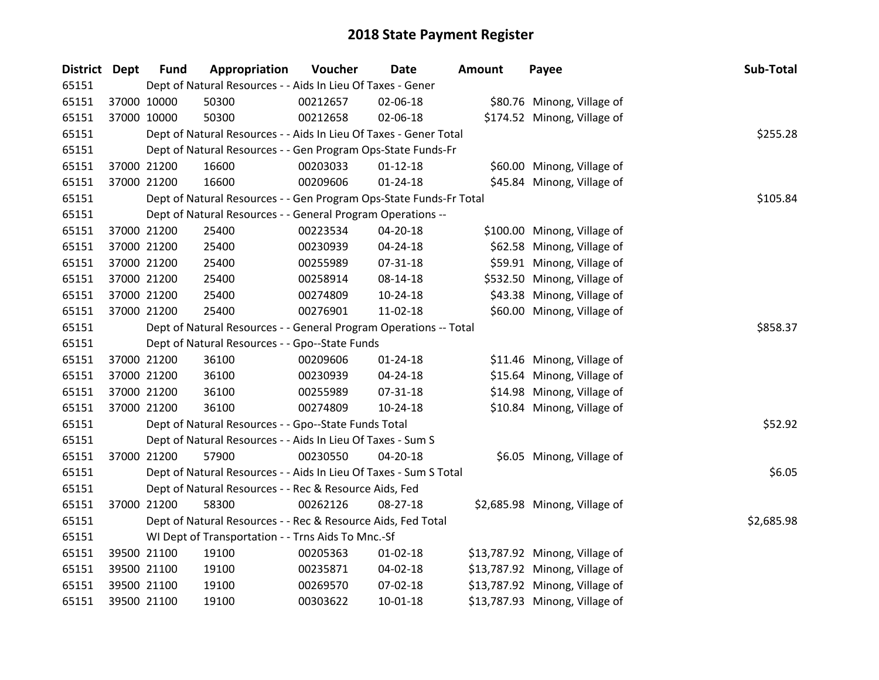# 2018 State Payment Register

| District | Dept | Fund | Appropriation | Voucher | Date | Amount | Payee | Sub-Total |
|---|---|---|---|---|---|---|---|---|
| 65151 | Dept of Natural Resources - - Aids In Lieu Of Taxes - Gener | | | | | | | |
| 65151 | 37000 | 10000 | 50300 | 00212657 | 02-06-18 | $80.76 | Minong, Village of | |
| 65151 | 37000 | 10000 | 50300 | 00212658 | 02-06-18 | $174.52 | Minong, Village of | |
| 65151 | Dept of Natural Resources - - Aids In Lieu Of Taxes - Gener Total | | | | | | | $255.28 |
| 65151 | Dept of Natural Resources - - Gen Program Ops-State Funds-Fr | | | | | | | |
| 65151 | 37000 | 21200 | 16600 | 00203033 | 01-12-18 | $60.00 | Minong, Village of | |
| 65151 | 37000 | 21200 | 16600 | 00209606 | 01-24-18 | $45.84 | Minong, Village of | |
| 65151 | Dept of Natural Resources - - Gen Program Ops-State Funds-Fr Total | | | | | | | $105.84 |
| 65151 | Dept of Natural Resources - - General Program Operations -- | | | | | | | |
| 65151 | 37000 | 21200 | 25400 | 00223534 | 04-20-18 | $100.00 | Minong, Village of | |
| 65151 | 37000 | 21200 | 25400 | 00230939 | 04-24-18 | $62.58 | Minong, Village of | |
| 65151 | 37000 | 21200 | 25400 | 00255989 | 07-31-18 | $59.91 | Minong, Village of | |
| 65151 | 37000 | 21200 | 25400 | 00258914 | 08-14-18 | $532.50 | Minong, Village of | |
| 65151 | 37000 | 21200 | 25400 | 00274809 | 10-24-18 | $43.38 | Minong, Village of | |
| 65151 | 37000 | 21200 | 25400 | 00276901 | 11-02-18 | $60.00 | Minong, Village of | |
| 65151 | Dept of Natural Resources - - General Program Operations -- Total | | | | | | | $858.37 |
| 65151 | Dept of Natural Resources - - Gpo--State Funds | | | | | | | |
| 65151 | 37000 | 21200 | 36100 | 00209606 | 01-24-18 | $11.46 | Minong, Village of | |
| 65151 | 37000 | 21200 | 36100 | 00230939 | 04-24-18 | $15.64 | Minong, Village of | |
| 65151 | 37000 | 21200 | 36100 | 00255989 | 07-31-18 | $14.98 | Minong, Village of | |
| 65151 | 37000 | 21200 | 36100 | 00274809 | 10-24-18 | $10.84 | Minong, Village of | |
| 65151 | Dept of Natural Resources - - Gpo--State Funds Total | | | | | | | $52.92 |
| 65151 | Dept of Natural Resources - - Aids In Lieu Of Taxes - Sum S | | | | | | | |
| 65151 | 37000 | 21200 | 57900 | 00230550 | 04-20-18 | $6.05 | Minong, Village of | |
| 65151 | Dept of Natural Resources - - Aids In Lieu Of Taxes - Sum S Total | | | | | | | $6.05 |
| 65151 | Dept of Natural Resources - - Rec & Resource Aids, Fed | | | | | | | |
| 65151 | 37000 | 21200 | 58300 | 00262126 | 08-27-18 | $2,685.98 | Minong, Village of | |
| 65151 | Dept of Natural Resources - - Rec & Resource Aids, Fed Total | | | | | | | $2,685.98 |
| 65151 | WI Dept of Transportation - - Trns Aids To Mnc.-Sf | | | | | | | |
| 65151 | 39500 | 21100 | 19100 | 00205363 | 01-02-18 | $13,787.92 | Minong, Village of | |
| 65151 | 39500 | 21100 | 19100 | 00235871 | 04-02-18 | $13,787.92 | Minong, Village of | |
| 65151 | 39500 | 21100 | 19100 | 00269570 | 07-02-18 | $13,787.92 | Minong, Village of | |
| 65151 | 39500 | 21100 | 19100 | 00303622 | 10-01-18 | $13,787.93 | Minong, Village of | |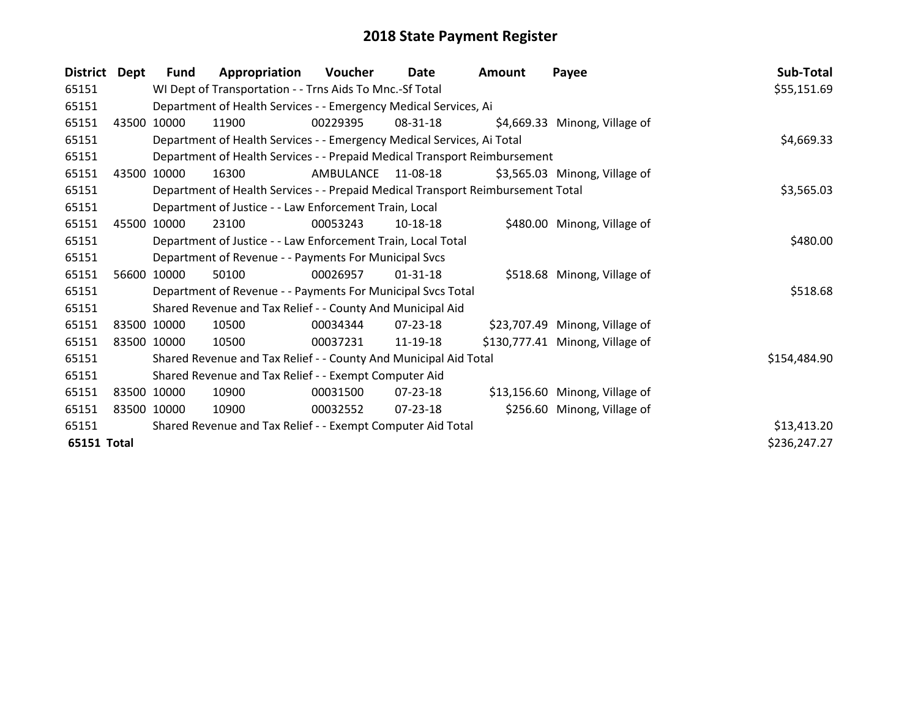# 2018 State Payment Register

| District | Dept | Fund | Appropriation | Voucher | Date | Amount | Payee | Sub-Total |
|---|---|---|---|---|---|---|---|---|
| 65151 | | WI Dept of Transportation - - Trns Aids To Mnc.-Sf Total | | | | | | $55,151.69 |
| 65151 | | Department of Health Services - - Emergency Medical Services, Ai | | | | | | |
| 65151 | 43500 | 10000 | 11900 | 00229395 | 08-31-18 | $4,669.33 | Minong, Village of | |
| 65151 | | Department of Health Services - - Emergency Medical Services, Ai Total | | | | | | $4,669.33 |
| 65151 | | Department of Health Services - - Prepaid Medical Transport Reimbursement | | | | | | |
| 65151 | 43500 | 10000 | 16300 | AMBULANCE | 11-08-18 | $3,565.03 | Minong, Village of | |
| 65151 | | Department of Health Services - - Prepaid Medical Transport Reimbursement Total | | | | | | $3,565.03 |
| 65151 | | Department of Justice - - Law Enforcement Train, Local | | | | | | |
| 65151 | 45500 | 10000 | 23100 | 00053243 | 10-18-18 | $480.00 | Minong, Village of | |
| 65151 | | Department of Justice - - Law Enforcement Train, Local Total | | | | | | $480.00 |
| 65151 | | Department of Revenue - - Payments For Municipal Svcs | | | | | | |
| 65151 | 56600 | 10000 | 50100 | 00026957 | 01-31-18 | $518.68 | Minong, Village of | |
| 65151 | | Department of Revenue - - Payments For Municipal Svcs Total | | | | | | $518.68 |
| 65151 | | Shared Revenue and Tax Relief - - County And Municipal Aid | | | | | | |
| 65151 | 83500 | 10000 | 10500 | 00034344 | 07-23-18 | $23,707.49 | Minong, Village of | |
| 65151 | 83500 | 10000 | 10500 | 00037231 | 11-19-18 | $130,777.41 | Minong, Village of | |
| 65151 | | Shared Revenue and Tax Relief - - County And Municipal Aid Total | | | | | | $154,484.90 |
| 65151 | | Shared Revenue and Tax Relief - - Exempt Computer Aid | | | | | | |
| 65151 | 83500 | 10000 | 10900 | 00031500 | 07-23-18 | $13,156.60 | Minong, Village of | |
| 65151 | 83500 | 10000 | 10900 | 00032552 | 07-23-18 | $256.60 | Minong, Village of | |
| 65151 | | Shared Revenue and Tax Relief - - Exempt Computer Aid Total | | | | | | $13,413.20 |
| **65151 Total** | | | | | | | | $236,247.27 |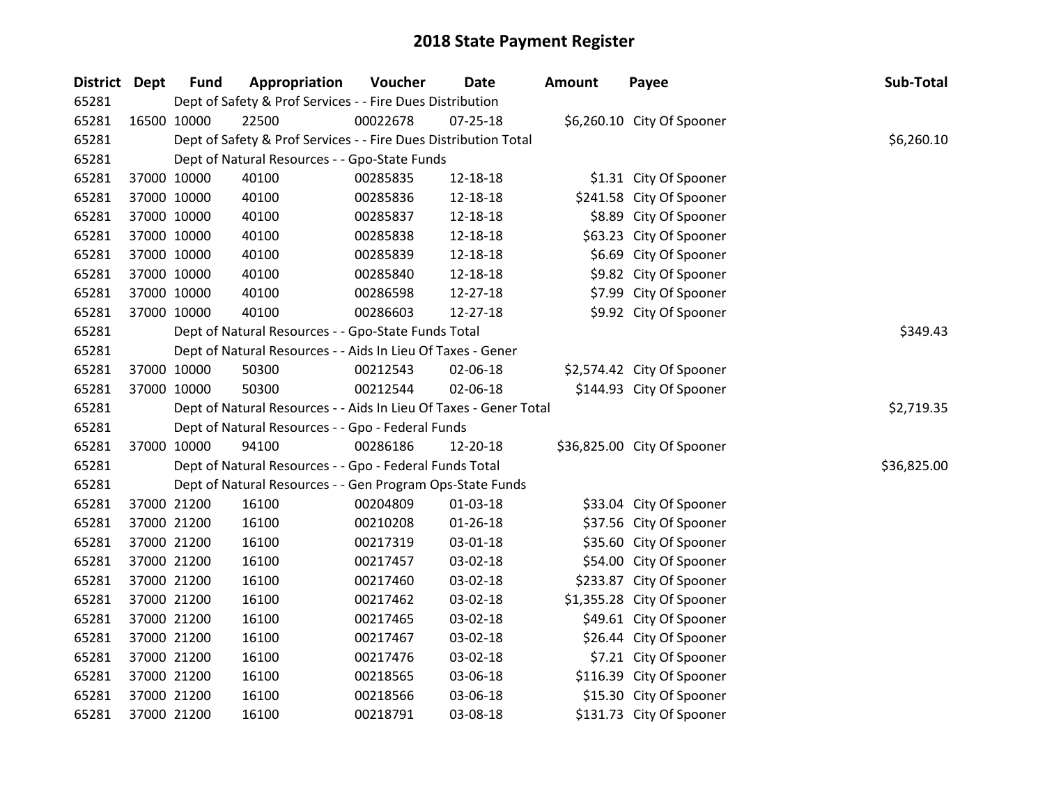# 2018 State Payment Register

| District | Dept | Fund | Appropriation | Voucher | Date | Amount | Payee | Sub-Total |
|---|---|---|---|---|---|---|---|---|
| 65281 | | Dept of Safety & Prof Services - - Fire Dues Distribution | | | | | | |
| 65281 | 16500 | 10000 | 22500 | 00022678 | 07-25-18 | $6,260.10 | City Of Spooner | |
| 65281 | | Dept of Safety & Prof Services - - Fire Dues Distribution Total | | | | | | $6,260.10 |
| 65281 | | Dept of Natural Resources - - Gpo-State Funds | | | | | | |
| 65281 | 37000 | 10000 | 40100 | 00285835 | 12-18-18 | $1.31 | City Of Spooner | |
| 65281 | 37000 | 10000 | 40100 | 00285836 | 12-18-18 | $241.58 | City Of Spooner | |
| 65281 | 37000 | 10000 | 40100 | 00285837 | 12-18-18 | $8.89 | City Of Spooner | |
| 65281 | 37000 | 10000 | 40100 | 00285838 | 12-18-18 | $63.23 | City Of Spooner | |
| 65281 | 37000 | 10000 | 40100 | 00285839 | 12-18-18 | $6.69 | City Of Spooner | |
| 65281 | 37000 | 10000 | 40100 | 00285840 | 12-18-18 | $9.82 | City Of Spooner | |
| 65281 | 37000 | 10000 | 40100 | 00286598 | 12-27-18 | $7.99 | City Of Spooner | |
| 65281 | 37000 | 10000 | 40100 | 00286603 | 12-27-18 | $9.92 | City Of Spooner | |
| 65281 | | Dept of Natural Resources - - Gpo-State Funds Total | | | | | | $349.43 |
| 65281 | | Dept of Natural Resources - - Aids In Lieu Of Taxes - Gener | | | | | | |
| 65281 | 37000 | 10000 | 50300 | 00212543 | 02-06-18 | $2,574.42 | City Of Spooner | |
| 65281 | 37000 | 10000 | 50300 | 00212544 | 02-06-18 | $144.93 | City Of Spooner | |
| 65281 | | Dept of Natural Resources - - Aids In Lieu Of Taxes - Gener Total | | | | | | $2,719.35 |
| 65281 | | Dept of Natural Resources - - Gpo - Federal Funds | | | | | | |
| 65281 | 37000 | 10000 | 94100 | 00286186 | 12-20-18 | $36,825.00 | City Of Spooner | |
| 65281 | | Dept of Natural Resources - - Gpo - Federal Funds Total | | | | | | $36,825.00 |
| 65281 | | Dept of Natural Resources - - Gen Program Ops-State Funds | | | | | | |
| 65281 | 37000 | 21200 | 16100 | 00204809 | 01-03-18 | $33.04 | City Of Spooner | |
| 65281 | 37000 | 21200 | 16100 | 00210208 | 01-26-18 | $37.56 | City Of Spooner | |
| 65281 | 37000 | 21200 | 16100 | 00217319 | 03-01-18 | $35.60 | City Of Spooner | |
| 65281 | 37000 | 21200 | 16100 | 00217457 | 03-02-18 | $54.00 | City Of Spooner | |
| 65281 | 37000 | 21200 | 16100 | 00217460 | 03-02-18 | $233.87 | City Of Spooner | |
| 65281 | 37000 | 21200 | 16100 | 00217462 | 03-02-18 | $1,355.28 | City Of Spooner | |
| 65281 | 37000 | 21200 | 16100 | 00217465 | 03-02-18 | $49.61 | City Of Spooner | |
| 65281 | 37000 | 21200 | 16100 | 00217467 | 03-02-18 | $26.44 | City Of Spooner | |
| 65281 | 37000 | 21200 | 16100 | 00217476 | 03-02-18 | $7.21 | City Of Spooner | |
| 65281 | 37000 | 21200 | 16100 | 00218565 | 03-06-18 | $116.39 | City Of Spooner | |
| 65281 | 37000 | 21200 | 16100 | 00218566 | 03-06-18 | $15.30 | City Of Spooner | |
| 65281 | 37000 | 21200 | 16100 | 00218791 | 03-08-18 | $131.73 | City Of Spooner | |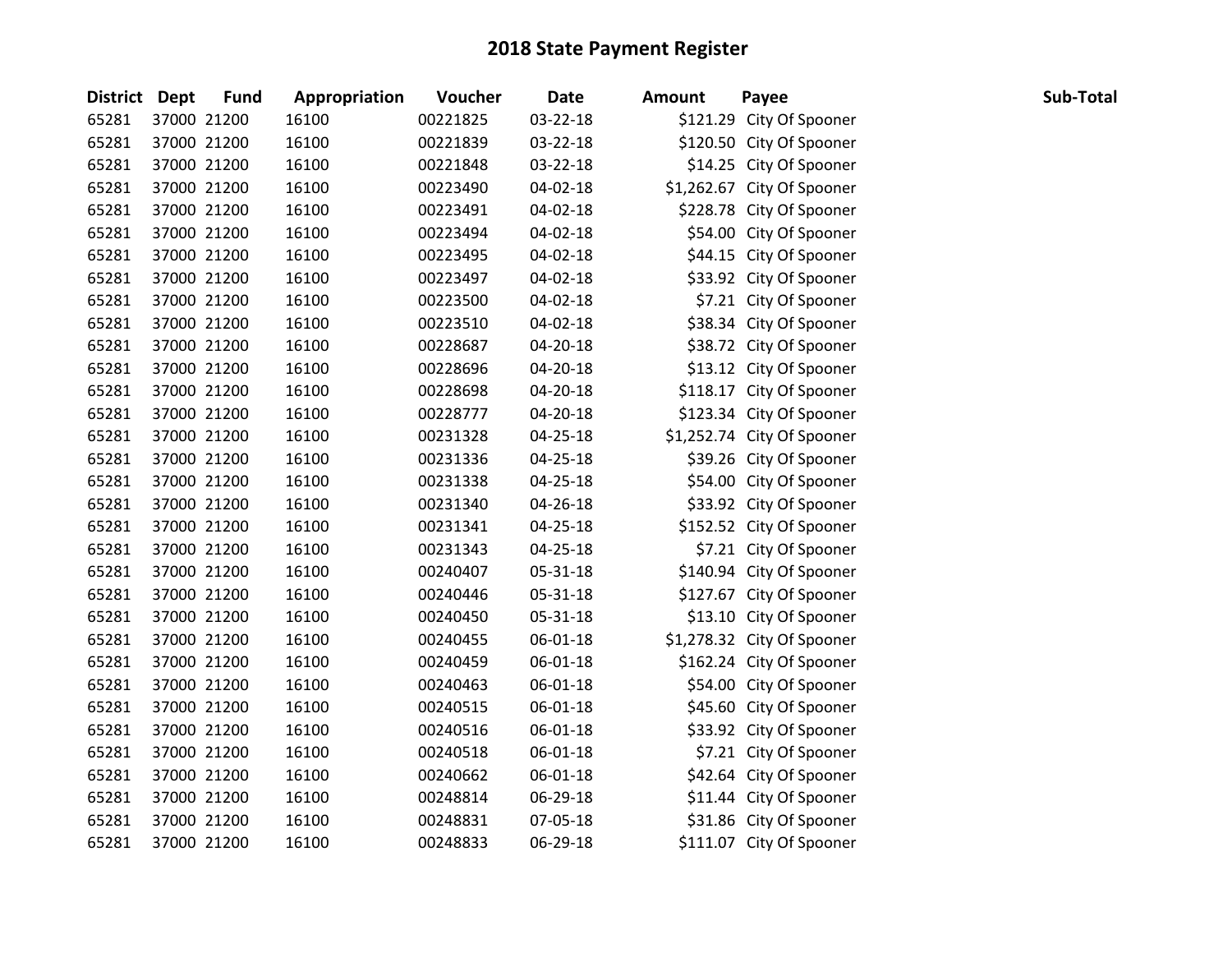# 2018 State Payment Register

| District | Dept | Fund | Appropriation | Voucher | Date | Amount | Payee | Sub-Total |
|---|---|---|---|---|---|---|---|---|
| 65281 | 37000 | 21200 | 16100 | 00221825 | 03-22-18 | $121.29 | City Of Spooner | |
| 65281 | 37000 | 21200 | 16100 | 00221839 | 03-22-18 | $120.50 | City Of Spooner | |
| 65281 | 37000 | 21200 | 16100 | 00221848 | 03-22-18 | $14.25 | City Of Spooner | |
| 65281 | 37000 | 21200 | 16100 | 00223490 | 04-02-18 | $1,262.67 | City Of Spooner | |
| 65281 | 37000 | 21200 | 16100 | 00223491 | 04-02-18 | $228.78 | City Of Spooner | |
| 65281 | 37000 | 21200 | 16100 | 00223494 | 04-02-18 | $54.00 | City Of Spooner | |
| 65281 | 37000 | 21200 | 16100 | 00223495 | 04-02-18 | $44.15 | City Of Spooner | |
| 65281 | 37000 | 21200 | 16100 | 00223497 | 04-02-18 | $33.92 | City Of Spooner | |
| 65281 | 37000 | 21200 | 16100 | 00223500 | 04-02-18 | $7.21 | City Of Spooner | |
| 65281 | 37000 | 21200 | 16100 | 00223510 | 04-02-18 | $38.34 | City Of Spooner | |
| 65281 | 37000 | 21200 | 16100 | 00228687 | 04-20-18 | $38.72 | City Of Spooner | |
| 65281 | 37000 | 21200 | 16100 | 00228696 | 04-20-18 | $13.12 | City Of Spooner | |
| 65281 | 37000 | 21200 | 16100 | 00228698 | 04-20-18 | $118.17 | City Of Spooner | |
| 65281 | 37000 | 21200 | 16100 | 00228777 | 04-20-18 | $123.34 | City Of Spooner | |
| 65281 | 37000 | 21200 | 16100 | 00231328 | 04-25-18 | $1,252.74 | City Of Spooner | |
| 65281 | 37000 | 21200 | 16100 | 00231336 | 04-25-18 | $39.26 | City Of Spooner | |
| 65281 | 37000 | 21200 | 16100 | 00231338 | 04-25-18 | $54.00 | City Of Spooner | |
| 65281 | 37000 | 21200 | 16100 | 00231340 | 04-26-18 | $33.92 | City Of Spooner | |
| 65281 | 37000 | 21200 | 16100 | 00231341 | 04-25-18 | $152.52 | City Of Spooner | |
| 65281 | 37000 | 21200 | 16100 | 00231343 | 04-25-18 | $7.21 | City Of Spooner | |
| 65281 | 37000 | 21200 | 16100 | 00240407 | 05-31-18 | $140.94 | City Of Spooner | |
| 65281 | 37000 | 21200 | 16100 | 00240446 | 05-31-18 | $127.67 | City Of Spooner | |
| 65281 | 37000 | 21200 | 16100 | 00240450 | 05-31-18 | $13.10 | City Of Spooner | |
| 65281 | 37000 | 21200 | 16100 | 00240455 | 06-01-18 | $1,278.32 | City Of Spooner | |
| 65281 | 37000 | 21200 | 16100 | 00240459 | 06-01-18 | $162.24 | City Of Spooner | |
| 65281 | 37000 | 21200 | 16100 | 00240463 | 06-01-18 | $54.00 | City Of Spooner | |
| 65281 | 37000 | 21200 | 16100 | 00240515 | 06-01-18 | $45.60 | City Of Spooner | |
| 65281 | 37000 | 21200 | 16100 | 00240516 | 06-01-18 | $33.92 | City Of Spooner | |
| 65281 | 37000 | 21200 | 16100 | 00240518 | 06-01-18 | $7.21 | City Of Spooner | |
| 65281 | 37000 | 21200 | 16100 | 00240662 | 06-01-18 | $42.64 | City Of Spooner | |
| 65281 | 37000 | 21200 | 16100 | 00248814 | 06-29-18 | $11.44 | City Of Spooner | |
| 65281 | 37000 | 21200 | 16100 | 00248831 | 07-05-18 | $31.86 | City Of Spooner | |
| 65281 | 37000 | 21200 | 16100 | 00248833 | 06-29-18 | $111.07 | City Of Spooner | |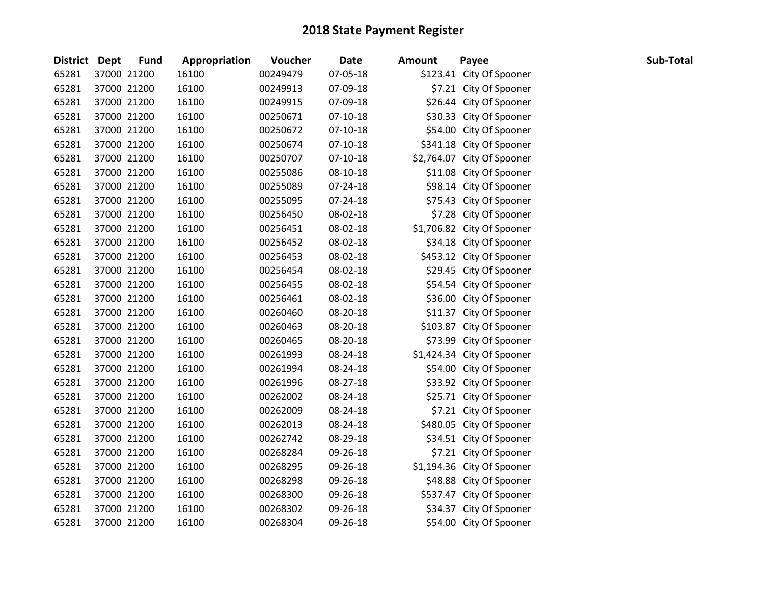# 2018 State Payment Register

| District | Dept | Fund | Appropriation | Voucher | Date | Amount | Payee | Sub-Total |
|---|---|---|---|---|---|---|---|---|
| 65281 | 37000 | 21200 | 16100 | 00249479 | 07-05-18 | $123.41 | City Of Spooner | |
| 65281 | 37000 | 21200 | 16100 | 00249913 | 07-09-18 | $7.21 | City Of Spooner | |
| 65281 | 37000 | 21200 | 16100 | 00249915 | 07-09-18 | $26.44 | City Of Spooner | |
| 65281 | 37000 | 21200 | 16100 | 00250671 | 07-10-18 | $30.33 | City Of Spooner | |
| 65281 | 37000 | 21200 | 16100 | 00250672 | 07-10-18 | $54.00 | City Of Spooner | |
| 65281 | 37000 | 21200 | 16100 | 00250674 | 07-10-18 | $341.18 | City Of Spooner | |
| 65281 | 37000 | 21200 | 16100 | 00250707 | 07-10-18 | $2,764.07 | City Of Spooner | |
| 65281 | 37000 | 21200 | 16100 | 00255086 | 08-10-18 | $11.08 | City Of Spooner | |
| 65281 | 37000 | 21200 | 16100 | 00255089 | 07-24-18 | $98.14 | City Of Spooner | |
| 65281 | 37000 | 21200 | 16100 | 00255095 | 07-24-18 | $75.43 | City Of Spooner | |
| 65281 | 37000 | 21200 | 16100 | 00256450 | 08-02-18 | $7.28 | City Of Spooner | |
| 65281 | 37000 | 21200 | 16100 | 00256451 | 08-02-18 | $1,706.82 | City Of Spooner | |
| 65281 | 37000 | 21200 | 16100 | 00256452 | 08-02-18 | $34.18 | City Of Spooner | |
| 65281 | 37000 | 21200 | 16100 | 00256453 | 08-02-18 | $453.12 | City Of Spooner | |
| 65281 | 37000 | 21200 | 16100 | 00256454 | 08-02-18 | $29.45 | City Of Spooner | |
| 65281 | 37000 | 21200 | 16100 | 00256455 | 08-02-18 | $54.54 | City Of Spooner | |
| 65281 | 37000 | 21200 | 16100 | 00256461 | 08-02-18 | $36.00 | City Of Spooner | |
| 65281 | 37000 | 21200 | 16100 | 00260460 | 08-20-18 | $11.37 | City Of Spooner | |
| 65281 | 37000 | 21200 | 16100 | 00260463 | 08-20-18 | $103.87 | City Of Spooner | |
| 65281 | 37000 | 21200 | 16100 | 00260465 | 08-20-18 | $73.99 | City Of Spooner | |
| 65281 | 37000 | 21200 | 16100 | 00261993 | 08-24-18 | $1,424.34 | City Of Spooner | |
| 65281 | 37000 | 21200 | 16100 | 00261994 | 08-24-18 | $54.00 | City Of Spooner | |
| 65281 | 37000 | 21200 | 16100 | 00261996 | 08-27-18 | $33.92 | City Of Spooner | |
| 65281 | 37000 | 21200 | 16100 | 00262002 | 08-24-18 | $25.71 | City Of Spooner | |
| 65281 | 37000 | 21200 | 16100 | 00262009 | 08-24-18 | $7.21 | City Of Spooner | |
| 65281 | 37000 | 21200 | 16100 | 00262013 | 08-24-18 | $480.05 | City Of Spooner | |
| 65281 | 37000 | 21200 | 16100 | 00262742 | 08-29-18 | $34.51 | City Of Spooner | |
| 65281 | 37000 | 21200 | 16100 | 00268284 | 09-26-18 | $7.21 | City Of Spooner | |
| 65281 | 37000 | 21200 | 16100 | 00268295 | 09-26-18 | $1,194.36 | City Of Spooner | |
| 65281 | 37000 | 21200 | 16100 | 00268298 | 09-26-18 | $48.88 | City Of Spooner | |
| 65281 | 37000 | 21200 | 16100 | 00268300 | 09-26-18 | $537.47 | City Of Spooner | |
| 65281 | 37000 | 21200 | 16100 | 00268302 | 09-26-18 | $34.37 | City Of Spooner | |
| 65281 | 37000 | 21200 | 16100 | 00268304 | 09-26-18 | $54.00 | City Of Spooner | |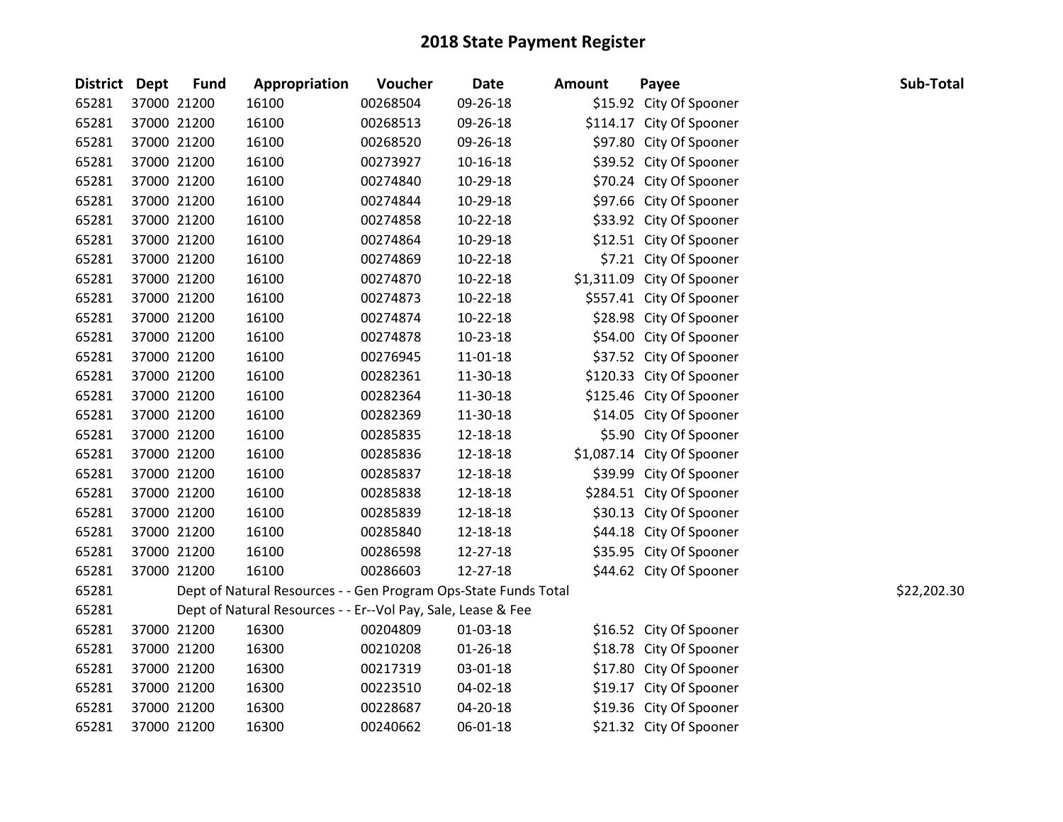# 2018 State Payment Register

| District | Dept | Fund | Appropriation | Voucher | Date | Amount | Payee | Sub-Total |
|---|---|---|---|---|---|---|---|---|
| 65281 | 37000 | 21200 | 16100 | 00268504 | 09-26-18 | $15.92 | City Of Spooner | |
| 65281 | 37000 | 21200 | 16100 | 00268513 | 09-26-18 | $114.17 | City Of Spooner | |
| 65281 | 37000 | 21200 | 16100 | 00268520 | 09-26-18 | $97.80 | City Of Spooner | |
| 65281 | 37000 | 21200 | 16100 | 00273927 | 10-16-18 | $39.52 | City Of Spooner | |
| 65281 | 37000 | 21200 | 16100 | 00274840 | 10-29-18 | $70.24 | City Of Spooner | |
| 65281 | 37000 | 21200 | 16100 | 00274844 | 10-29-18 | $97.66 | City Of Spooner | |
| 65281 | 37000 | 21200 | 16100 | 00274858 | 10-22-18 | $33.92 | City Of Spooner | |
| 65281 | 37000 | 21200 | 16100 | 00274864 | 10-29-18 | $12.51 | City Of Spooner | |
| 65281 | 37000 | 21200 | 16100 | 00274869 | 10-22-18 | $7.21 | City Of Spooner | |
| 65281 | 37000 | 21200 | 16100 | 00274870 | 10-22-18 | $1,311.09 | City Of Spooner | |
| 65281 | 37000 | 21200 | 16100 | 00274873 | 10-22-18 | $557.41 | City Of Spooner | |
| 65281 | 37000 | 21200 | 16100 | 00274874 | 10-22-18 | $28.98 | City Of Spooner | |
| 65281 | 37000 | 21200 | 16100 | 00274878 | 10-23-18 | $54.00 | City Of Spooner | |
| 65281 | 37000 | 21200 | 16100 | 00276945 | 11-01-18 | $37.52 | City Of Spooner | |
| 65281 | 37000 | 21200 | 16100 | 00282361 | 11-30-18 | $120.33 | City Of Spooner | |
| 65281 | 37000 | 21200 | 16100 | 00282364 | 11-30-18 | $125.46 | City Of Spooner | |
| 65281 | 37000 | 21200 | 16100 | 00282369 | 11-30-18 | $14.05 | City Of Spooner | |
| 65281 | 37000 | 21200 | 16100 | 00285835 | 12-18-18 | $5.90 | City Of Spooner | |
| 65281 | 37000 | 21200 | 16100 | 00285836 | 12-18-18 | $1,087.14 | City Of Spooner | |
| 65281 | 37000 | 21200 | 16100 | 00285837 | 12-18-18 | $39.99 | City Of Spooner | |
| 65281 | 37000 | 21200 | 16100 | 00285838 | 12-18-18 | $284.51 | City Of Spooner | |
| 65281 | 37000 | 21200 | 16100 | 00285839 | 12-18-18 | $30.13 | City Of Spooner | |
| 65281 | 37000 | 21200 | 16100 | 00285840 | 12-18-18 | $44.18 | City Of Spooner | |
| 65281 | 37000 | 21200 | 16100 | 00286598 | 12-27-18 | $35.95 | City Of Spooner | |
| 65281 | 37000 | 21200 | 16100 | 00286603 | 12-27-18 | $44.62 | City Of Spooner | |
| 65281 | | Dept of Natural Resources - - Gen Program Ops-State Funds Total | | | | | | $22,202.30 |
| 65281 | | Dept of Natural Resources - - Er--Vol Pay, Sale, Lease & Fee | | | | | | |
| 65281 | 37000 | 21200 | 16300 | 00204809 | 01-03-18 | $16.52 | City Of Spooner | |
| 65281 | 37000 | 21200 | 16300 | 00210208 | 01-26-18 | $18.78 | City Of Spooner | |
| 65281 | 37000 | 21200 | 16300 | 00217319 | 03-01-18 | $17.80 | City Of Spooner | |
| 65281 | 37000 | 21200 | 16300 | 00223510 | 04-02-18 | $19.17 | City Of Spooner | |
| 65281 | 37000 | 21200 | 16300 | 00228687 | 04-20-18 | $19.36 | City Of Spooner | |
| 65281 | 37000 | 21200 | 16300 | 00240662 | 06-01-18 | $21.32 | City Of Spooner | |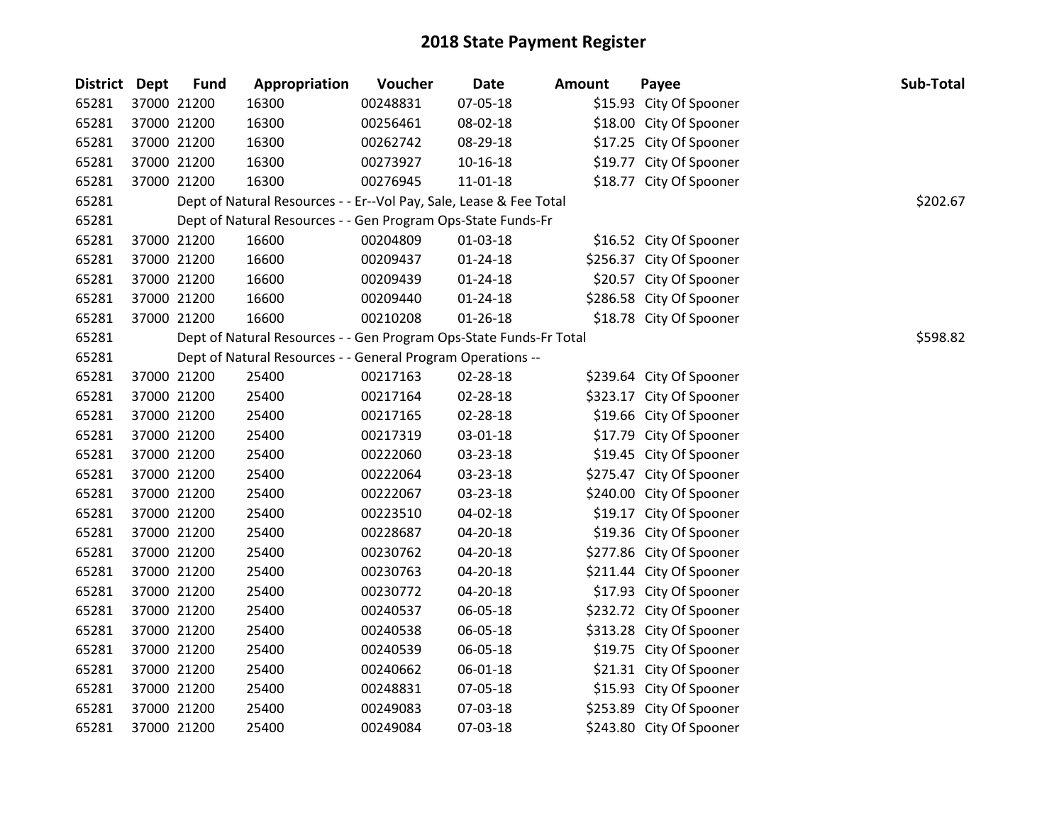# 2018 State Payment Register

| District | Dept | Fund | Appropriation | Voucher | Date | Amount | Payee | Sub-Total |
|---|---|---|---|---|---|---|---|---|
| 65281 | 37000 | 21200 | 16300 | 00248831 | 07-05-18 | $15.93 | City Of Spooner | |
| 65281 | 37000 | 21200 | 16300 | 00256461 | 08-02-18 | $18.00 | City Of Spooner | |
| 65281 | 37000 | 21200 | 16300 | 00262742 | 08-29-18 | $17.25 | City Of Spooner | |
| 65281 | 37000 | 21200 | 16300 | 00273927 | 10-16-18 | $19.77 | City Of Spooner | |
| 65281 | 37000 | 21200 | 16300 | 00276945 | 11-01-18 | $18.77 | City Of Spooner | |
| 65281 | | Dept of Natural Resources - - Er--Vol Pay, Sale, Lease & Fee Total | | | | | | $202.67 |
| 65281 | | Dept of Natural Resources - - Gen Program Ops-State Funds-Fr | | | | | | |
| 65281 | 37000 | 21200 | 16600 | 00204809 | 01-03-18 | $16.52 | City Of Spooner | |
| 65281 | 37000 | 21200 | 16600 | 00209437 | 01-24-18 | $256.37 | City Of Spooner | |
| 65281 | 37000 | 21200 | 16600 | 00209439 | 01-24-18 | $20.57 | City Of Spooner | |
| 65281 | 37000 | 21200 | 16600 | 00209440 | 01-24-18 | $286.58 | City Of Spooner | |
| 65281 | 37000 | 21200 | 16600 | 00210208 | 01-26-18 | $18.78 | City Of Spooner | |
| 65281 | | Dept of Natural Resources - - Gen Program Ops-State Funds-Fr Total | | | | | | $598.82 |
| 65281 | | Dept of Natural Resources - - General Program Operations -- | | | | | | |
| 65281 | 37000 | 21200 | 25400 | 00217163 | 02-28-18 | $239.64 | City Of Spooner | |
| 65281 | 37000 | 21200 | 25400 | 00217164 | 02-28-18 | $323.17 | City Of Spooner | |
| 65281 | 37000 | 21200 | 25400 | 00217165 | 02-28-18 | $19.66 | City Of Spooner | |
| 65281 | 37000 | 21200 | 25400 | 00217319 | 03-01-18 | $17.79 | City Of Spooner | |
| 65281 | 37000 | 21200 | 25400 | 00222060 | 03-23-18 | $19.45 | City Of Spooner | |
| 65281 | 37000 | 21200 | 25400 | 00222064 | 03-23-18 | $275.47 | City Of Spooner | |
| 65281 | 37000 | 21200 | 25400 | 00222067 | 03-23-18 | $240.00 | City Of Spooner | |
| 65281 | 37000 | 21200 | 25400 | 00223510 | 04-02-18 | $19.17 | City Of Spooner | |
| 65281 | 37000 | 21200 | 25400 | 00228687 | 04-20-18 | $19.36 | City Of Spooner | |
| 65281 | 37000 | 21200 | 25400 | 00230762 | 04-20-18 | $277.86 | City Of Spooner | |
| 65281 | 37000 | 21200 | 25400 | 00230763 | 04-20-18 | $211.44 | City Of Spooner | |
| 65281 | 37000 | 21200 | 25400 | 00230772 | 04-20-18 | $17.93 | City Of Spooner | |
| 65281 | 37000 | 21200 | 25400 | 00240537 | 06-05-18 | $232.72 | City Of Spooner | |
| 65281 | 37000 | 21200 | 25400 | 00240538 | 06-05-18 | $313.28 | City Of Spooner | |
| 65281 | 37000 | 21200 | 25400 | 00240539 | 06-05-18 | $19.75 | City Of Spooner | |
| 65281 | 37000 | 21200 | 25400 | 00240662 | 06-01-18 | $21.31 | City Of Spooner | |
| 65281 | 37000 | 21200 | 25400 | 00248831 | 07-05-18 | $15.93 | City Of Spooner | |
| 65281 | 37000 | 21200 | 25400 | 00249083 | 07-03-18 | $253.89 | City Of Spooner | |
| 65281 | 37000 | 21200 | 25400 | 00249084 | 07-03-18 | $243.80 | City Of Spooner | |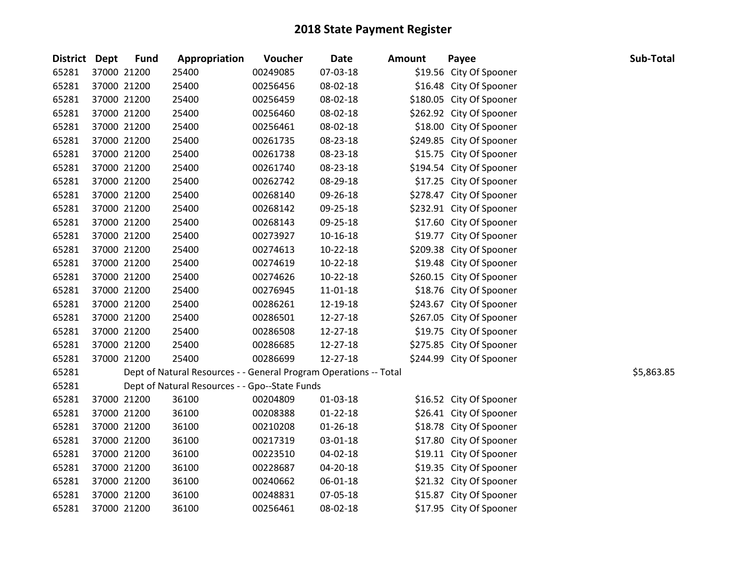# 2018 State Payment Register

| District | Dept | Fund | Appropriation | Voucher | Date | Amount | Payee | Sub-Total |
|---|---|---|---|---|---|---|---|---|
| 65281 | 37000 | 21200 | 25400 | 00249085 | 07-03-18 | $19.56 | City Of Spooner | |
| 65281 | 37000 | 21200 | 25400 | 00256456 | 08-02-18 | $16.48 | City Of Spooner | |
| 65281 | 37000 | 21200 | 25400 | 00256459 | 08-02-18 | $180.05 | City Of Spooner | |
| 65281 | 37000 | 21200 | 25400 | 00256460 | 08-02-18 | $262.92 | City Of Spooner | |
| 65281 | 37000 | 21200 | 25400 | 00256461 | 08-02-18 | $18.00 | City Of Spooner | |
| 65281 | 37000 | 21200 | 25400 | 00261735 | 08-23-18 | $249.85 | City Of Spooner | |
| 65281 | 37000 | 21200 | 25400 | 00261738 | 08-23-18 | $15.75 | City Of Spooner | |
| 65281 | 37000 | 21200 | 25400 | 00261740 | 08-23-18 | $194.54 | City Of Spooner | |
| 65281 | 37000 | 21200 | 25400 | 00262742 | 08-29-18 | $17.25 | City Of Spooner | |
| 65281 | 37000 | 21200 | 25400 | 00268140 | 09-26-18 | $278.47 | City Of Spooner | |
| 65281 | 37000 | 21200 | 25400 | 00268142 | 09-25-18 | $232.91 | City Of Spooner | |
| 65281 | 37000 | 21200 | 25400 | 00268143 | 09-25-18 | $17.60 | City Of Spooner | |
| 65281 | 37000 | 21200 | 25400 | 00273927 | 10-16-18 | $19.77 | City Of Spooner | |
| 65281 | 37000 | 21200 | 25400 | 00274613 | 10-22-18 | $209.38 | City Of Spooner | |
| 65281 | 37000 | 21200 | 25400 | 00274619 | 10-22-18 | $19.48 | City Of Spooner | |
| 65281 | 37000 | 21200 | 25400 | 00274626 | 10-22-18 | $260.15 | City Of Spooner | |
| 65281 | 37000 | 21200 | 25400 | 00276945 | 11-01-18 | $18.76 | City Of Spooner | |
| 65281 | 37000 | 21200 | 25400 | 00286261 | 12-19-18 | $243.67 | City Of Spooner | |
| 65281 | 37000 | 21200 | 25400 | 00286501 | 12-27-18 | $267.05 | City Of Spooner | |
| 65281 | 37000 | 21200 | 25400 | 00286508 | 12-27-18 | $19.75 | City Of Spooner | |
| 65281 | 37000 | 21200 | 25400 | 00286685 | 12-27-18 | $275.85 | City Of Spooner | |
| 65281 | 37000 | 21200 | 25400 | 00286699 | 12-27-18 | $244.99 | City Of Spooner | |
| 65281 | | Dept of Natural Resources - - General Program Operations -- Total | | | | | | $5,863.85 |
| 65281 | | Dept of Natural Resources - - Gpo--State Funds | | | | | | |
| 65281 | 37000 | 21200 | 36100 | 00204809 | 01-03-18 | $16.52 | City Of Spooner | |
| 65281 | 37000 | 21200 | 36100 | 00208388 | 01-22-18 | $26.41 | City Of Spooner | |
| 65281 | 37000 | 21200 | 36100 | 00210208 | 01-26-18 | $18.78 | City Of Spooner | |
| 65281 | 37000 | 21200 | 36100 | 00217319 | 03-01-18 | $17.80 | City Of Spooner | |
| 65281 | 37000 | 21200 | 36100 | 00223510 | 04-02-18 | $19.11 | City Of Spooner | |
| 65281 | 37000 | 21200 | 36100 | 00228687 | 04-20-18 | $19.35 | City Of Spooner | |
| 65281 | 37000 | 21200 | 36100 | 00240662 | 06-01-18 | $21.32 | City Of Spooner | |
| 65281 | 37000 | 21200 | 36100 | 00248831 | 07-05-18 | $15.87 | City Of Spooner | |
| 65281 | 37000 | 21200 | 36100 | 00256461 | 08-02-18 | $17.95 | City Of Spooner | |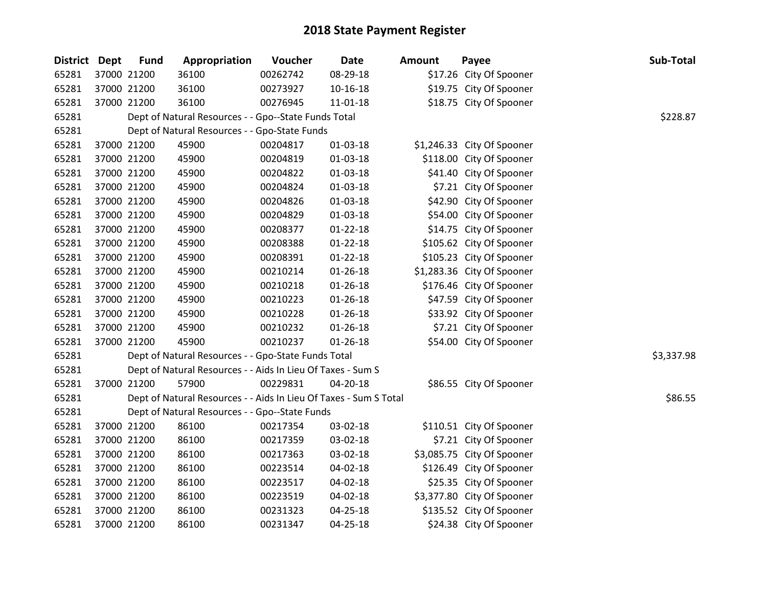# 2018 State Payment Register

| District | Dept | Fund | Appropriation | Voucher | Date | Amount | Payee | Sub-Total |
|---|---|---|---|---|---|---|---|---|
| 65281 | 37000 | 21200 | 36100 | 00262742 | 08-29-18 | $17.26 | City Of Spooner | |
| 65281 | 37000 | 21200 | 36100 | 00273927 | 10-16-18 | $19.75 | City Of Spooner | |
| 65281 | 37000 | 21200 | 36100 | 00276945 | 11-01-18 | $18.75 | City Of Spooner | |
| 65281 | | Dept of Natural Resources - - Gpo--State Funds Total | | | | | | $228.87 |
| 65281 | | Dept of Natural Resources - - Gpo-State Funds | | | | | | |
| 65281 | 37000 | 21200 | 45900 | 00204817 | 01-03-18 | $1,246.33 | City Of Spooner | |
| 65281 | 37000 | 21200 | 45900 | 00204819 | 01-03-18 | $118.00 | City Of Spooner | |
| 65281 | 37000 | 21200 | 45900 | 00204822 | 01-03-18 | $41.40 | City Of Spooner | |
| 65281 | 37000 | 21200 | 45900 | 00204824 | 01-03-18 | $7.21 | City Of Spooner | |
| 65281 | 37000 | 21200 | 45900 | 00204826 | 01-03-18 | $42.90 | City Of Spooner | |
| 65281 | 37000 | 21200 | 45900 | 00204829 | 01-03-18 | $54.00 | City Of Spooner | |
| 65281 | 37000 | 21200 | 45900 | 00208377 | 01-22-18 | $14.75 | City Of Spooner | |
| 65281 | 37000 | 21200 | 45900 | 00208388 | 01-22-18 | $105.62 | City Of Spooner | |
| 65281 | 37000 | 21200 | 45900 | 00208391 | 01-22-18 | $105.23 | City Of Spooner | |
| 65281 | 37000 | 21200 | 45900 | 00210214 | 01-26-18 | $1,283.36 | City Of Spooner | |
| 65281 | 37000 | 21200 | 45900 | 00210218 | 01-26-18 | $176.46 | City Of Spooner | |
| 65281 | 37000 | 21200 | 45900 | 00210223 | 01-26-18 | $47.59 | City Of Spooner | |
| 65281 | 37000 | 21200 | 45900 | 00210228 | 01-26-18 | $33.92 | City Of Spooner | |
| 65281 | 37000 | 21200 | 45900 | 00210232 | 01-26-18 | $7.21 | City Of Spooner | |
| 65281 | 37000 | 21200 | 45900 | 00210237 | 01-26-18 | $54.00 | City Of Spooner | |
| 65281 | | Dept of Natural Resources - - Gpo-State Funds Total | | | | | | $3,337.98 |
| 65281 | | Dept of Natural Resources - - Aids In Lieu Of Taxes - Sum S | | | | | | |
| 65281 | 37000 | 21200 | 57900 | 00229831 | 04-20-18 | $86.55 | City Of Spooner | |
| 65281 | | Dept of Natural Resources - - Aids In Lieu Of Taxes - Sum S Total | | | | | | $86.55 |
| 65281 | | Dept of Natural Resources - - Gpo--State Funds | | | | | | |
| 65281 | 37000 | 21200 | 86100 | 00217354 | 03-02-18 | $110.51 | City Of Spooner | |
| 65281 | 37000 | 21200 | 86100 | 00217359 | 03-02-18 | $7.21 | City Of Spooner | |
| 65281 | 37000 | 21200 | 86100 | 00217363 | 03-02-18 | $3,085.75 | City Of Spooner | |
| 65281 | 37000 | 21200 | 86100 | 00223514 | 04-02-18 | $126.49 | City Of Spooner | |
| 65281 | 37000 | 21200 | 86100 | 00223517 | 04-02-18 | $25.35 | City Of Spooner | |
| 65281 | 37000 | 21200 | 86100 | 00223519 | 04-02-18 | $3,377.80 | City Of Spooner | |
| 65281 | 37000 | 21200 | 86100 | 00231323 | 04-25-18 | $135.52 | City Of Spooner | |
| 65281 | 37000 | 21200 | 86100 | 00231347 | 04-25-18 | $24.38 | City Of Spooner | |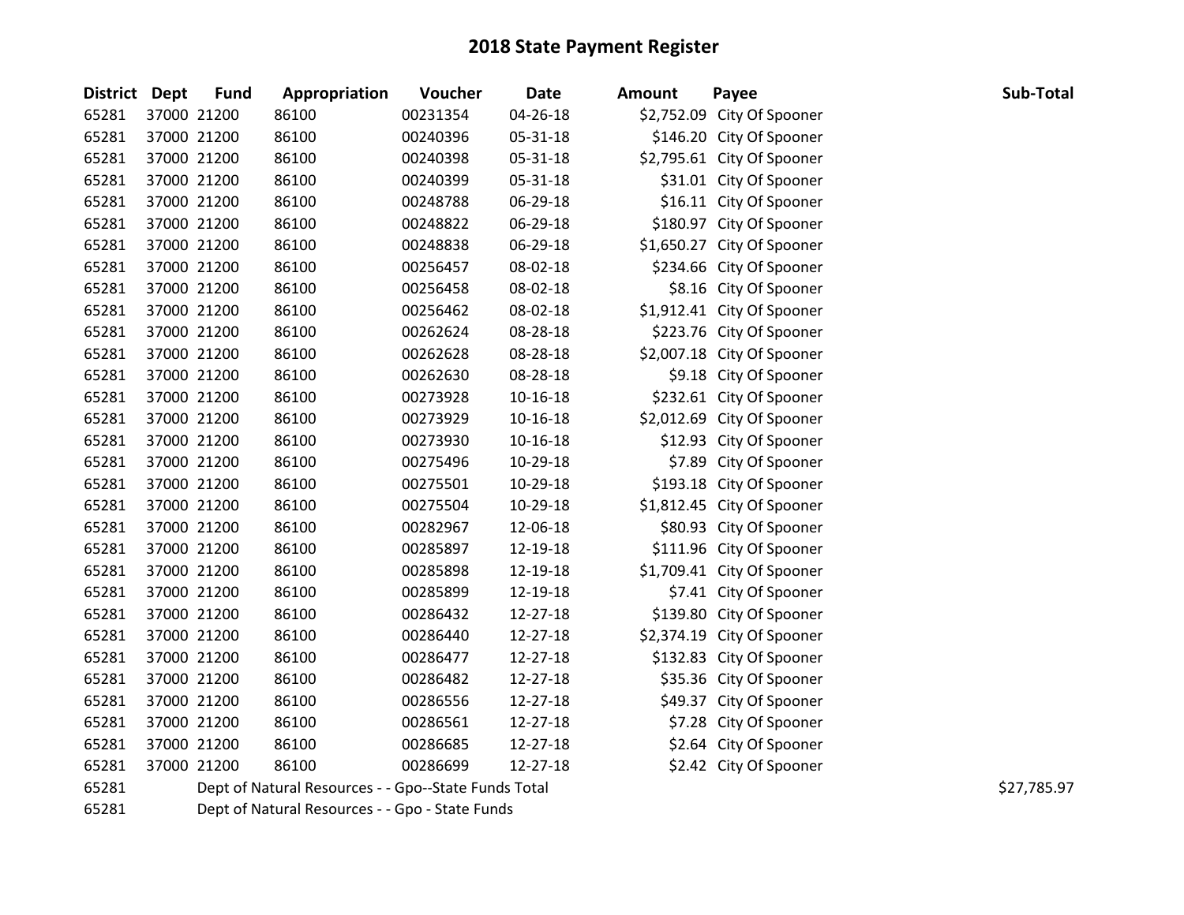# 2018 State Payment Register

| District | Dept | Fund | Appropriation | Voucher | Date | Amount | Payee | Sub-Total |
|---|---|---|---|---|---|---|---|---|
| 65281 | 37000 | 21200 | 86100 | 00231354 | 04-26-18 | $2,752.09 | City Of Spooner | |
| 65281 | 37000 | 21200 | 86100 | 00240396 | 05-31-18 | $146.20 | City Of Spooner | |
| 65281 | 37000 | 21200 | 86100 | 00240398 | 05-31-18 | $2,795.61 | City Of Spooner | |
| 65281 | 37000 | 21200 | 86100 | 00240399 | 05-31-18 | $31.01 | City Of Spooner | |
| 65281 | 37000 | 21200 | 86100 | 00248788 | 06-29-18 | $16.11 | City Of Spooner | |
| 65281 | 37000 | 21200 | 86100 | 00248822 | 06-29-18 | $180.97 | City Of Spooner | |
| 65281 | 37000 | 21200 | 86100 | 00248838 | 06-29-18 | $1,650.27 | City Of Spooner | |
| 65281 | 37000 | 21200 | 86100 | 00256457 | 08-02-18 | $234.66 | City Of Spooner | |
| 65281 | 37000 | 21200 | 86100 | 00256458 | 08-02-18 | $8.16 | City Of Spooner | |
| 65281 | 37000 | 21200 | 86100 | 00256462 | 08-02-18 | $1,912.41 | City Of Spooner | |
| 65281 | 37000 | 21200 | 86100 | 00262624 | 08-28-18 | $223.76 | City Of Spooner | |
| 65281 | 37000 | 21200 | 86100 | 00262628 | 08-28-18 | $2,007.18 | City Of Spooner | |
| 65281 | 37000 | 21200 | 86100 | 00262630 | 08-28-18 | $9.18 | City Of Spooner | |
| 65281 | 37000 | 21200 | 86100 | 00273928 | 10-16-18 | $232.61 | City Of Spooner | |
| 65281 | 37000 | 21200 | 86100 | 00273929 | 10-16-18 | $2,012.69 | City Of Spooner | |
| 65281 | 37000 | 21200 | 86100 | 00273930 | 10-16-18 | $12.93 | City Of Spooner | |
| 65281 | 37000 | 21200 | 86100 | 00275496 | 10-29-18 | $7.89 | City Of Spooner | |
| 65281 | 37000 | 21200 | 86100 | 00275501 | 10-29-18 | $193.18 | City Of Spooner | |
| 65281 | 37000 | 21200 | 86100 | 00275504 | 10-29-18 | $1,812.45 | City Of Spooner | |
| 65281 | 37000 | 21200 | 86100 | 00282967 | 12-06-18 | $80.93 | City Of Spooner | |
| 65281 | 37000 | 21200 | 86100 | 00285897 | 12-19-18 | $111.96 | City Of Spooner | |
| 65281 | 37000 | 21200 | 86100 | 00285898 | 12-19-18 | $1,709.41 | City Of Spooner | |
| 65281 | 37000 | 21200 | 86100 | 00285899 | 12-19-18 | $7.41 | City Of Spooner | |
| 65281 | 37000 | 21200 | 86100 | 00286432 | 12-27-18 | $139.80 | City Of Spooner | |
| 65281 | 37000 | 21200 | 86100 | 00286440 | 12-27-18 | $2,374.19 | City Of Spooner | |
| 65281 | 37000 | 21200 | 86100 | 00286477 | 12-27-18 | $132.83 | City Of Spooner | |
| 65281 | 37000 | 21200 | 86100 | 00286482 | 12-27-18 | $35.36 | City Of Spooner | |
| 65281 | 37000 | 21200 | 86100 | 00286556 | 12-27-18 | $49.37 | City Of Spooner | |
| 65281 | 37000 | 21200 | 86100 | 00286561 | 12-27-18 | $7.28 | City Of Spooner | |
| 65281 | 37000 | 21200 | 86100 | 00286685 | 12-27-18 | $2.64 | City Of Spooner | |
| 65281 | 37000 | 21200 | 86100 | 00286699 | 12-27-18 | $2.42 | City Of Spooner | |
| 65281 | | Dept of Natural Resources - - Gpo--State Funds Total | | | | | | $27,785.97 |
| 65281 | | Dept of Natural Resources - - Gpo - State Funds | | | | | | |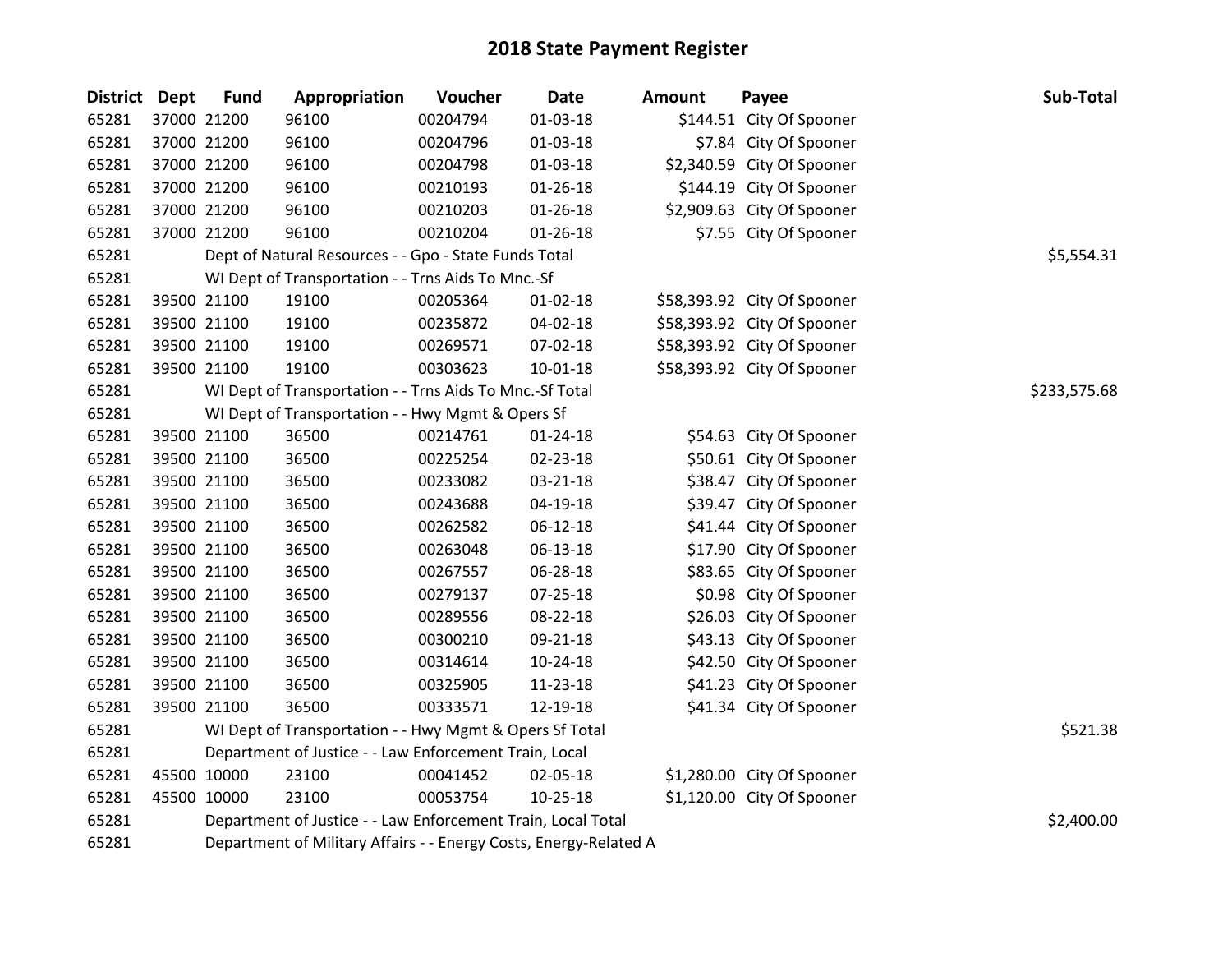# 2018 State Payment Register

| District | Dept | Fund | Appropriation | Voucher | Date | Amount | Payee | Sub-Total |
|---|---|---|---|---|---|---|---|---|
| 65281 | 37000 | 21200 | 96100 | 00204794 | 01-03-18 | $144.51 | City Of Spooner | |
| 65281 | 37000 | 21200 | 96100 | 00204796 | 01-03-18 | $7.84 | City Of Spooner | |
| 65281 | 37000 | 21200 | 96100 | 00204798 | 01-03-18 | $2,340.59 | City Of Spooner | |
| 65281 | 37000 | 21200 | 96100 | 00210193 | 01-26-18 | $144.19 | City Of Spooner | |
| 65281 | 37000 | 21200 | 96100 | 00210203 | 01-26-18 | $2,909.63 | City Of Spooner | |
| 65281 | 37000 | 21200 | 96100 | 00210204 | 01-26-18 | $7.55 | City Of Spooner | |
| 65281 | | Dept of Natural Resources - - Gpo - State Funds Total | | | | | | $5,554.31 |
| 65281 | | WI Dept of Transportation - - Trns Aids To Mnc.-Sf | | | | | | |
| 65281 | 39500 | 21100 | 19100 | 00205364 | 01-02-18 | $58,393.92 | City Of Spooner | |
| 65281 | 39500 | 21100 | 19100 | 00235872 | 04-02-18 | $58,393.92 | City Of Spooner | |
| 65281 | 39500 | 21100 | 19100 | 00269571 | 07-02-18 | $58,393.92 | City Of Spooner | |
| 65281 | 39500 | 21100 | 19100 | 00303623 | 10-01-18 | $58,393.92 | City Of Spooner | |
| 65281 | | WI Dept of Transportation - - Trns Aids To Mnc.-Sf Total | | | | | | $233,575.68 |
| 65281 | | WI Dept of Transportation - - Hwy Mgmt & Opers Sf | | | | | | |
| 65281 | 39500 | 21100 | 36500 | 00214761 | 01-24-18 | $54.63 | City Of Spooner | |
| 65281 | 39500 | 21100 | 36500 | 00225254 | 02-23-18 | $50.61 | City Of Spooner | |
| 65281 | 39500 | 21100 | 36500 | 00233082 | 03-21-18 | $38.47 | City Of Spooner | |
| 65281 | 39500 | 21100 | 36500 | 00243688 | 04-19-18 | $39.47 | City Of Spooner | |
| 65281 | 39500 | 21100 | 36500 | 00262582 | 06-12-18 | $41.44 | City Of Spooner | |
| 65281 | 39500 | 21100 | 36500 | 00263048 | 06-13-18 | $17.90 | City Of Spooner | |
| 65281 | 39500 | 21100 | 36500 | 00267557 | 06-28-18 | $83.65 | City Of Spooner | |
| 65281 | 39500 | 21100 | 36500 | 00279137 | 07-25-18 | $0.98 | City Of Spooner | |
| 65281 | 39500 | 21100 | 36500 | 00289556 | 08-22-18 | $26.03 | City Of Spooner | |
| 65281 | 39500 | 21100 | 36500 | 00300210 | 09-21-18 | $43.13 | City Of Spooner | |
| 65281 | 39500 | 21100 | 36500 | 00314614 | 10-24-18 | $42.50 | City Of Spooner | |
| 65281 | 39500 | 21100 | 36500 | 00325905 | 11-23-18 | $41.23 | City Of Spooner | |
| 65281 | 39500 | 21100 | 36500 | 00333571 | 12-19-18 | $41.34 | City Of Spooner | |
| 65281 | | WI Dept of Transportation - - Hwy Mgmt & Opers Sf Total | | | | | | $521.38 |
| 65281 | | Department of Justice - - Law Enforcement Train, Local | | | | | | |
| 65281 | 45500 | 10000 | 23100 | 00041452 | 02-05-18 | $1,280.00 | City Of Spooner | |
| 65281 | 45500 | 10000 | 23100 | 00053754 | 10-25-18 | $1,120.00 | City Of Spooner | |
| 65281 | | Department of Justice - - Law Enforcement Train, Local Total | | | | | | $2,400.00 |
| 65281 | | Department of Military Affairs - - Energy Costs, Energy-Related A | | | | | | |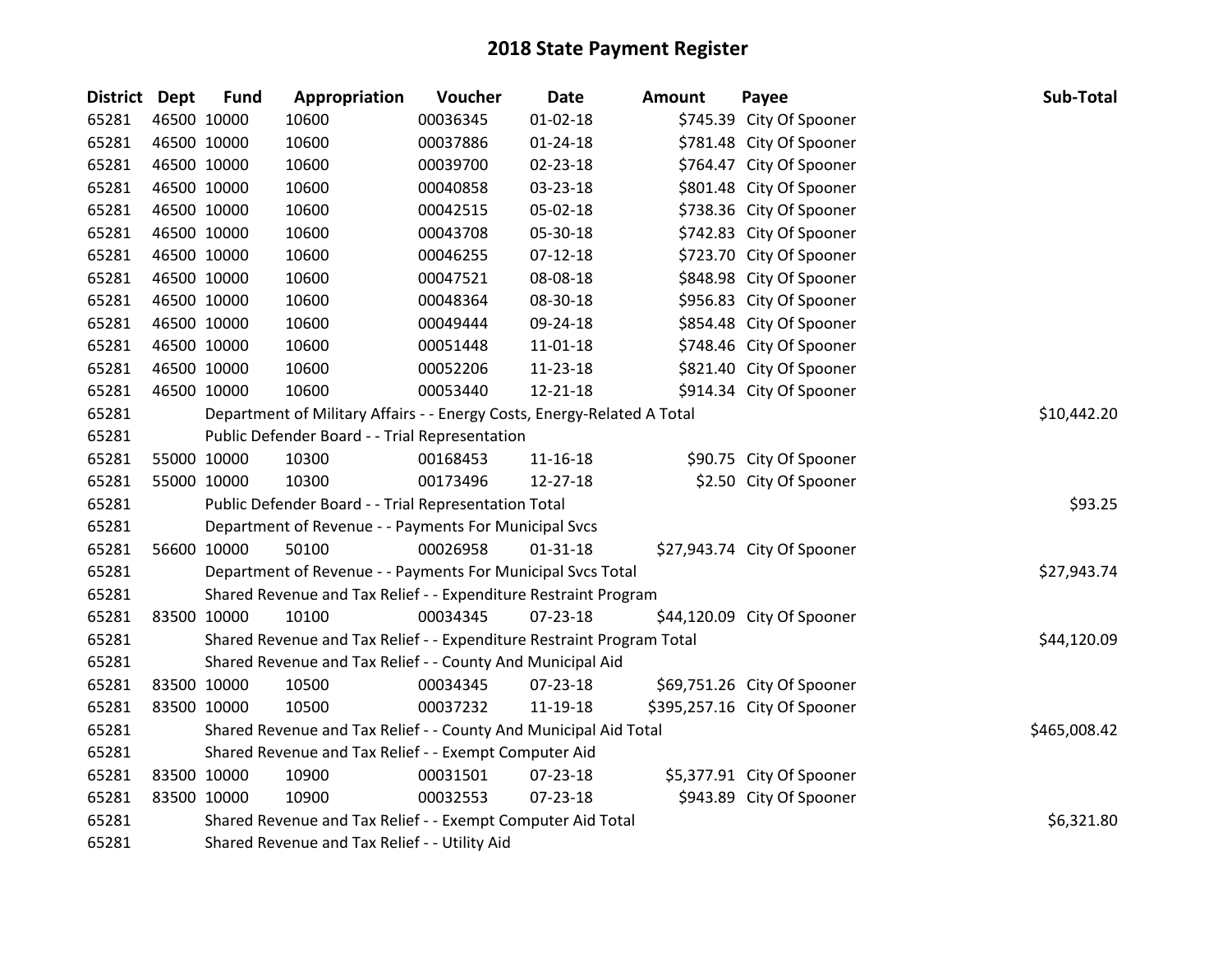# 2018 State Payment Register

| District | Dept | Fund | Appropriation | Voucher | Date | Amount | Payee | Sub-Total |
|---|---|---|---|---|---|---|---|---|
| 65281 | 46500 | 10000 | 10600 | 00036345 | 01-02-18 | $745.39 | City Of Spooner | |
| 65281 | 46500 | 10000 | 10600 | 00037886 | 01-24-18 | $781.48 | City Of Spooner | |
| 65281 | 46500 | 10000 | 10600 | 00039700 | 02-23-18 | $764.47 | City Of Spooner | |
| 65281 | 46500 | 10000 | 10600 | 00040858 | 03-23-18 | $801.48 | City Of Spooner | |
| 65281 | 46500 | 10000 | 10600 | 00042515 | 05-02-18 | $738.36 | City Of Spooner | |
| 65281 | 46500 | 10000 | 10600 | 00043708 | 05-30-18 | $742.83 | City Of Spooner | |
| 65281 | 46500 | 10000 | 10600 | 00046255 | 07-12-18 | $723.70 | City Of Spooner | |
| 65281 | 46500 | 10000 | 10600 | 00047521 | 08-08-18 | $848.98 | City Of Spooner | |
| 65281 | 46500 | 10000 | 10600 | 00048364 | 08-30-18 | $956.83 | City Of Spooner | |
| 65281 | 46500 | 10000 | 10600 | 00049444 | 09-24-18 | $854.48 | City Of Spooner | |
| 65281 | 46500 | 10000 | 10600 | 00051448 | 11-01-18 | $748.46 | City Of Spooner | |
| 65281 | 46500 | 10000 | 10600 | 00052206 | 11-23-18 | $821.40 | City Of Spooner | |
| 65281 | 46500 | 10000 | 10600 | 00053440 | 12-21-18 | $914.34 | City Of Spooner | |
| 65281 | | Department of Military Affairs - - Energy Costs, Energy-Related A Total | | | | | | $10,442.20 |
| 65281 | | Public Defender Board - - Trial Representation | | | | | | |
| 65281 | 55000 | 10000 | 10300 | 00168453 | 11-16-18 | $90.75 | City Of Spooner | |
| 65281 | 55000 | 10000 | 10300 | 00173496 | 12-27-18 | $2.50 | City Of Spooner | |
| 65281 | | Public Defender Board - - Trial Representation Total | | | | | | $93.25 |
| 65281 | | Department of Revenue - - Payments For Municipal Svcs | | | | | | |
| 65281 | 56600 | 10000 | 50100 | 00026958 | 01-31-18 | $27,943.74 | City Of Spooner | |
| 65281 | | Department of Revenue - - Payments For Municipal Svcs Total | | | | | | $27,943.74 |
| 65281 | | Shared Revenue and Tax Relief - - Expenditure Restraint Program | | | | | | |
| 65281 | 83500 | 10000 | 10100 | 00034345 | 07-23-18 | $44,120.09 | City Of Spooner | |
| 65281 | | Shared Revenue and Tax Relief - - Expenditure Restraint Program Total | | | | | | $44,120.09 |
| 65281 | | Shared Revenue and Tax Relief - - County And Municipal Aid | | | | | | |
| 65281 | 83500 | 10000 | 10500 | 00034345 | 07-23-18 | $69,751.26 | City Of Spooner | |
| 65281 | 83500 | 10000 | 10500 | 00037232 | 11-19-18 | $395,257.16 | City Of Spooner | |
| 65281 | | Shared Revenue and Tax Relief - - County And Municipal Aid Total | | | | | | $465,008.42 |
| 65281 | | Shared Revenue and Tax Relief - - Exempt Computer Aid | | | | | | |
| 65281 | 83500 | 10000 | 10900 | 00031501 | 07-23-18 | $5,377.91 | City Of Spooner | |
| 65281 | 83500 | 10000 | 10900 | 00032553 | 07-23-18 | $943.89 | City Of Spooner | |
| 65281 | | Shared Revenue and Tax Relief - - Exempt Computer Aid Total | | | | | | $6,321.80 |
| 65281 | | Shared Revenue and Tax Relief - - Utility Aid | | | | | | |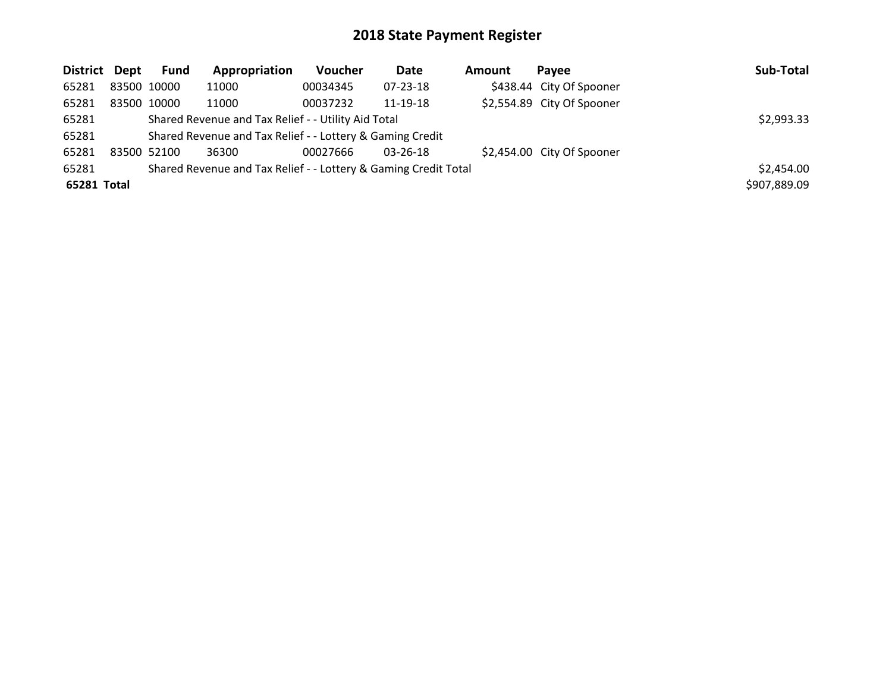# 2018 State Payment Register

| District | Dept | Fund | Appropriation | Voucher | Date | Amount | Payee | Sub-Total |
|---|---|---|---|---|---|---|---|---|
| 65281 | 83500 | 10000 | 11000 | 00034345 | 07-23-18 | $438.44 | City Of Spooner | |
| 65281 | 83500 | 10000 | 11000 | 00037232 | 11-19-18 | $2,554.89 | City Of Spooner | |
| 65281 | | Shared Revenue and Tax Relief - - Utility Aid Total | | | | | | $2,993.33 |
| 65281 | | Shared Revenue and Tax Relief - - Lottery & Gaming Credit | | | | | | |
| 65281 | 83500 | 52100 | 36300 | 00027666 | 03-26-18 | $2,454.00 | City Of Spooner | |
| 65281 | | Shared Revenue and Tax Relief - - Lottery & Gaming Credit Total | | | | | | $2,454.00 |
| **65281 Total** | | | | | | | | $907,889.09 |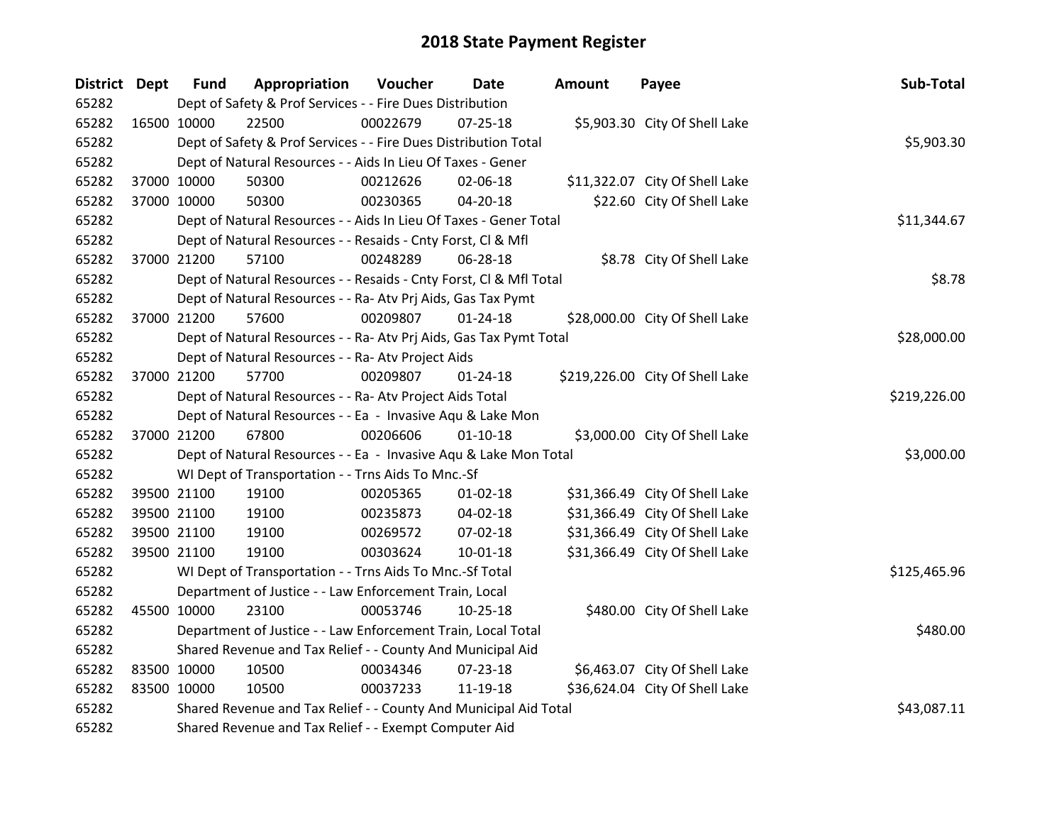# 2018 State Payment Register

| District | Dept | Fund | Appropriation | Voucher | Date | Amount | Payee | Sub-Total |
|---|---|---|---|---|---|---|---|---|
| 65282 | | Dept of Safety & Prof Services - - Fire Dues Distribution | | | | | | |
| 65282 | 16500 | 10000 | 22500 | 00022679 | 07-25-18 | $5,903.30 | City Of Shell Lake | |
| 65282 | | Dept of Safety & Prof Services - - Fire Dues Distribution Total | | | | | | $5,903.30 |
| 65282 | | Dept of Natural Resources - - Aids In Lieu Of Taxes - Gener | | | | | | |
| 65282 | 37000 | 10000 | 50300 | 00212626 | 02-06-18 | $11,322.07 | City Of Shell Lake | |
| 65282 | 37000 | 10000 | 50300 | 00230365 | 04-20-18 | $22.60 | City Of Shell Lake | |
| 65282 | | Dept of Natural Resources - - Aids In Lieu Of Taxes - Gener Total | | | | | | $11,344.67 |
| 65282 | | Dept of Natural Resources - - Resaids - Cnty Forst, Cl & Mfl | | | | | | |
| 65282 | 37000 | 21200 | 57100 | 00248289 | 06-28-18 | $8.78 | City Of Shell Lake | |
| 65282 | | Dept of Natural Resources - - Resaids - Cnty Forst, Cl & Mfl Total | | | | | | $8.78 |
| 65282 | | Dept of Natural Resources - - Ra- Atv Prj Aids, Gas Tax Pymt | | | | | | |
| 65282 | 37000 | 21200 | 57600 | 00209807 | 01-24-18 | $28,000.00 | City Of Shell Lake | |
| 65282 | | Dept of Natural Resources - - Ra- Atv Prj Aids, Gas Tax Pymt Total | | | | | | $28,000.00 |
| 65282 | | Dept of Natural Resources - - Ra- Atv Project Aids | | | | | | |
| 65282 | 37000 | 21200 | 57700 | 00209807 | 01-24-18 | $219,226.00 | City Of Shell Lake | |
| 65282 | | Dept of Natural Resources - - Ra- Atv Project Aids Total | | | | | | $219,226.00 |
| 65282 | | Dept of Natural Resources - - Ea - Invasive Aqu & Lake Mon | | | | | | |
| 65282 | 37000 | 21200 | 67800 | 00206606 | 01-10-18 | $3,000.00 | City Of Shell Lake | |
| 65282 | | Dept of Natural Resources - - Ea - Invasive Aqu & Lake Mon Total | | | | | | $3,000.00 |
| 65282 | | WI Dept of Transportation - - Trns Aids To Mnc.-Sf | | | | | | |
| 65282 | 39500 | 21100 | 19100 | 00205365 | 01-02-18 | $31,366.49 | City Of Shell Lake | |
| 65282 | 39500 | 21100 | 19100 | 00235873 | 04-02-18 | $31,366.49 | City Of Shell Lake | |
| 65282 | 39500 | 21100 | 19100 | 00269572 | 07-02-18 | $31,366.49 | City Of Shell Lake | |
| 65282 | 39500 | 21100 | 19100 | 00303624 | 10-01-18 | $31,366.49 | City Of Shell Lake | |
| 65282 | | WI Dept of Transportation - - Trns Aids To Mnc.-Sf Total | | | | | | $125,465.96 |
| 65282 | | Department of Justice - - Law Enforcement Train, Local | | | | | | |
| 65282 | 45500 | 10000 | 23100 | 00053746 | 10-25-18 | $480.00 | City Of Shell Lake | |
| 65282 | | Department of Justice - - Law Enforcement Train, Local Total | | | | | | $480.00 |
| 65282 | | Shared Revenue and Tax Relief - - County And Municipal Aid | | | | | | |
| 65282 | 83500 | 10000 | 10500 | 00034346 | 07-23-18 | $6,463.07 | City Of Shell Lake | |
| 65282 | 83500 | 10000 | 10500 | 00037233 | 11-19-18 | $36,624.04 | City Of Shell Lake | |
| 65282 | | Shared Revenue and Tax Relief - - County And Municipal Aid Total | | | | | | $43,087.11 |
| 65282 | | Shared Revenue and Tax Relief - - Exempt Computer Aid | | | | | | |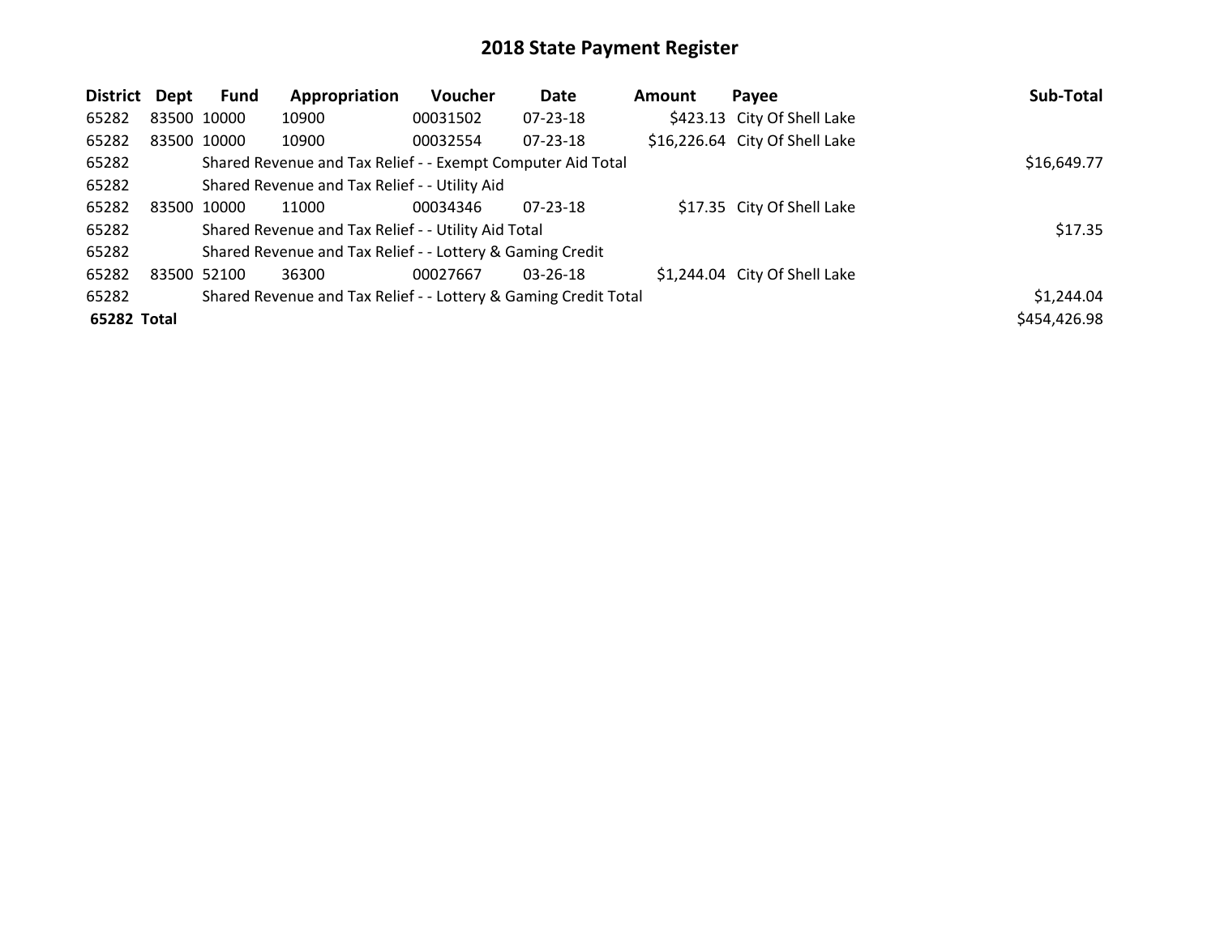# 2018 State Payment Register

| District | Dept | Fund | Appropriation | Voucher | Date | Amount | Payee | Sub-Total |
|---|---|---|---|---|---|---|---|---|
| 65282 | 83500 | 10000 | 10900 | 00031502 | 07-23-18 | $423.13 | City Of Shell Lake | |
| 65282 | 83500 | 10000 | 10900 | 00032554 | 07-23-18 | $16,226.64 | City Of Shell Lake | |
| 65282 | | Shared Revenue and Tax Relief - - Exempt Computer Aid Total | | | | | | $16,649.77 |
| 65282 | | Shared Revenue and Tax Relief - - Utility Aid | | | | | | |
| 65282 | 83500 | 10000 | 11000 | 00034346 | 07-23-18 | $17.35 | City Of Shell Lake | |
| 65282 | | Shared Revenue and Tax Relief - - Utility Aid Total | | | | | | $17.35 |
| 65282 | | Shared Revenue and Tax Relief - - Lottery & Gaming Credit | | | | | | |
| 65282 | 83500 | 52100 | 36300 | 00027667 | 03-26-18 | $1,244.04 | City Of Shell Lake | |
| 65282 | | Shared Revenue and Tax Relief - - Lottery & Gaming Credit Total | | | | | | $1,244.04 |
| **65282** | **Total** | | | | | | | $454,426.98 |